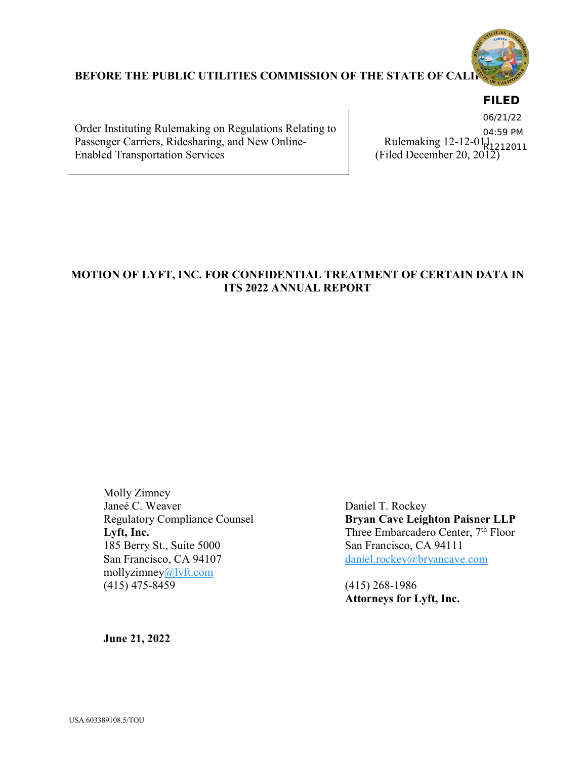**BEFORE THE PUBLIC UTILITIES COMMISSION OF THE STATE OF CALIFORNIA**

**FILED**
06/21/22
04:59 PM
R1212011

| Order Instituting Rulemaking on Regulations Relating to Passenger Carriers, Ridesharing, and New Online-Enabled Transportation Services | Rulemaking 12-12-011 (Filed December 20, 2012) |
|---|---|

## MOTION OF LYFT, INC. FOR CONFIDENTIAL TREATMENT OF CERTAIN DATA IN ITS 2022 ANNUAL REPORT

Molly Zimney
Janeé C. Weaver
Regulatory Compliance Counsel
**Lyft, Inc.**
185 Berry St., Suite 5000
San Francisco, CA 94107
mollyzimney@lyft.com
(415) 475-8459

Daniel T. Rockey
**Bryan Cave Leighton Paisner LLP**
Three Embarcadero Center, 7th Floor
San Francisco, CA 94111
daniel.rockey@bryancave.com

(415) 268-1986
**Attorneys for Lyft, Inc.**

**June 21, 2022**

USA.603389108.5/TOU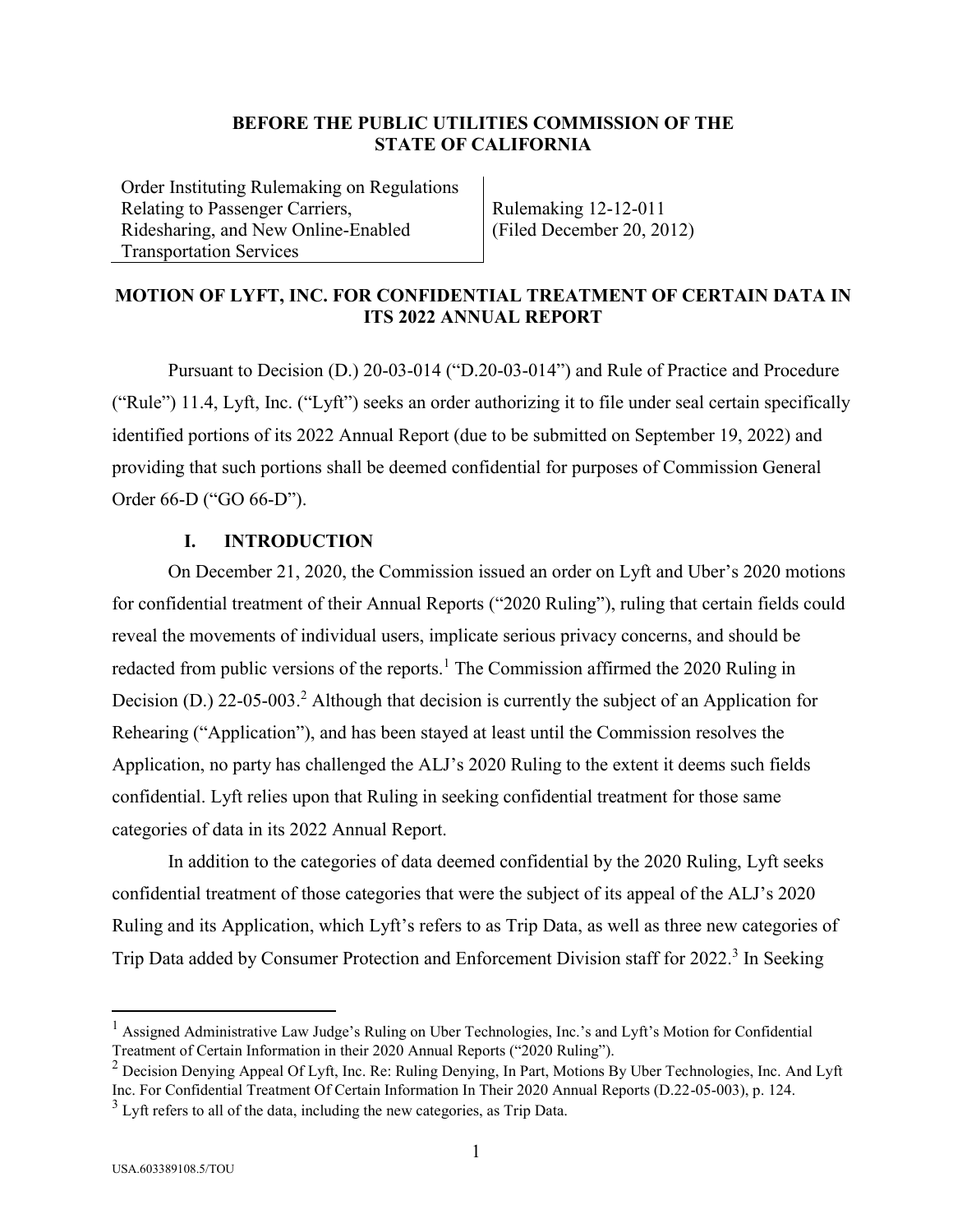**BEFORE THE PUBLIC UTILITIES COMMISSION OF THE STATE OF CALIFORNIA**

| Order Instituting Rulemaking on Regulations Relating to Passenger Carriers, Ridesharing, and New Online-Enabled Transportation Services | Rulemaking 12-12-011 (Filed December 20, 2012) |
|---|---|

**MOTION OF LYFT, INC. FOR CONFIDENTIAL TREATMENT OF CERTAIN DATA IN ITS 2022 ANNUAL REPORT**

Pursuant to Decision (D.) 20-03-014 ("D.20-03-014") and Rule of Practice and Procedure ("Rule") 11.4, Lyft, Inc. ("Lyft") seeks an order authorizing it to file under seal certain specifically identified portions of its 2022 Annual Report (due to be submitted on September 19, 2022) and providing that such portions shall be deemed confidential for purposes of Commission General Order 66-D ("GO 66-D").

## I. INTRODUCTION

On December 21, 2020, the Commission issued an order on Lyft and Uber's 2020 motions for confidential treatment of their Annual Reports ("2020 Ruling"), ruling that certain fields could reveal the movements of individual users, implicate serious privacy concerns, and should be redacted from public versions of the reports.[1] The Commission affirmed the 2020 Ruling in Decision (D.) 22-05-003.[2] Although that decision is currently the subject of an Application for Rehearing ("Application"), and has been stayed at least until the Commission resolves the Application, no party has challenged the ALJ's 2020 Ruling to the extent it deems such fields confidential. Lyft relies upon that Ruling in seeking confidential treatment for those same categories of data in its 2022 Annual Report.

In addition to the categories of data deemed confidential by the 2020 Ruling, Lyft seeks confidential treatment of those categories that were the subject of its appeal of the ALJ's 2020 Ruling and its Application, which Lyft's refers to as Trip Data, as well as three new categories of Trip Data added by Consumer Protection and Enforcement Division staff for 2022.[3] In Seeking

[1] Assigned Administrative Law Judge's Ruling on Uber Technologies, Inc.'s and Lyft's Motion for Confidential Treatment of Certain Information in their 2020 Annual Reports ("2020 Ruling").

[2] Decision Denying Appeal Of Lyft, Inc. Re: Ruling Denying, In Part, Motions By Uber Technologies, Inc. And Lyft Inc. For Confidential Treatment Of Certain Information In Their 2020 Annual Reports (D.22-05-003), p. 124.

[3] Lyft refers to all of the data, including the new categories, as Trip Data.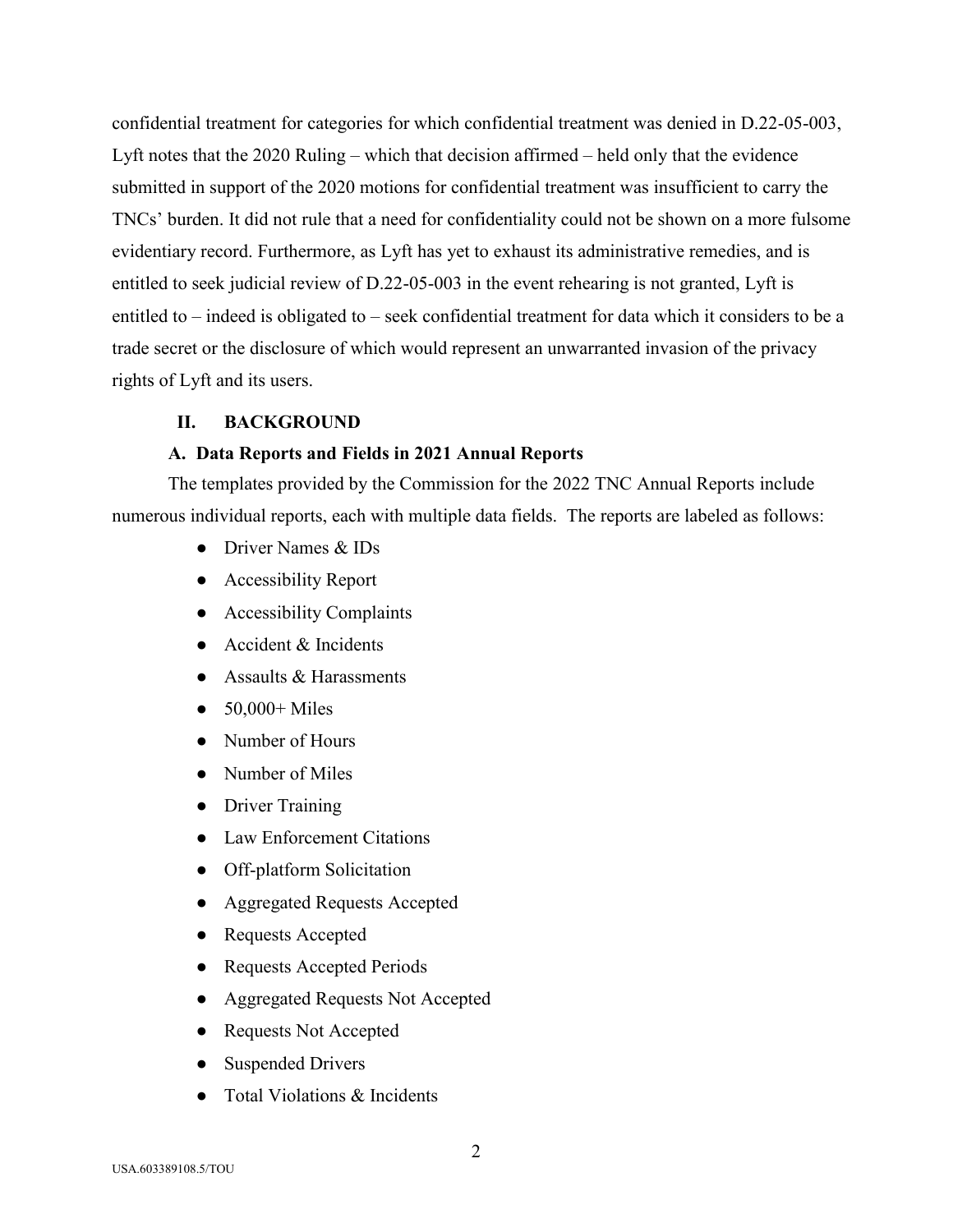confidential treatment for categories for which confidential treatment was denied in D.22-05-003, Lyft notes that the 2020 Ruling – which that decision affirmed – held only that the evidence submitted in support of the 2020 motions for confidential treatment was insufficient to carry the TNCs' burden. It did not rule that a need for confidentiality could not be shown on a more fulsome evidentiary record. Furthermore, as Lyft has yet to exhaust its administrative remedies, and is entitled to seek judicial review of D.22-05-003 in the event rehearing is not granted, Lyft is entitled to – indeed is obligated to – seek confidential treatment for data which it considers to be a trade secret or the disclosure of which would represent an unwarranted invasion of the privacy rights of Lyft and its users.

## II. BACKGROUND

### A. Data Reports and Fields in 2021 Annual Reports

The templates provided by the Commission for the 2022 TNC Annual Reports include numerous individual reports, each with multiple data fields. The reports are labeled as follows:

- Driver Names & IDs
- Accessibility Report
- Accessibility Complaints
- Accident & Incidents
- Assaults & Harassments
- 50,000+ Miles
- Number of Hours
- Number of Miles
- Driver Training
- Law Enforcement Citations
- Off-platform Solicitation
- Aggregated Requests Accepted
- Requests Accepted
- Requests Accepted Periods
- Aggregated Requests Not Accepted
- Requests Not Accepted
- Suspended Drivers
- Total Violations & Incidents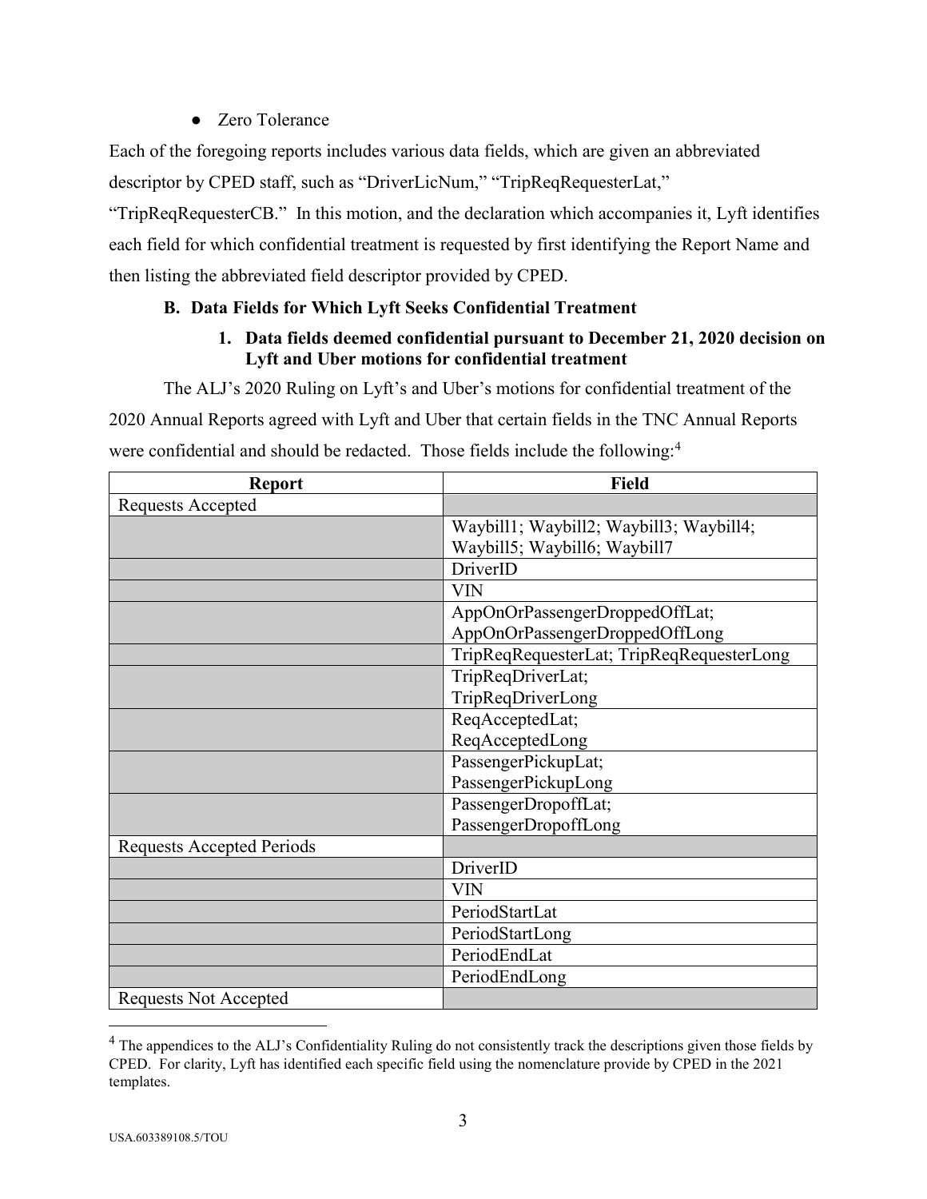- Zero Tolerance

Each of the foregoing reports includes various data fields, which are given an abbreviated descriptor by CPED staff, such as "DriverLicNum," "TripReqRequesterLat," "TripReqRequesterCB." In this motion, and the declaration which accompanies it, Lyft identifies each field for which confidential treatment is requested by first identifying the Report Name and then listing the abbreviated field descriptor provided by CPED.

### B. Data Fields for Which Lyft Seeks Confidential Treatment

#### 1. Data fields deemed confidential pursuant to December 21, 2020 decision on Lyft and Uber motions for confidential treatment

The ALJ's 2020 Ruling on Lyft's and Uber's motions for confidential treatment of the 2020 Annual Reports agreed with Lyft and Uber that certain fields in the TNC Annual Reports were confidential and should be redacted. Those fields include the following:[4]

| Report | Field |
|---|---|
| Requests Accepted | |
| | Waybill1; Waybill2; Waybill3; Waybill4; Waybill5; Waybill6; Waybill7 |
| | DriverID |
| | VIN |
| | AppOnOrPassengerDroppedOffLat; AppOnOrPassengerDroppedOffLong |
| | TripReqRequesterLat; TripReqRequesterLong |
| | TripReqDriverLat; TripReqDriverLong |
| | ReqAcceptedLat; ReqAcceptedLong |
| | PassengerPickupLat; PassengerPickupLong |
| | PassengerDropoffLat; PassengerDropoffLong |
| Requests Accepted Periods | |
| | DriverID |
| | VIN |
| | PeriodStartLat |
| | PeriodStartLong |
| | PeriodEndLat |
| | PeriodEndLong |
| Requests Not Accepted | |

[4] The appendices to the ALJ's Confidentiality Ruling do not consistently track the descriptions given those fields by CPED. For clarity, Lyft has identified each specific field using the nomenclature provide by CPED in the 2021 templates.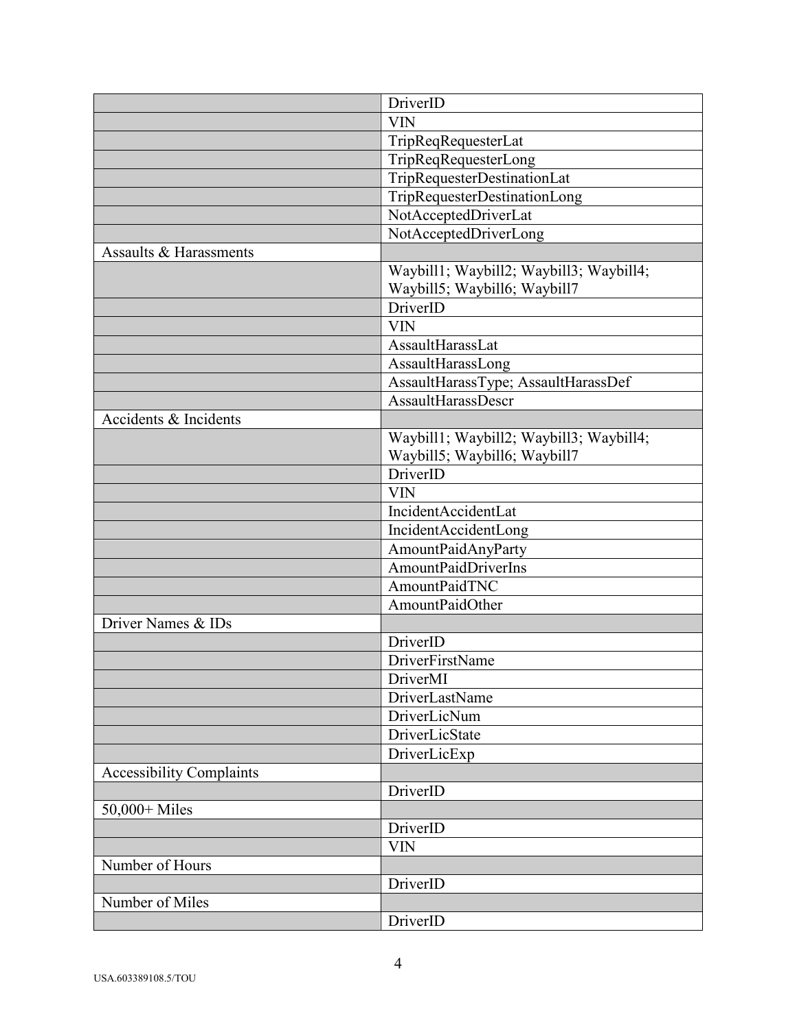| | |
|---|---|
| | DriverID |
| | VIN |
| | TripReqRequesterLat |
| | TripReqRequesterLong |
| | TripRequesterDestinationLat |
| | TripRequesterDestinationLong |
| | NotAcceptedDriverLat |
| | NotAcceptedDriverLong |
| Assaults & Harassments | |
| | Waybill1; Waybill2; Waybill3; Waybill4; Waybill5; Waybill6; Waybill7 |
| | DriverID |
| | VIN |
| | AssaultHarassLat |
| | AssaultHarassLong |
| | AssaultHarassType; AssaultHarassDef |
| | AssaultHarassDescr |
| Accidents & Incidents | |
| | Waybill1; Waybill2; Waybill3; Waybill4; Waybill5; Waybill6; Waybill7 |
| | DriverID |
| | VIN |
| | IncidentAccidentLat |
| | IncidentAccidentLong |
| | AmountPaidAnyParty |
| | AmountPaidDriverIns |
| | AmountPaidTNC |
| | AmountPaidOther |
| Driver Names & IDs | |
| | DriverID |
| | DriverFirstName |
| | DriverMI |
| | DriverLastName |
| | DriverLicNum |
| | DriverLicState |
| | DriverLicExp |
| Accessibility Complaints | |
| | DriverID |
| 50,000+ Miles | |
| | DriverID |
| | VIN |
| Number of Hours | |
| | DriverID |
| Number of Miles | |
| | DriverID |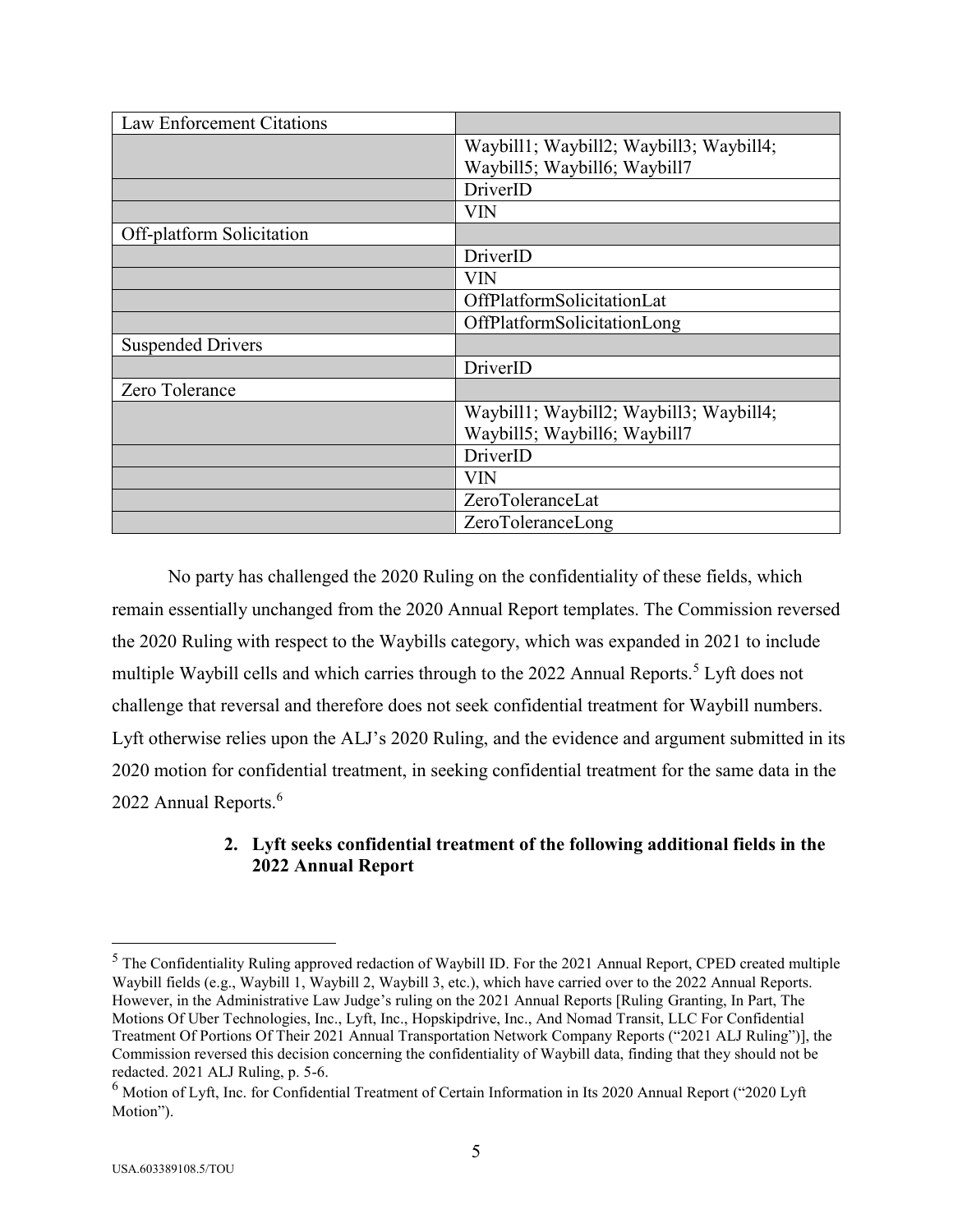| | |
|---|---|
| Law Enforcement Citations | |
| | Waybill1; Waybill2; Waybill3; Waybill4; Waybill5; Waybill6; Waybill7 |
| | DriverID |
| | VIN |
| Off-platform Solicitation | |
| | DriverID |
| | VIN |
| | OffPlatformSolicitationLat |
| | OffPlatformSolicitationLong |
| Suspended Drivers | |
| | DriverID |
| Zero Tolerance | |
| | Waybill1; Waybill2; Waybill3; Waybill4; Waybill5; Waybill6; Waybill7 |
| | DriverID |
| | VIN |
| | ZeroToleranceLat |
| | ZeroToleranceLong |

No party has challenged the 2020 Ruling on the confidentiality of these fields, which remain essentially unchanged from the 2020 Annual Report templates. The Commission reversed the 2020 Ruling with respect to the Waybills category, which was expanded in 2021 to include multiple Waybill cells and which carries through to the 2022 Annual Reports.[5] Lyft does not challenge that reversal and therefore does not seek confidential treatment for Waybill numbers. Lyft otherwise relies upon the ALJ's 2020 Ruling, and the evidence and argument submitted in its 2020 motion for confidential treatment, in seeking confidential treatment for the same data in the 2022 Annual Reports.[6]

**2. Lyft seeks confidential treatment of the following additional fields in the 2022 Annual Report**

---

[5] The Confidentiality Ruling approved redaction of Waybill ID. For the 2021 Annual Report, CPED created multiple Waybill fields (e.g., Waybill 1, Waybill 2, Waybill 3, etc.), which have carried over to the 2022 Annual Reports. However, in the Administrative Law Judge's ruling on the 2021 Annual Reports [Ruling Granting, In Part, The Motions Of Uber Technologies, Inc., Lyft, Inc., Hopskipdrive, Inc., And Nomad Transit, LLC For Confidential Treatment Of Portions Of Their 2021 Annual Transportation Network Company Reports ("2021 ALJ Ruling")], the Commission reversed this decision concerning the confidentiality of Waybill data, finding that they should not be redacted. 2021 ALJ Ruling, p. 5-6.

[6] Motion of Lyft, Inc. for Confidential Treatment of Certain Information in Its 2020 Annual Report ("2020 Lyft Motion").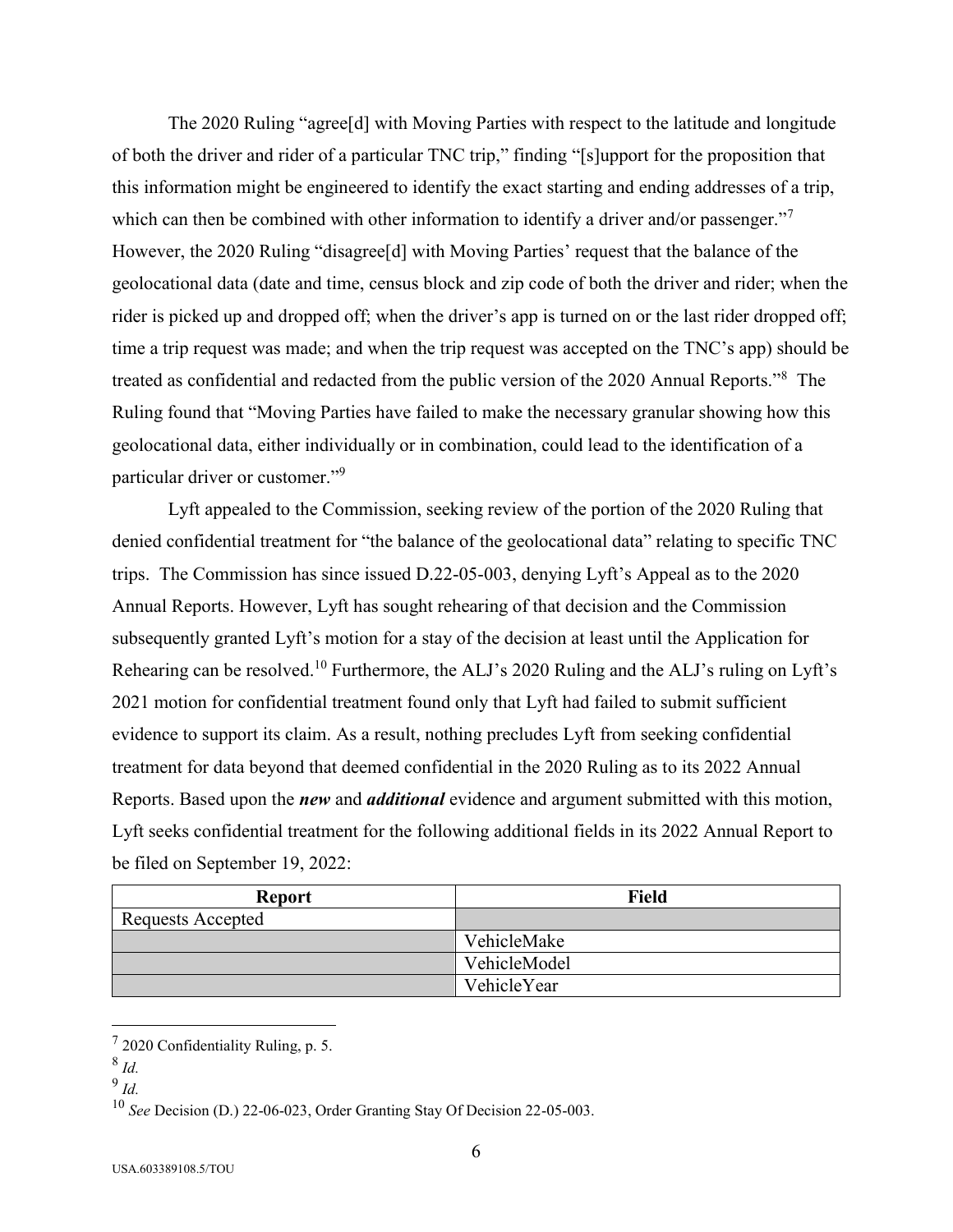The 2020 Ruling "agree[d] with Moving Parties with respect to the latitude and longitude of both the driver and rider of a particular TNC trip," finding "[s]upport for the proposition that this information might be engineered to identify the exact starting and ending addresses of a trip, which can then be combined with other information to identify a driver and/or passenger."[7] However, the 2020 Ruling "disagree[d] with Moving Parties' request that the balance of the geolocational data (date and time, census block and zip code of both the driver and rider; when the rider is picked up and dropped off; when the driver's app is turned on or the last rider dropped off; time a trip request was made; and when the trip request was accepted on the TNC's app) should be treated as confidential and redacted from the public version of the 2020 Annual Reports."[8] The Ruling found that "Moving Parties have failed to make the necessary granular showing how this geolocational data, either individually or in combination, could lead to the identification of a particular driver or customer."[9]

Lyft appealed to the Commission, seeking review of the portion of the 2020 Ruling that denied confidential treatment for "the balance of the geolocational data" relating to specific TNC trips. The Commission has since issued D.22-05-003, denying Lyft's Appeal as to the 2020 Annual Reports. However, Lyft has sought rehearing of that decision and the Commission subsequently granted Lyft's motion for a stay of the decision at least until the Application for Rehearing can be resolved.[10] Furthermore, the ALJ's 2020 Ruling and the ALJ's ruling on Lyft's 2021 motion for confidential treatment found only that Lyft had failed to submit sufficient evidence to support its claim. As a result, nothing precludes Lyft from seeking confidential treatment for data beyond that deemed confidential in the 2020 Ruling as to its 2022 Annual Reports. Based upon the ***new*** and ***additional*** evidence and argument submitted with this motion, Lyft seeks confidential treatment for the following additional fields in its 2022 Annual Report to be filed on September 19, 2022:

| Report | Field |
|---|---|
| Requests Accepted | |
| | VehicleMake |
| | VehicleModel |
| | VehicleYear |

---

[7] 2020 Confidentiality Ruling, p. 5.

[8] *Id.*

[9] *Id.*

[10] *See* Decision (D.) 22-06-023, Order Granting Stay Of Decision 22-05-003.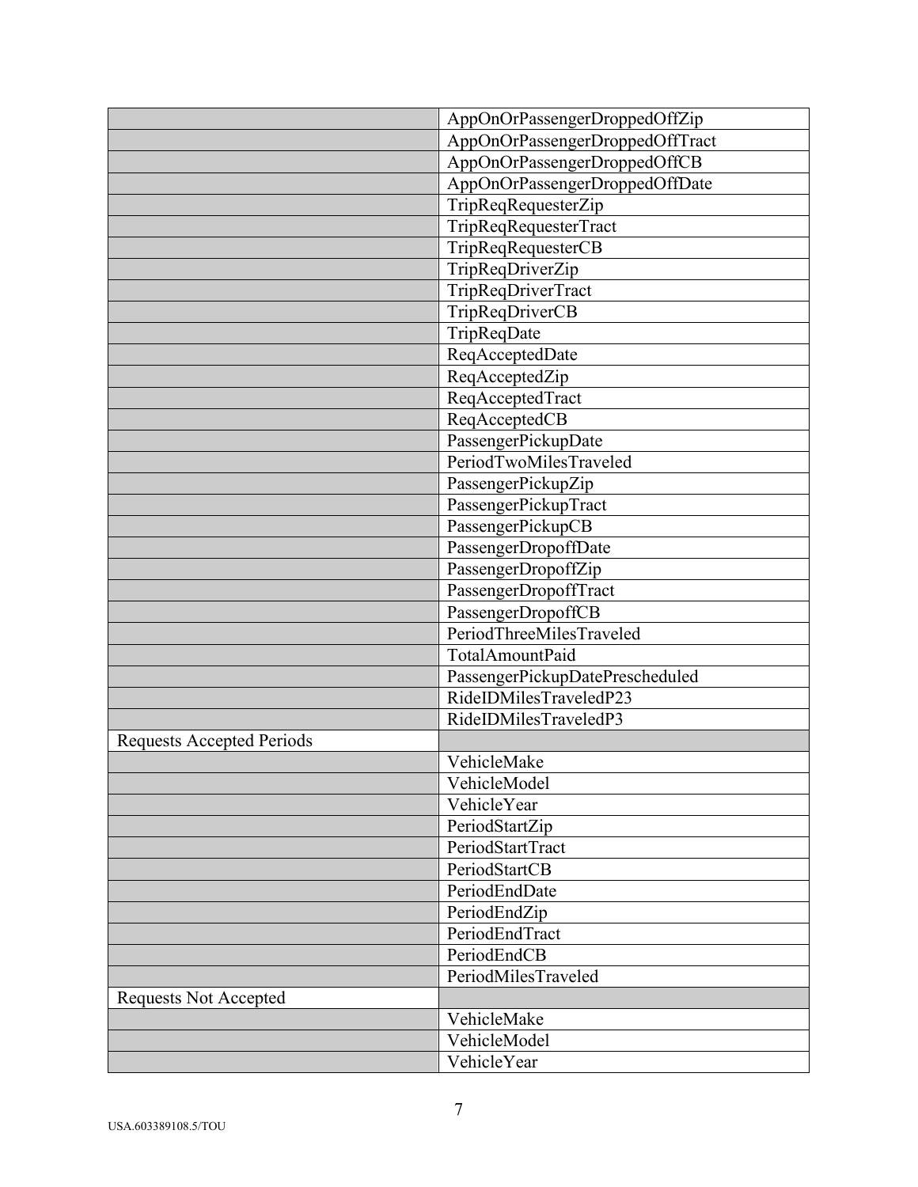| | |
|---|---|
| | AppOnOrPassengerDroppedOffZip |
| | AppOnOrPassengerDroppedOffTract |
| | AppOnOrPassengerDroppedOffCB |
| | AppOnOrPassengerDroppedOffDate |
| | TripReqRequesterZip |
| | TripReqRequesterTract |
| | TripReqRequesterCB |
| | TripReqDriverZip |
| | TripReqDriverTract |
| | TripReqDriverCB |
| | TripReqDate |
| | ReqAcceptedDate |
| | ReqAcceptedZip |
| | ReqAcceptedTract |
| | ReqAcceptedCB |
| | PassengerPickupDate |
| | PeriodTwoMilesTraveled |
| | PassengerPickupZip |
| | PassengerPickupTract |
| | PassengerPickupCB |
| | PassengerDropoffDate |
| | PassengerDropoffZip |
| | PassengerDropoffTract |
| | PassengerDropoffCB |
| | PeriodThreeMilesTraveled |
| | TotalAmountPaid |
| | PassengerPickupDatePrescheduled |
| | RideIDMilesTraveledP23 |
| | RideIDMilesTraveledP3 |
| Requests Accepted Periods | |
| | VehicleMake |
| | VehicleModel |
| | VehicleYear |
| | PeriodStartZip |
| | PeriodStartTract |
| | PeriodStartCB |
| | PeriodEndDate |
| | PeriodEndZip |
| | PeriodEndTract |
| | PeriodEndCB |
| | PeriodMilesTraveled |
| Requests Not Accepted | |
| | VehicleMake |
| | VehicleModel |
| | VehicleYear |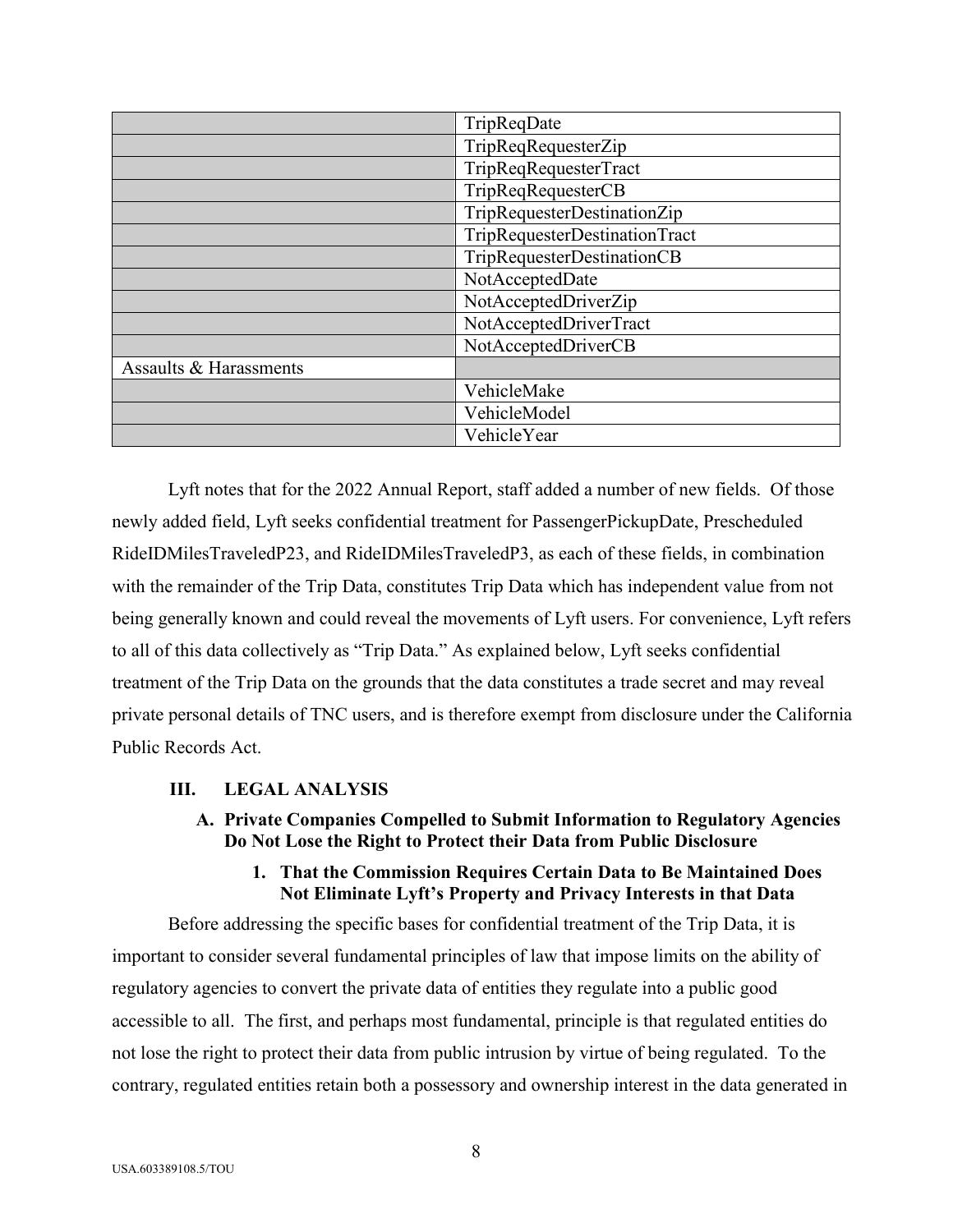| | |
|---|---|
| | TripReqDate |
| | TripReqRequesterZip |
| | TripReqRequesterTract |
| | TripReqRequesterCB |
| | TripRequesterDestinationZip |
| | TripRequesterDestinationTract |
| | TripRequesterDestinationCB |
| | NotAcceptedDate |
| | NotAcceptedDriverZip |
| | NotAcceptedDriverTract |
| | NotAcceptedDriverCB |
| Assaults & Harassments | |
| | VehicleMake |
| | VehicleModel |
| | VehicleYear |

Lyft notes that for the 2022 Annual Report, staff added a number of new fields. Of those newly added field, Lyft seeks confidential treatment for PassengerPickupDate, Prescheduled RideIDMilesTraveledP23, and RideIDMilesTraveledP3, as each of these fields, in combination with the remainder of the Trip Data, constitutes Trip Data which has independent value from not being generally known and could reveal the movements of Lyft users. For convenience, Lyft refers to all of this data collectively as "Trip Data." As explained below, Lyft seeks confidential treatment of the Trip Data on the grounds that the data constitutes a trade secret and may reveal private personal details of TNC users, and is therefore exempt from disclosure under the California Public Records Act.

## III. LEGAL ANALYSIS

### A. Private Companies Compelled to Submit Information to Regulatory Agencies Do Not Lose the Right to Protect their Data from Public Disclosure

#### 1. That the Commission Requires Certain Data to Be Maintained Does Not Eliminate Lyft's Property and Privacy Interests in that Data

Before addressing the specific bases for confidential treatment of the Trip Data, it is important to consider several fundamental principles of law that impose limits on the ability of regulatory agencies to convert the private data of entities they regulate into a public good accessible to all. The first, and perhaps most fundamental, principle is that regulated entities do not lose the right to protect their data from public intrusion by virtue of being regulated. To the contrary, regulated entities retain both a possessory and ownership interest in the data generated in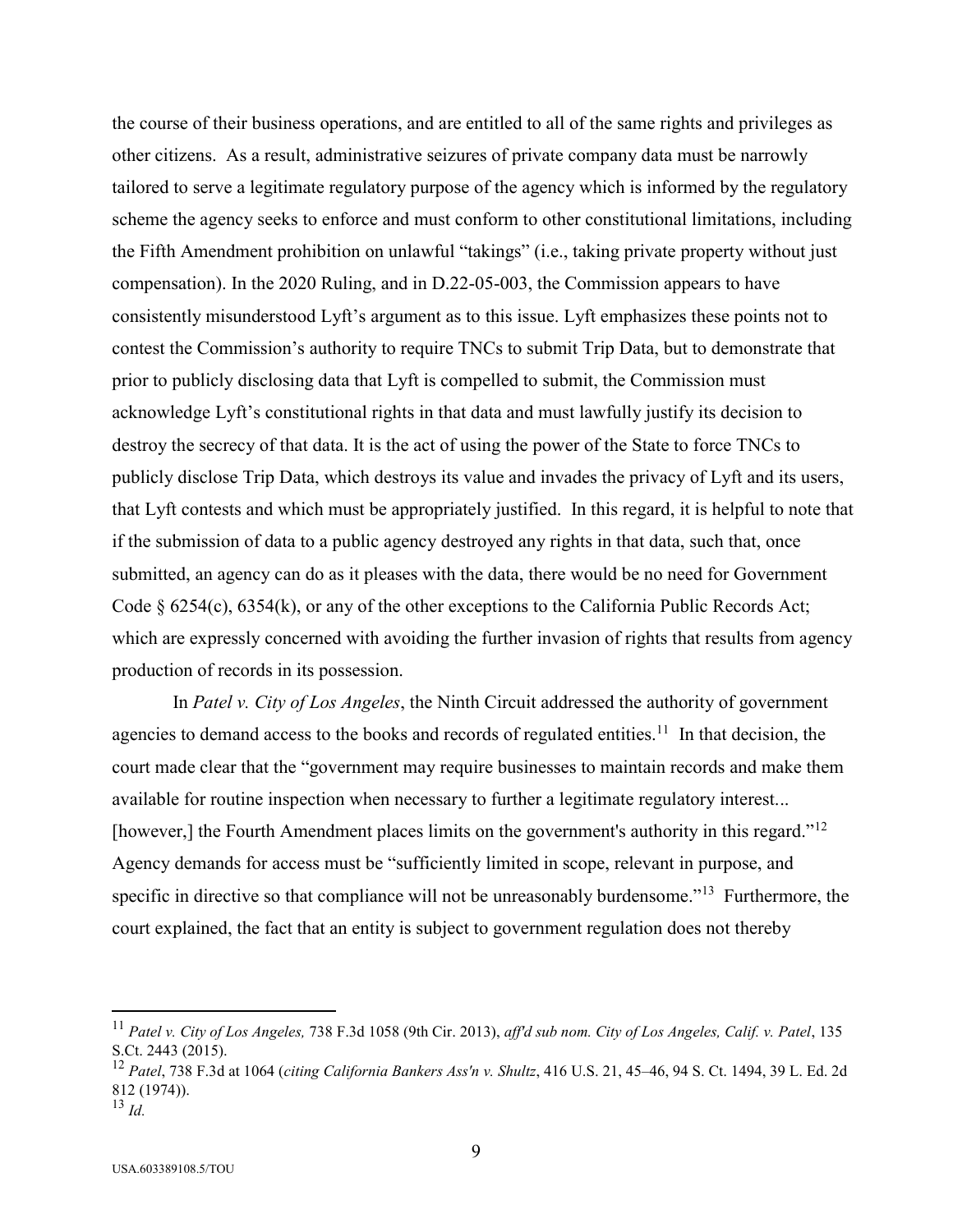the course of their business operations, and are entitled to all of the same rights and privileges as other citizens. As a result, administrative seizures of private company data must be narrowly tailored to serve a legitimate regulatory purpose of the agency which is informed by the regulatory scheme the agency seeks to enforce and must conform to other constitutional limitations, including the Fifth Amendment prohibition on unlawful "takings" (i.e., taking private property without just compensation). In the 2020 Ruling, and in D.22-05-003, the Commission appears to have consistently misunderstood Lyft's argument as to this issue. Lyft emphasizes these points not to contest the Commission's authority to require TNCs to submit Trip Data, but to demonstrate that prior to publicly disclosing data that Lyft is compelled to submit, the Commission must acknowledge Lyft's constitutional rights in that data and must lawfully justify its decision to destroy the secrecy of that data. It is the act of using the power of the State to force TNCs to publicly disclose Trip Data, which destroys its value and invades the privacy of Lyft and its users, that Lyft contests and which must be appropriately justified. In this regard, it is helpful to note that if the submission of data to a public agency destroyed any rights in that data, such that, once submitted, an agency can do as it pleases with the data, there would be no need for Government Code § 6254(c), 6354(k), or any of the other exceptions to the California Public Records Act; which are expressly concerned with avoiding the further invasion of rights that results from agency production of records in its possession.

In *Patel v. City of Los Angeles*, the Ninth Circuit addressed the authority of government agencies to demand access to the books and records of regulated entities.[11] In that decision, the court made clear that the "government may require businesses to maintain records and make them available for routine inspection when necessary to further a legitimate regulatory interest... [however,] the Fourth Amendment places limits on the government's authority in this regard."[12] Agency demands for access must be "sufficiently limited in scope, relevant in purpose, and specific in directive so that compliance will not be unreasonably burdensome."[13] Furthermore, the court explained, the fact that an entity is subject to government regulation does not thereby

---

[11] *Patel v. City of Los Angeles,* 738 F.3d 1058 (9th Cir. 2013), *aff'd sub nom. City of Los Angeles, Calif. v. Patel*, 135 S.Ct. 2443 (2015).

[12] *Patel*, 738 F.3d at 1064 (*citing California Bankers Ass'n v. Shultz*, 416 U.S. 21, 45–46, 94 S. Ct. 1494, 39 L. Ed. 2d 812 (1974)).

[13] *Id.*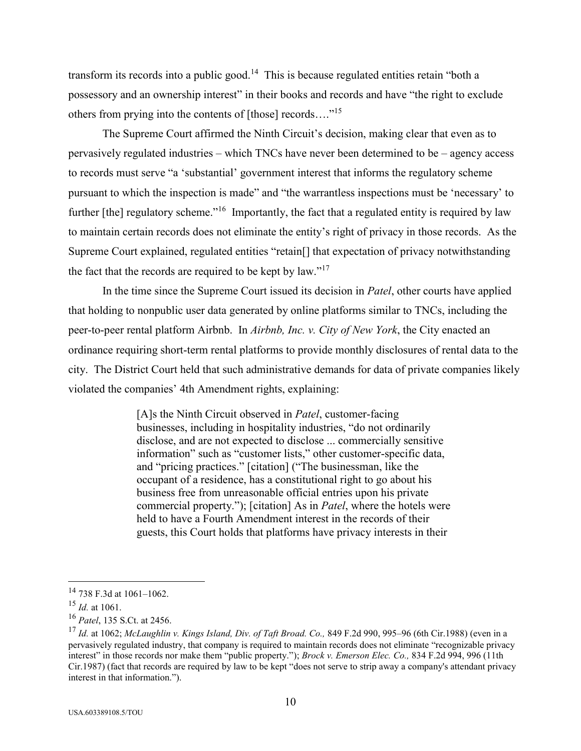transform its records into a public good.[14] This is because regulated entities retain "both a possessory and an ownership interest" in their books and records and have "the right to exclude others from prying into the contents of [those] records…."[15]

The Supreme Court affirmed the Ninth Circuit's decision, making clear that even as to pervasively regulated industries – which TNCs have never been determined to be – agency access to records must serve "a 'substantial' government interest that informs the regulatory scheme pursuant to which the inspection is made" and "the warrantless inspections must be 'necessary' to further [the] regulatory scheme."[16] Importantly, the fact that a regulated entity is required by law to maintain certain records does not eliminate the entity's right of privacy in those records. As the Supreme Court explained, regulated entities "retain[] that expectation of privacy notwithstanding the fact that the records are required to be kept by law."[17]

In the time since the Supreme Court issued its decision in *Patel*, other courts have applied that holding to nonpublic user data generated by online platforms similar to TNCs, including the peer-to-peer rental platform Airbnb. In *Airbnb, Inc. v. City of New York*, the City enacted an ordinance requiring short-term rental platforms to provide monthly disclosures of rental data to the city. The District Court held that such administrative demands for data of private companies likely violated the companies' 4th Amendment rights, explaining:

> [A]s the Ninth Circuit observed in *Patel*, customer-facing businesses, including in hospitality industries, "do not ordinarily disclose, and are not expected to disclose ... commercially sensitive information" such as "customer lists," other customer-specific data, and "pricing practices." [citation] ("The businessman, like the occupant of a residence, has a constitutional right to go about his business free from unreasonable official entries upon his private commercial property."); [citation] As in *Patel*, where the hotels were held to have a Fourth Amendment interest in the records of their guests, this Court holds that platforms have privacy interests in their

---

[14] 738 F.3d at 1061–1062.

[15] *Id.* at 1061.

[16] *Patel*, 135 S.Ct. at 2456.

[17] *Id.* at 1062; *McLaughlin v. Kings Island, Div. of Taft Broad. Co.,* 849 F.2d 990, 995–96 (6th Cir.1988) (even in a pervasively regulated industry, that company is required to maintain records does not eliminate "recognizable privacy interest" in those records nor make them "public property."); *Brock v. Emerson Elec. Co.,* 834 F.2d 994, 996 (11th Cir.1987) (fact that records are required by law to be kept "does not serve to strip away a company's attendant privacy interest in that information.").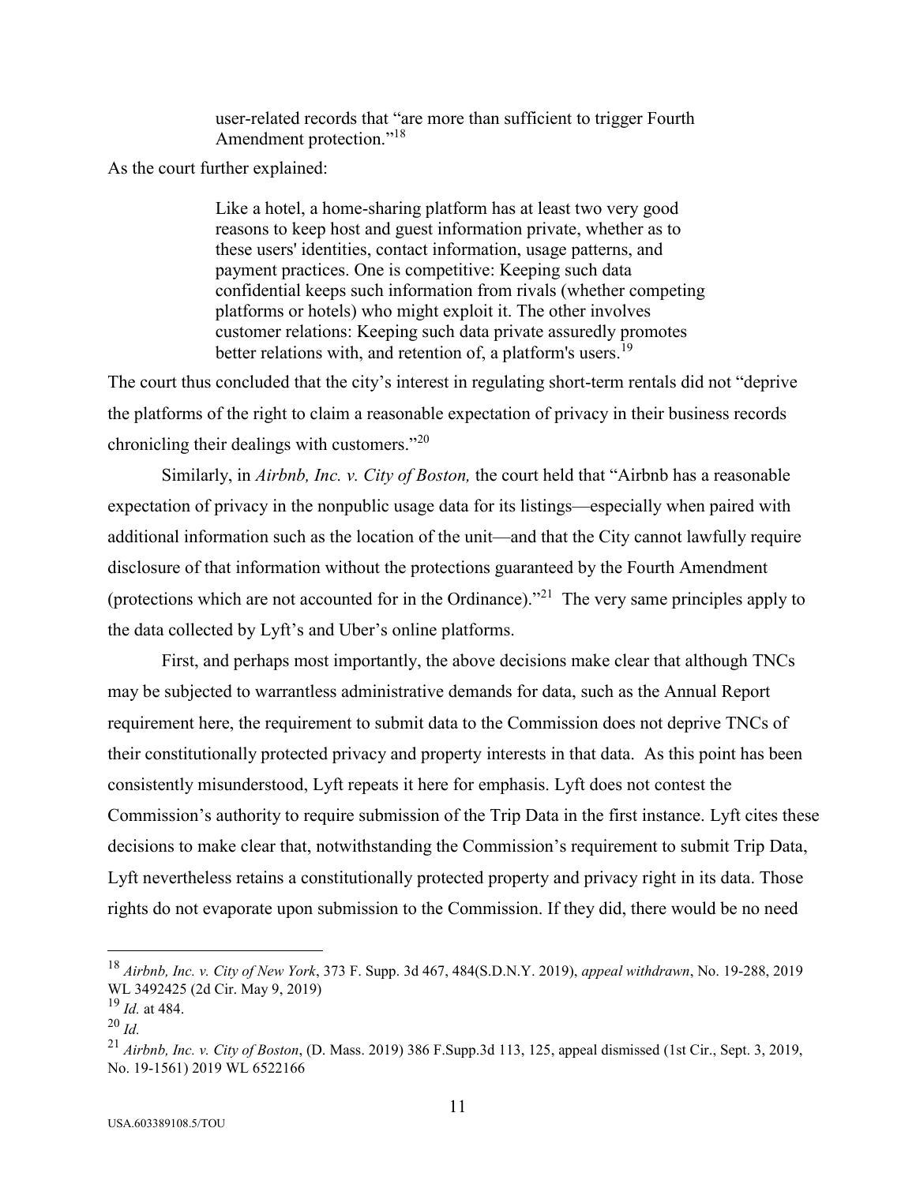> user-related records that "are more than sufficient to trigger Fourth Amendment protection."[18]

As the court further explained:

> Like a hotel, a home-sharing platform has at least two very good reasons to keep host and guest information private, whether as to these users' identities, contact information, usage patterns, and payment practices. One is competitive: Keeping such data confidential keeps such information from rivals (whether competing platforms or hotels) who might exploit it. The other involves customer relations: Keeping such data private assuredly promotes better relations with, and retention of, a platform's users.[19]

The court thus concluded that the city's interest in regulating short-term rentals did not "deprive the platforms of the right to claim a reasonable expectation of privacy in their business records chronicling their dealings with customers."[20]

Similarly, in *Airbnb, Inc. v. City of Boston,* the court held that "Airbnb has a reasonable expectation of privacy in the nonpublic usage data for its listings—especially when paired with additional information such as the location of the unit—and that the City cannot lawfully require disclosure of that information without the protections guaranteed by the Fourth Amendment (protections which are not accounted for in the Ordinance)."[21] The very same principles apply to the data collected by Lyft's and Uber's online platforms.

First, and perhaps most importantly, the above decisions make clear that although TNCs may be subjected to warrantless administrative demands for data, such as the Annual Report requirement here, the requirement to submit data to the Commission does not deprive TNCs of their constitutionally protected privacy and property interests in that data. As this point has been consistently misunderstood, Lyft repeats it here for emphasis. Lyft does not contest the Commission's authority to require submission of the Trip Data in the first instance. Lyft cites these decisions to make clear that, notwithstanding the Commission's requirement to submit Trip Data, Lyft nevertheless retains a constitutionally protected property and privacy right in its data. Those rights do not evaporate upon submission to the Commission. If they did, there would be no need

---

[18] *Airbnb, Inc. v. City of New York*, 373 F. Supp. 3d 467, 484(S.D.N.Y. 2019), *appeal withdrawn*, No. 19-288, 2019 WL 3492425 (2d Cir. May 9, 2019)

[19] *Id.* at 484.

[20] *Id.*

[21] *Airbnb, Inc. v. City of Boston*, (D. Mass. 2019) 386 F.Supp.3d 113, 125, appeal dismissed (1st Cir., Sept. 3, 2019, No. 19-1561) 2019 WL 6522166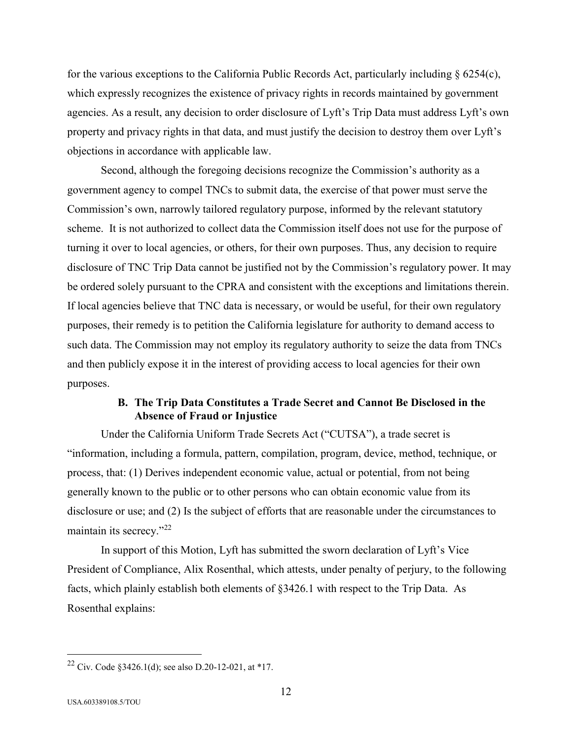for the various exceptions to the California Public Records Act, particularly including § 6254(c), which expressly recognizes the existence of privacy rights in records maintained by government agencies. As a result, any decision to order disclosure of Lyft's Trip Data must address Lyft's own property and privacy rights in that data, and must justify the decision to destroy them over Lyft's objections in accordance with applicable law.

Second, although the foregoing decisions recognize the Commission's authority as a government agency to compel TNCs to submit data, the exercise of that power must serve the Commission's own, narrowly tailored regulatory purpose, informed by the relevant statutory scheme. It is not authorized to collect data the Commission itself does not use for the purpose of turning it over to local agencies, or others, for their own purposes. Thus, any decision to require disclosure of TNC Trip Data cannot be justified not by the Commission's regulatory power. It may be ordered solely pursuant to the CPRA and consistent with the exceptions and limitations therein. If local agencies believe that TNC data is necessary, or would be useful, for their own regulatory purposes, their remedy is to petition the California legislature for authority to demand access to such data. The Commission may not employ its regulatory authority to seize the data from TNCs and then publicly expose it in the interest of providing access to local agencies for their own purposes.

### B. The Trip Data Constitutes a Trade Secret and Cannot Be Disclosed in the Absence of Fraud or Injustice

Under the California Uniform Trade Secrets Act ("CUTSA"), a trade secret is "information, including a formula, pattern, compilation, program, device, method, technique, or process, that: (1) Derives independent economic value, actual or potential, from not being generally known to the public or to other persons who can obtain economic value from its disclosure or use; and (2) Is the subject of efforts that are reasonable under the circumstances to maintain its secrecy."[22]

In support of this Motion, Lyft has submitted the sworn declaration of Lyft's Vice President of Compliance, Alix Rosenthal, which attests, under penalty of perjury, to the following facts, which plainly establish both elements of §3426.1 with respect to the Trip Data. As Rosenthal explains:

---

[22] Civ. Code §3426.1(d); see also D.20-12-021, at *17.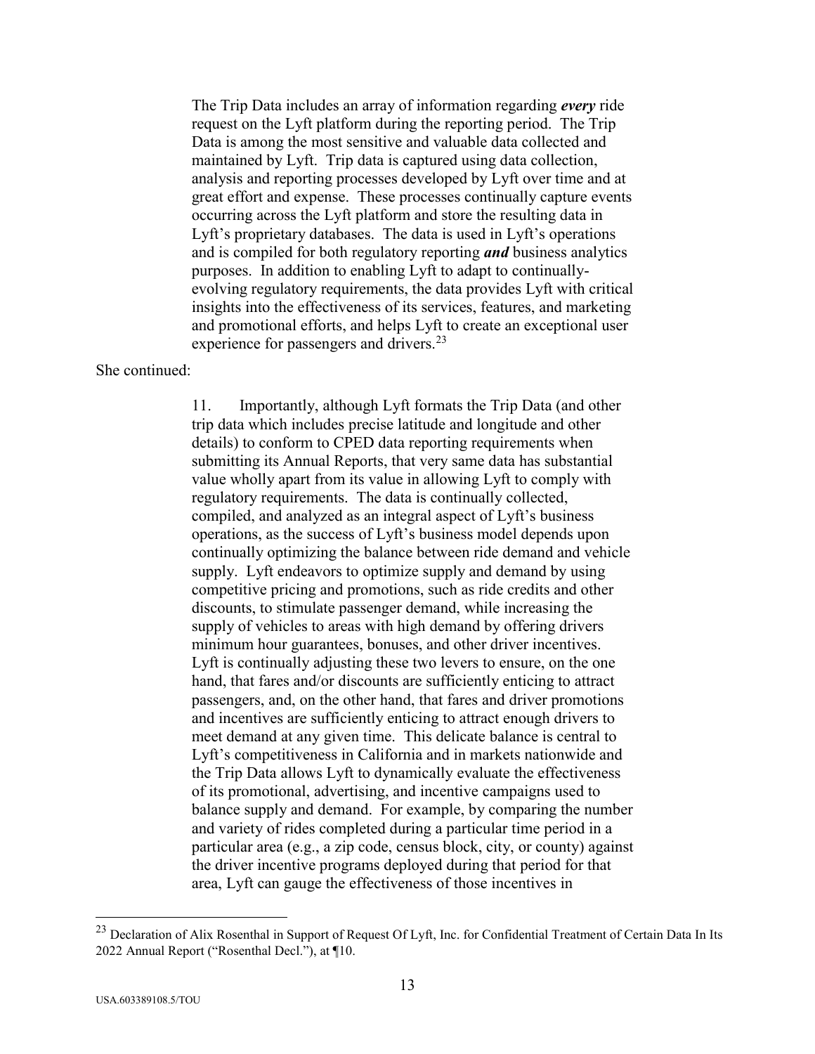> The Trip Data includes an array of information regarding ***every*** ride request on the Lyft platform during the reporting period. The Trip Data is among the most sensitive and valuable data collected and maintained by Lyft. Trip data is captured using data collection, analysis and reporting processes developed by Lyft over time and at great effort and expense. These processes continually capture events occurring across the Lyft platform and store the resulting data in Lyft's proprietary databases. The data is used in Lyft's operations and is compiled for both regulatory reporting ***and*** business analytics purposes. In addition to enabling Lyft to adapt to continually-evolving regulatory requirements, the data provides Lyft with critical insights into the effectiveness of its services, features, and marketing and promotional efforts, and helps Lyft to create an exceptional user experience for passengers and drivers.[23]

She continued:

> 11. Importantly, although Lyft formats the Trip Data (and other trip data which includes precise latitude and longitude and other details) to conform to CPED data reporting requirements when submitting its Annual Reports, that very same data has substantial value wholly apart from its value in allowing Lyft to comply with regulatory requirements. The data is continually collected, compiled, and analyzed as an integral aspect of Lyft's business operations, as the success of Lyft's business model depends upon continually optimizing the balance between ride demand and vehicle supply. Lyft endeavors to optimize supply and demand by using competitive pricing and promotions, such as ride credits and other discounts, to stimulate passenger demand, while increasing the supply of vehicles to areas with high demand by offering drivers minimum hour guarantees, bonuses, and other driver incentives. Lyft is continually adjusting these two levers to ensure, on the one hand, that fares and/or discounts are sufficiently enticing to attract passengers, and, on the other hand, that fares and driver promotions and incentives are sufficiently enticing to attract enough drivers to meet demand at any given time. This delicate balance is central to Lyft's competitiveness in California and in markets nationwide and the Trip Data allows Lyft to dynamically evaluate the effectiveness of its promotional, advertising, and incentive campaigns used to balance supply and demand. For example, by comparing the number and variety of rides completed during a particular time period in a particular area (e.g., a zip code, census block, city, or county) against the driver incentive programs deployed during that period for that area, Lyft can gauge the effectiveness of those incentives in

[23] Declaration of Alix Rosenthal in Support of Request Of Lyft, Inc. for Confidential Treatment of Certain Data In Its 2022 Annual Report ("Rosenthal Decl."), at ¶10.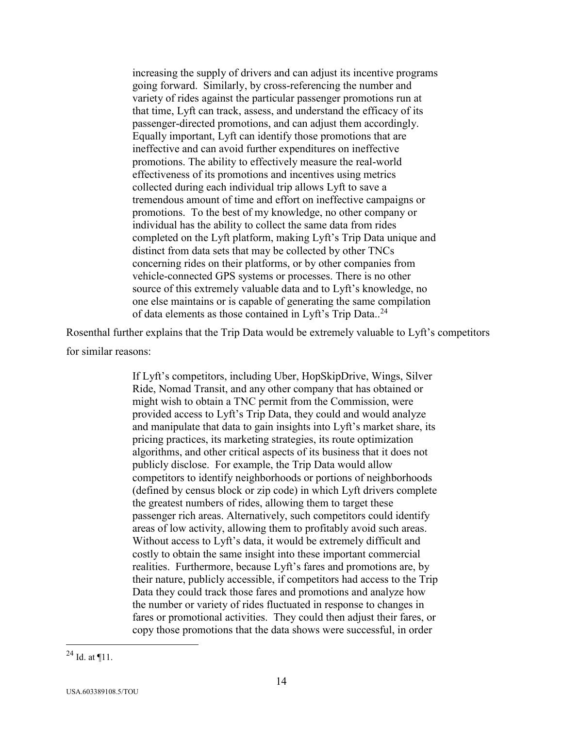> increasing the supply of drivers and can adjust its incentive programs going forward. Similarly, by cross-referencing the number and variety of rides against the particular passenger promotions run at that time, Lyft can track, assess, and understand the efficacy of its passenger-directed promotions, and can adjust them accordingly. Equally important, Lyft can identify those promotions that are ineffective and can avoid further expenditures on ineffective promotions. The ability to effectively measure the real-world effectiveness of its promotions and incentives using metrics collected during each individual trip allows Lyft to save a tremendous amount of time and effort on ineffective campaigns or promotions. To the best of my knowledge, no other company or individual has the ability to collect the same data from rides completed on the Lyft platform, making Lyft's Trip Data unique and distinct from data sets that may be collected by other TNCs concerning rides on their platforms, or by other companies from vehicle-connected GPS systems or processes. There is no other source of this extremely valuable data and to Lyft's knowledge, no one else maintains or is capable of generating the same compilation of data elements as those contained in Lyft's Trip Data..[24]

Rosenthal further explains that the Trip Data would be extremely valuable to Lyft's competitors for similar reasons:

> If Lyft's competitors, including Uber, HopSkipDrive, Wings, Silver Ride, Nomad Transit, and any other company that has obtained or might wish to obtain a TNC permit from the Commission, were provided access to Lyft's Trip Data, they could and would analyze and manipulate that data to gain insights into Lyft's market share, its pricing practices, its marketing strategies, its route optimization algorithms, and other critical aspects of its business that it does not publicly disclose. For example, the Trip Data would allow competitors to identify neighborhoods or portions of neighborhoods (defined by census block or zip code) in which Lyft drivers complete the greatest numbers of rides, allowing them to target these passenger rich areas. Alternatively, such competitors could identify areas of low activity, allowing them to profitably avoid such areas. Without access to Lyft's data, it would be extremely difficult and costly to obtain the same insight into these important commercial realities. Furthermore, because Lyft's fares and promotions are, by their nature, publicly accessible, if competitors had access to the Trip Data they could track those fares and promotions and analyze how the number or variety of rides fluctuated in response to changes in fares or promotional activities. They could then adjust their fares, or copy those promotions that the data shows were successful, in order

[24] Id. at ¶11.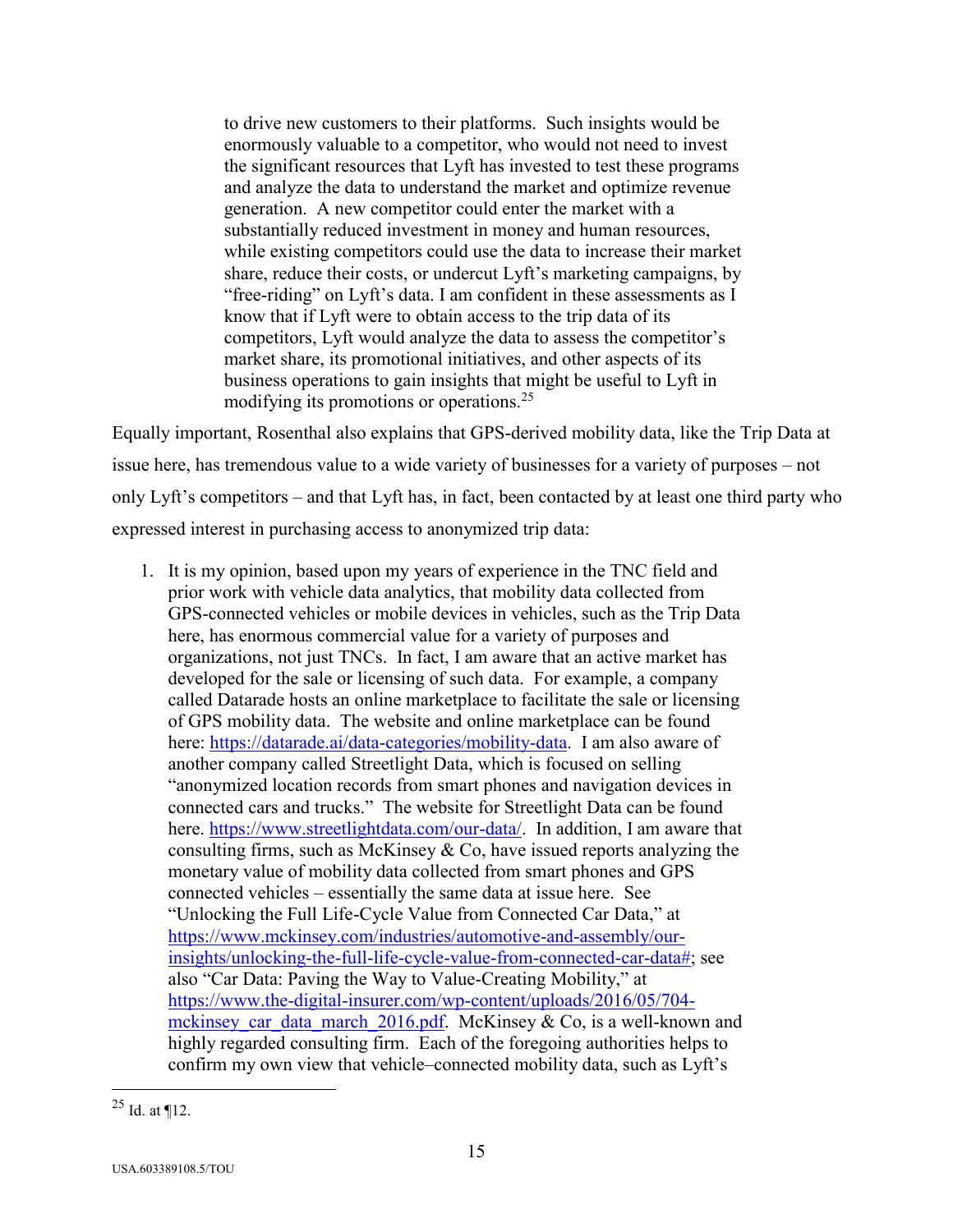> to drive new customers to their platforms. Such insights would be enormously valuable to a competitor, who would not need to invest the significant resources that Lyft has invested to test these programs and analyze the data to understand the market and optimize revenue generation. A new competitor could enter the market with a substantially reduced investment in money and human resources, while existing competitors could use the data to increase their market share, reduce their costs, or undercut Lyft's marketing campaigns, by "free-riding" on Lyft's data. I am confident in these assessments as I know that if Lyft were to obtain access to the trip data of its competitors, Lyft would analyze the data to assess the competitor's market share, its promotional initiatives, and other aspects of its business operations to gain insights that might be useful to Lyft in modifying its promotions or operations.[25]

Equally important, Rosenthal also explains that GPS-derived mobility data, like the Trip Data at issue here, has tremendous value to a wide variety of businesses for a variety of purposes – not only Lyft's competitors – and that Lyft has, in fact, been contacted by at least one third party who expressed interest in purchasing access to anonymized trip data:

1. It is my opinion, based upon my years of experience in the TNC field and prior work with vehicle data analytics, that mobility data collected from GPS-connected vehicles or mobile devices in vehicles, such as the Trip Data here, has enormous commercial value for a variety of purposes and organizations, not just TNCs. In fact, I am aware that an active market has developed for the sale or licensing of such data. For example, a company called Datarade hosts an online marketplace to facilitate the sale or licensing of GPS mobility data. The website and online marketplace can be found here: https://datarade.ai/data-categories/mobility-data. I am also aware of another company called Streetlight Data, which is focused on selling "anonymized location records from smart phones and navigation devices in connected cars and trucks." The website for Streetlight Data can be found here. https://www.streetlightdata.com/our-data/. In addition, I am aware that consulting firms, such as McKinsey & Co, have issued reports analyzing the monetary value of mobility data collected from smart phones and GPS connected vehicles – essentially the same data at issue here. See "Unlocking the Full Life-Cycle Value from Connected Car Data," at https://www.mckinsey.com/industries/automotive-and-assembly/our-insights/unlocking-the-full-life-cycle-value-from-connected-car-data#; see also "Car Data: Paving the Way to Value-Creating Mobility," at https://www.the-digital-insurer.com/wp-content/uploads/2016/05/704-mckinsey_car_data_march_2016.pdf. McKinsey & Co, is a well-known and highly regarded consulting firm. Each of the foregoing authorities helps to confirm my own view that vehicle–connected mobility data, such as Lyft's

[25] Id. at ¶12.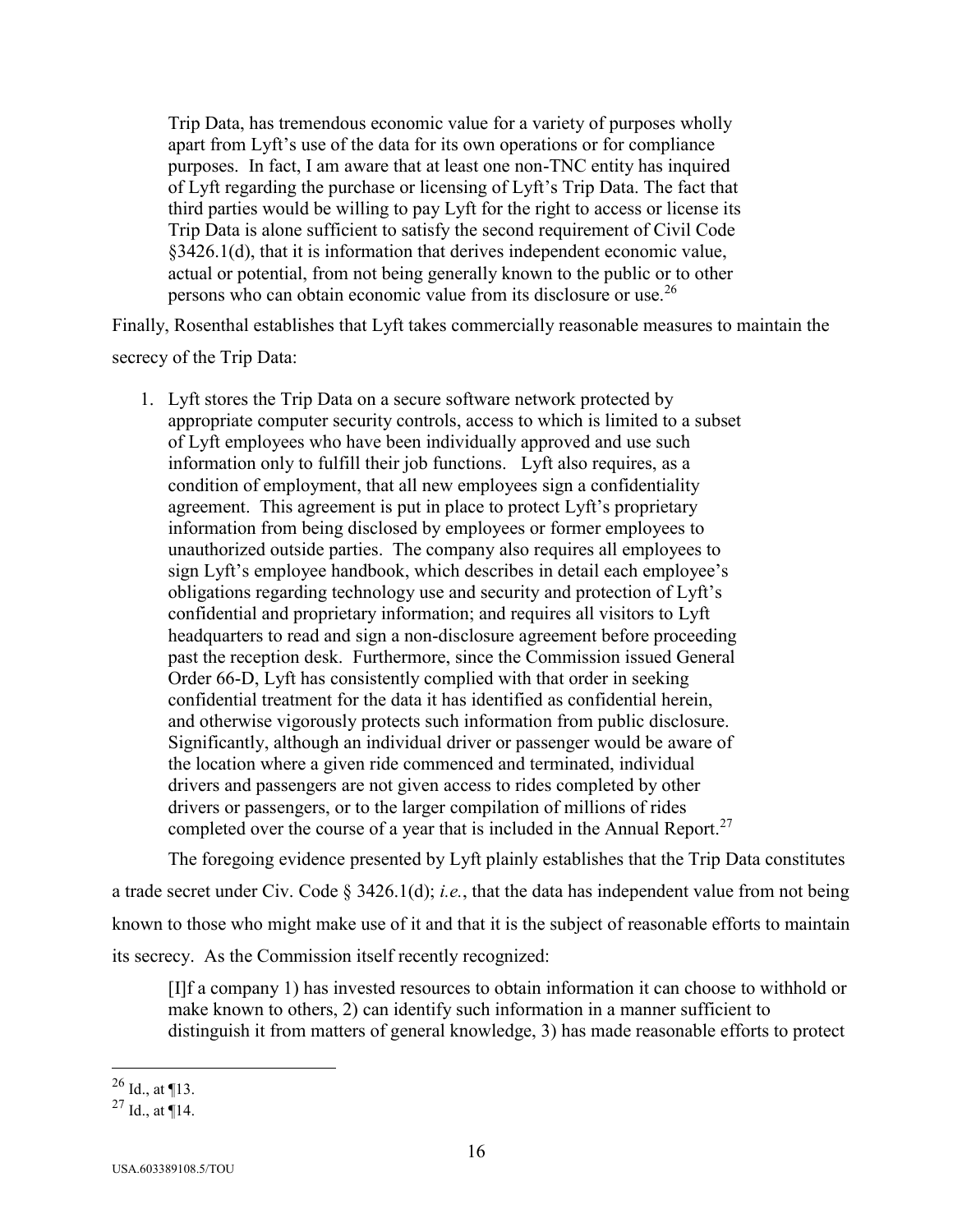Trip Data, has tremendous economic value for a variety of purposes wholly apart from Lyft's use of the data for its own operations or for compliance purposes. In fact, I am aware that at least one non-TNC entity has inquired of Lyft regarding the purchase or licensing of Lyft's Trip Data. The fact that third parties would be willing to pay Lyft for the right to access or license its Trip Data is alone sufficient to satisfy the second requirement of Civil Code §3426.1(d), that it is information that derives independent economic value, actual or potential, from not being generally known to the public or to other persons who can obtain economic value from its disclosure or use.[26]

Finally, Rosenthal establishes that Lyft takes commercially reasonable measures to maintain the secrecy of the Trip Data:

1. Lyft stores the Trip Data on a secure software network protected by appropriate computer security controls, access to which is limited to a subset of Lyft employees who have been individually approved and use such information only to fulfill their job functions. Lyft also requires, as a condition of employment, that all new employees sign a confidentiality agreement. This agreement is put in place to protect Lyft's proprietary information from being disclosed by employees or former employees to unauthorized outside parties. The company also requires all employees to sign Lyft's employee handbook, which describes in detail each employee's obligations regarding technology use and security and protection of Lyft's confidential and proprietary information; and requires all visitors to Lyft headquarters to read and sign a non-disclosure agreement before proceeding past the reception desk. Furthermore, since the Commission issued General Order 66-D, Lyft has consistently complied with that order in seeking confidential treatment for the data it has identified as confidential herein, and otherwise vigorously protects such information from public disclosure. Significantly, although an individual driver or passenger would be aware of the location where a given ride commenced and terminated, individual drivers and passengers are not given access to rides completed by other drivers or passengers, or to the larger compilation of millions of rides completed over the course of a year that is included in the Annual Report.[27]

The foregoing evidence presented by Lyft plainly establishes that the Trip Data constitutes a trade secret under Civ. Code § 3426.1(d); *i.e.*, that the data has independent value from not being known to those who might make use of it and that it is the subject of reasonable efforts to maintain its secrecy. As the Commission itself recently recognized:

> [I]f a company 1) has invested resources to obtain information it can choose to withhold or make known to others, 2) can identify such information in a manner sufficient to distinguish it from matters of general knowledge, 3) has made reasonable efforts to protect

---

[26] Id., at ¶13.

[27] Id., at ¶14.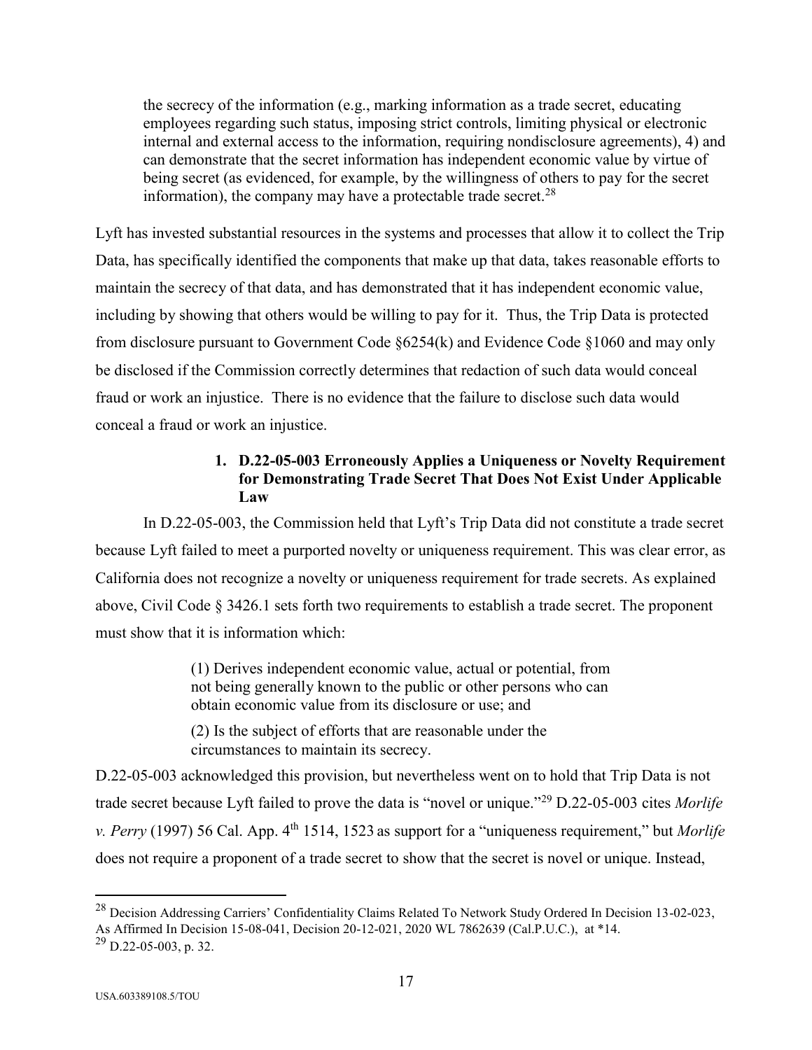> the secrecy of the information (e.g., marking information as a trade secret, educating employees regarding such status, imposing strict controls, limiting physical or electronic internal and external access to the information, requiring nondisclosure agreements), 4) and can demonstrate that the secret information has independent economic value by virtue of being secret (as evidenced, for example, by the willingness of others to pay for the secret information), the company may have a protectable trade secret.[28]

Lyft has invested substantial resources in the systems and processes that allow it to collect the Trip Data, has specifically identified the components that make up that data, takes reasonable efforts to maintain the secrecy of that data, and has demonstrated that it has independent economic value, including by showing that others would be willing to pay for it. Thus, the Trip Data is protected from disclosure pursuant to Government Code §6254(k) and Evidence Code §1060 and may only be disclosed if the Commission correctly determines that redaction of such data would conceal fraud or work an injustice. There is no evidence that the failure to disclose such data would conceal a fraud or work an injustice.

#### 1. D.22-05-003 Erroneously Applies a Uniqueness or Novelty Requirement for Demonstrating Trade Secret That Does Not Exist Under Applicable Law

In D.22-05-003, the Commission held that Lyft's Trip Data did not constitute a trade secret because Lyft failed to meet a purported novelty or uniqueness requirement. This was clear error, as California does not recognize a novelty or uniqueness requirement for trade secrets. As explained above, Civil Code § 3426.1 sets forth two requirements to establish a trade secret. The proponent must show that it is information which:

> (1) Derives independent economic value, actual or potential, from not being generally known to the public or other persons who can obtain economic value from its disclosure or use; and
>
> (2) Is the subject of efforts that are reasonable under the circumstances to maintain its secrecy.

D.22-05-003 acknowledged this provision, but nevertheless went on to hold that Trip Data is not trade secret because Lyft failed to prove the data is "novel or unique."[29] D.22-05-003 cites *Morlife v. Perry* (1997) 56 Cal. App. 4th 1514, 1523 as support for a "uniqueness requirement," but *Morlife* does not require a proponent of a trade secret to show that the secret is novel or unique. Instead,

---

[28] Decision Addressing Carriers' Confidentiality Claims Related To Network Study Ordered In Decision 13-02-023, As Affirmed In Decision 15-08-041, Decision 20-12-021, 2020 WL 7862639 (Cal.P.U.C.), at *14.

[29] D.22-05-003, p. 32.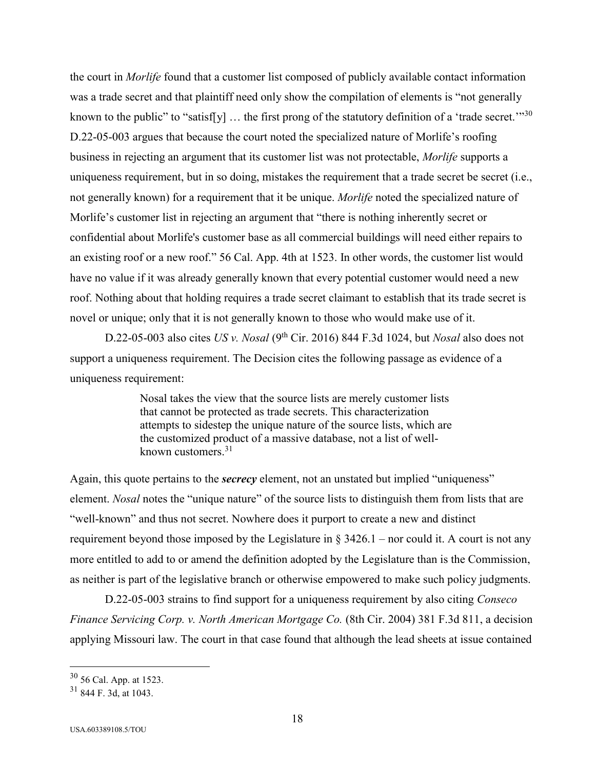the court in *Morlife* found that a customer list composed of publicly available contact information was a trade secret and that plaintiff need only show the compilation of elements is "not generally known to the public" to "satisf[y] … the first prong of the statutory definition of a 'trade secret.'"[30] D.22-05-003 argues that because the court noted the specialized nature of Morlife's roofing business in rejecting an argument that its customer list was not protectable, *Morlife* supports a uniqueness requirement, but in so doing, mistakes the requirement that a trade secret be secret (i.e., not generally known) for a requirement that it be unique. *Morlife* noted the specialized nature of Morlife's customer list in rejecting an argument that "there is nothing inherently secret or confidential about Morlife's customer base as all commercial buildings will need either repairs to an existing roof or a new roof." 56 Cal. App. 4th at 1523. In other words, the customer list would have no value if it was already generally known that every potential customer would need a new roof. Nothing about that holding requires a trade secret claimant to establish that its trade secret is novel or unique; only that it is not generally known to those who would make use of it.

D.22-05-003 also cites *US v. Nosal* (9th Cir. 2016) 844 F.3d 1024, but *Nosal* also does not support a uniqueness requirement. The Decision cites the following passage as evidence of a uniqueness requirement:

> Nosal takes the view that the source lists are merely customer lists that cannot be protected as trade secrets. This characterization attempts to sidestep the unique nature of the source lists, which are the customized product of a massive database, not a list of well-known customers.[31]

Again, this quote pertains to the ***secrecy*** element, not an unstated but implied "uniqueness" element. *Nosal* notes the "unique nature" of the source lists to distinguish them from lists that are "well-known" and thus not secret. Nowhere does it purport to create a new and distinct requirement beyond those imposed by the Legislature in § 3426.1 – nor could it. A court is not any more entitled to add to or amend the definition adopted by the Legislature than is the Commission, as neither is part of the legislative branch or otherwise empowered to make such policy judgments.

D.22-05-003 strains to find support for a uniqueness requirement by also citing *Conseco Finance Servicing Corp. v. North American Mortgage Co.* (8th Cir. 2004) 381 F.3d 811, a decision applying Missouri law. The court in that case found that although the lead sheets at issue contained

---

[30] 56 Cal. App. at 1523.

[31] 844 F. 3d, at 1043.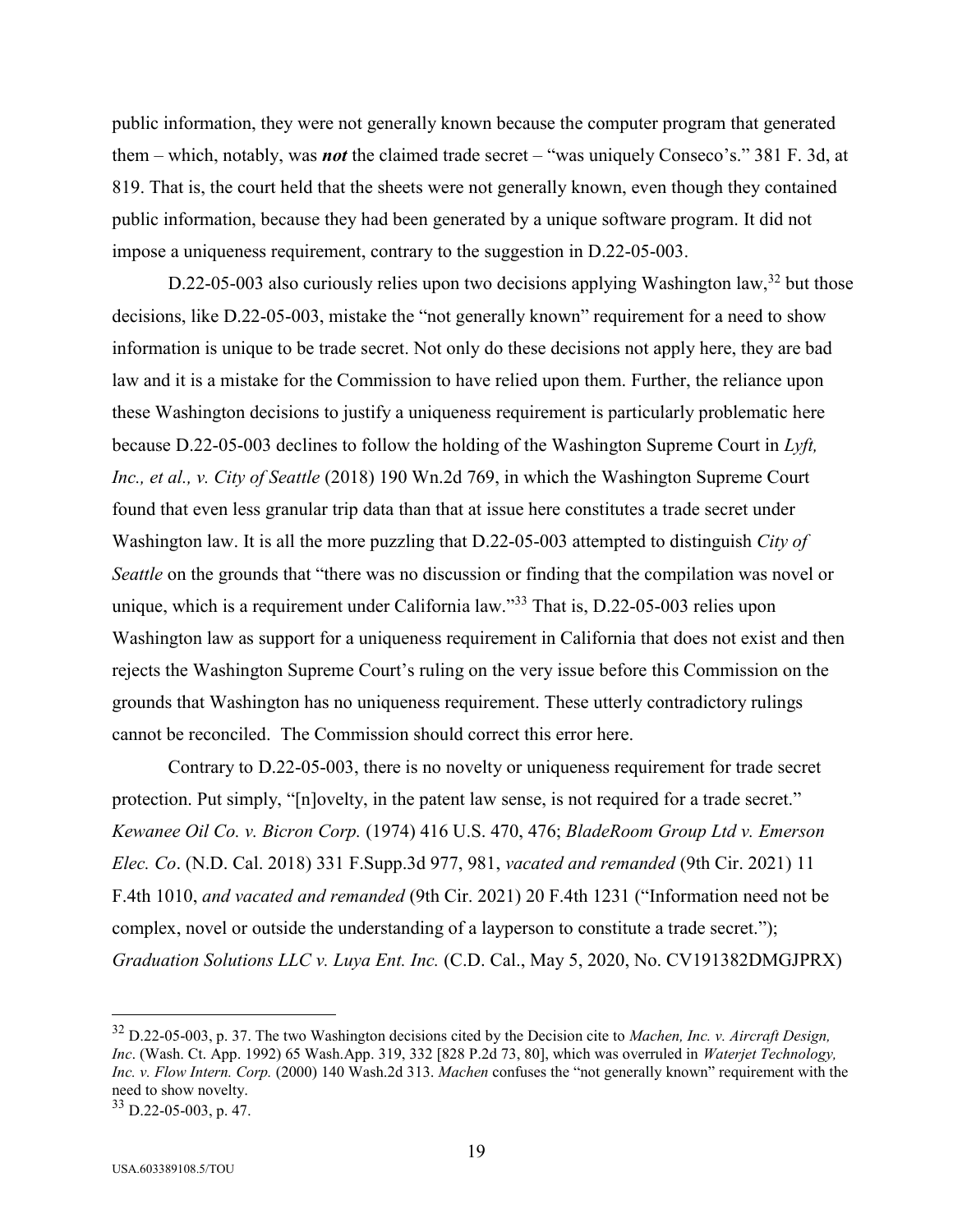public information, they were not generally known because the computer program that generated them – which, notably, was ***not*** the claimed trade secret – "was uniquely Conseco's." 381 F. 3d, at 819. That is, the court held that the sheets were not generally known, even though they contained public information, because they had been generated by a unique software program. It did not impose a uniqueness requirement, contrary to the suggestion in D.22-05-003.

D.22-05-003 also curiously relies upon two decisions applying Washington law,[32] but those decisions, like D.22-05-003, mistake the "not generally known" requirement for a need to show information is unique to be trade secret. Not only do these decisions not apply here, they are bad law and it is a mistake for the Commission to have relied upon them. Further, the reliance upon these Washington decisions to justify a uniqueness requirement is particularly problematic here because D.22-05-003 declines to follow the holding of the Washington Supreme Court in *Lyft, Inc., et al., v. City of Seattle* (2018) 190 Wn.2d 769, in which the Washington Supreme Court found that even less granular trip data than that at issue here constitutes a trade secret under Washington law. It is all the more puzzling that D.22-05-003 attempted to distinguish *City of Seattle* on the grounds that "there was no discussion or finding that the compilation was novel or unique, which is a requirement under California law."[33] That is, D.22-05-003 relies upon Washington law as support for a uniqueness requirement in California that does not exist and then rejects the Washington Supreme Court's ruling on the very issue before this Commission on the grounds that Washington has no uniqueness requirement. These utterly contradictory rulings cannot be reconciled. The Commission should correct this error here.

Contrary to D.22-05-003, there is no novelty or uniqueness requirement for trade secret protection. Put simply, "[n]ovelty, in the patent law sense, is not required for a trade secret." *Kewanee Oil Co. v. Bicron Corp.* (1974) 416 U.S. 470, 476; *BladeRoom Group Ltd v. Emerson Elec. Co*. (N.D. Cal. 2018) 331 F.Supp.3d 977, 981, *vacated and remanded* (9th Cir. 2021) 11 F.4th 1010, *and vacated and remanded* (9th Cir. 2021) 20 F.4th 1231 ("Information need not be complex, novel or outside the understanding of a layperson to constitute a trade secret."); *Graduation Solutions LLC v. Luya Ent. Inc.* (C.D. Cal., May 5, 2020, No. CV191382DMGJPRX)

---

[32] D.22-05-003, p. 37. The two Washington decisions cited by the Decision cite to *Machen, Inc. v. Aircraft Design, Inc*. (Wash. Ct. App. 1992) 65 Wash.App. 319, 332 [828 P.2d 73, 80], which was overruled in *Waterjet Technology, Inc. v. Flow Intern. Corp.* (2000) 140 Wash.2d 313. *Machen* confuses the "not generally known" requirement with the need to show novelty.

[33] D.22-05-003, p. 47.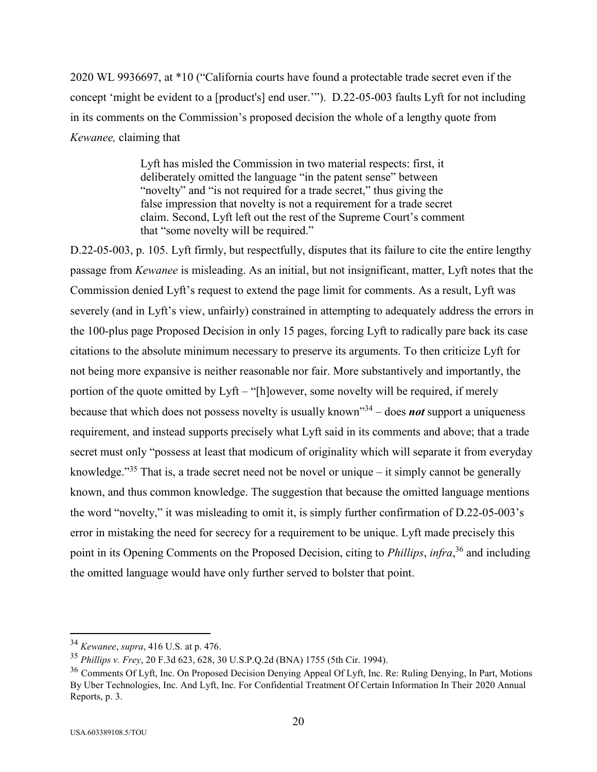2020 WL 9936697, at *10 ("California courts have found a protectable trade secret even if the concept 'might be evident to a [product's] end user.'"). D.22-05-003 faults Lyft for not including in its comments on the Commission's proposed decision the whole of a lengthy quote from *Kewanee,* claiming that

> Lyft has misled the Commission in two material respects: first, it deliberately omitted the language "in the patent sense" between "novelty" and "is not required for a trade secret," thus giving the false impression that novelty is not a requirement for a trade secret claim. Second, Lyft left out the rest of the Supreme Court's comment that "some novelty will be required."

D.22-05-003, p. 105. Lyft firmly, but respectfully, disputes that its failure to cite the entire lengthy passage from *Kewanee* is misleading. As an initial, but not insignificant, matter, Lyft notes that the Commission denied Lyft's request to extend the page limit for comments. As a result, Lyft was severely (and in Lyft's view, unfairly) constrained in attempting to adequately address the errors in the 100-plus page Proposed Decision in only 15 pages, forcing Lyft to radically pare back its case citations to the absolute minimum necessary to preserve its arguments. To then criticize Lyft for not being more expansive is neither reasonable nor fair. More substantively and importantly, the portion of the quote omitted by Lyft – "[h]owever, some novelty will be required, if merely because that which does not possess novelty is usually known"[34] – does ***not*** support a uniqueness requirement, and instead supports precisely what Lyft said in its comments and above; that a trade secret must only "possess at least that modicum of originality which will separate it from everyday knowledge."[35] That is, a trade secret need not be novel or unique – it simply cannot be generally known, and thus common knowledge. The suggestion that because the omitted language mentions the word "novelty," it was misleading to omit it, is simply further confirmation of D.22-05-003's error in mistaking the need for secrecy for a requirement to be unique. Lyft made precisely this point in its Opening Comments on the Proposed Decision, citing to *Phillips*, *infra*,[36] and including the omitted language would have only further served to bolster that point.

---

[34] *Kewanee*, *supra*, 416 U.S. at p. 476.

[35] *Phillips v. Frey*, 20 F.3d 623, 628, 30 U.S.P.Q.2d (BNA) 1755 (5th Cir. 1994).

[36] Comments Of Lyft, Inc. On Proposed Decision Denying Appeal Of Lyft, Inc. Re: Ruling Denying, In Part, Motions By Uber Technologies, Inc. And Lyft, Inc. For Confidential Treatment Of Certain Information In Their 2020 Annual Reports, p. 3.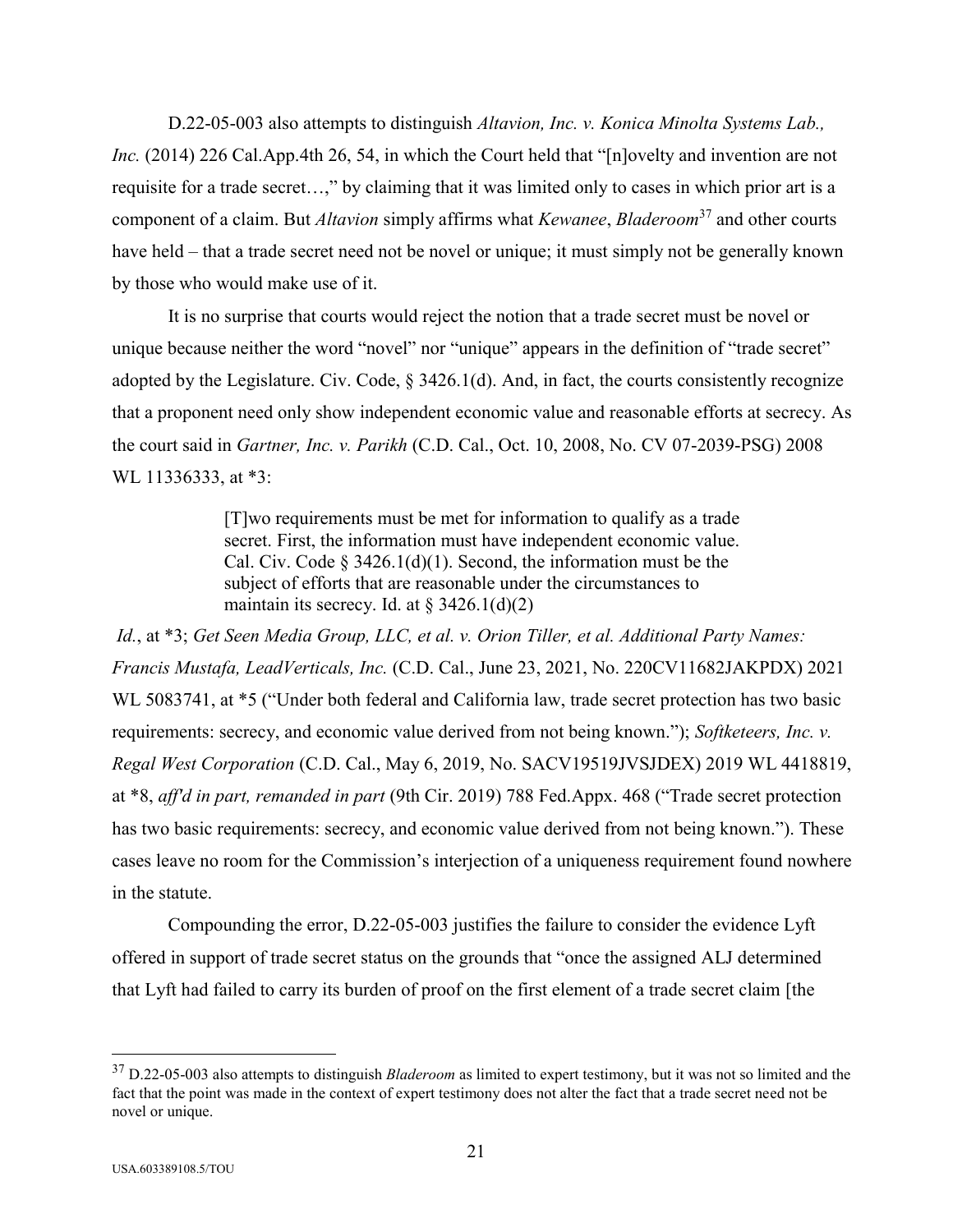D.22-05-003 also attempts to distinguish *Altavion, Inc. v. Konica Minolta Systems Lab., Inc.* (2014) 226 Cal.App.4th 26, 54, in which the Court held that "[n]ovelty and invention are not requisite for a trade secret…," by claiming that it was limited only to cases in which prior art is a component of a claim. But *Altavion* simply affirms what *Kewanee*, *Bladeroom*[37] and other courts have held – that a trade secret need not be novel or unique; it must simply not be generally known by those who would make use of it.

It is no surprise that courts would reject the notion that a trade secret must be novel or unique because neither the word "novel" nor "unique" appears in the definition of "trade secret" adopted by the Legislature. Civ. Code, § 3426.1(d). And, in fact, the courts consistently recognize that a proponent need only show independent economic value and reasonable efforts at secrecy. As the court said in *Gartner, Inc. v. Parikh* (C.D. Cal., Oct. 10, 2008, No. CV 07-2039-PSG) 2008 WL 11336333, at *3:

> [T]wo requirements must be met for information to qualify as a trade secret. First, the information must have independent economic value. Cal. Civ. Code § 3426.1(d)(1). Second, the information must be the subject of efforts that are reasonable under the circumstances to maintain its secrecy. Id. at § 3426.1(d)(2)

*Id.*, at *3; *Get Seen Media Group, LLC, et al. v. Orion Tiller, et al. Additional Party Names: Francis Mustafa, LeadVerticals, Inc.* (C.D. Cal., June 23, 2021, No. 220CV11682JAKPDX) 2021 WL 5083741, at *5 ("Under both federal and California law, trade secret protection has two basic requirements: secrecy, and economic value derived from not being known."); *Softketeers, Inc. v. Regal West Corporation* (C.D. Cal., May 6, 2019, No. SACV19519JVSJDEX) 2019 WL 4418819, at *8, *aff'd in part, remanded in part* (9th Cir. 2019) 788 Fed.Appx. 468 ("Trade secret protection has two basic requirements: secrecy, and economic value derived from not being known."). These cases leave no room for the Commission's interjection of a uniqueness requirement found nowhere in the statute.

Compounding the error, D.22-05-003 justifies the failure to consider the evidence Lyft offered in support of trade secret status on the grounds that "once the assigned ALJ determined that Lyft had failed to carry its burden of proof on the first element of a trade secret claim [the

[37] D.22-05-003 also attempts to distinguish *Bladeroom* as limited to expert testimony, but it was not so limited and the fact that the point was made in the context of expert testimony does not alter the fact that a trade secret need not be novel or unique.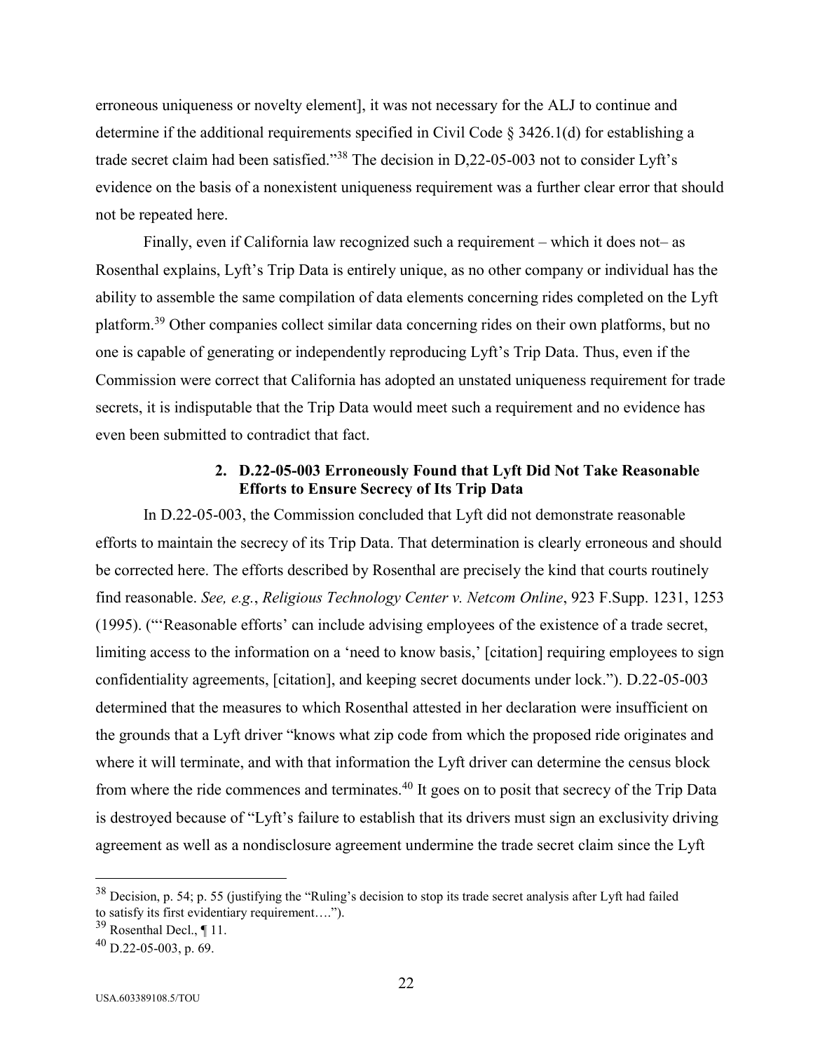erroneous uniqueness or novelty element], it was not necessary for the ALJ to continue and determine if the additional requirements specified in Civil Code § 3426.1(d) for establishing a trade secret claim had been satisfied."[38] The decision in D,22-05-003 not to consider Lyft's evidence on the basis of a nonexistent uniqueness requirement was a further clear error that should not be repeated here.

Finally, even if California law recognized such a requirement – which it does not– as Rosenthal explains, Lyft's Trip Data is entirely unique, as no other company or individual has the ability to assemble the same compilation of data elements concerning rides completed on the Lyft platform.[39] Other companies collect similar data concerning rides on their own platforms, but no one is capable of generating or independently reproducing Lyft's Trip Data. Thus, even if the Commission were correct that California has adopted an unstated uniqueness requirement for trade secrets, it is indisputable that the Trip Data would meet such a requirement and no evidence has even been submitted to contradict that fact.

### 2. D.22-05-003 Erroneously Found that Lyft Did Not Take Reasonable Efforts to Ensure Secrecy of Its Trip Data

In D.22-05-003, the Commission concluded that Lyft did not demonstrate reasonable efforts to maintain the secrecy of its Trip Data. That determination is clearly erroneous and should be corrected here. The efforts described by Rosenthal are precisely the kind that courts routinely find reasonable. *See, e.g.*, *Religious Technology Center v. Netcom Online*, 923 F.Supp. 1231, 1253 (1995). ("'Reasonable efforts' can include advising employees of the existence of a trade secret, limiting access to the information on a 'need to know basis,' [citation] requiring employees to sign confidentiality agreements, [citation], and keeping secret documents under lock."). D.22-05-003 determined that the measures to which Rosenthal attested in her declaration were insufficient on the grounds that a Lyft driver "knows what zip code from which the proposed ride originates and where it will terminate, and with that information the Lyft driver can determine the census block from where the ride commences and terminates.[40] It goes on to posit that secrecy of the Trip Data is destroyed because of "Lyft's failure to establish that its drivers must sign an exclusivity driving agreement as well as a nondisclosure agreement undermine the trade secret claim since the Lyft

---

[38] Decision, p. 54; p. 55 (justifying the "Ruling's decision to stop its trade secret analysis after Lyft had failed to satisfy its first evidentiary requirement….").

[39] Rosenthal Decl., ¶ 11.

[40] D.22-05-003, p. 69.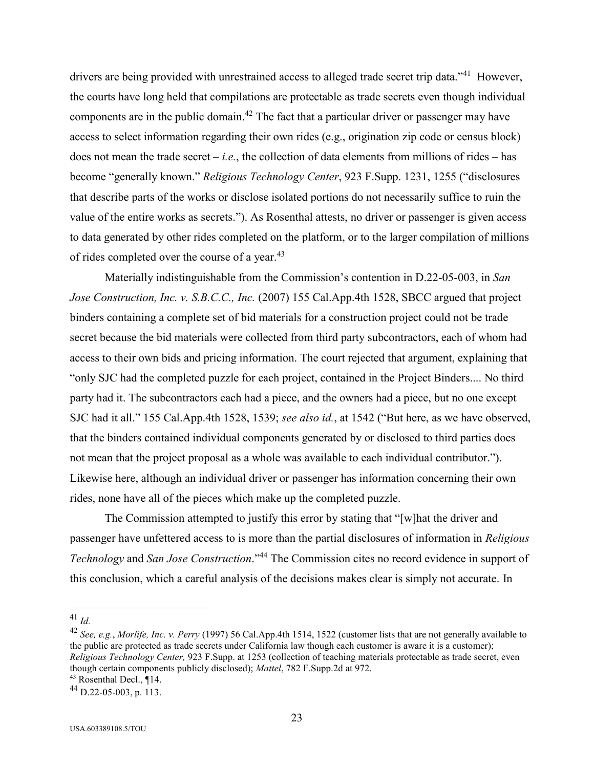drivers are being provided with unrestrained access to alleged trade secret trip data."[41] However, the courts have long held that compilations are protectable as trade secrets even though individual components are in the public domain.[42] The fact that a particular driver or passenger may have access to select information regarding their own rides (e.g., origination zip code or census block) does not mean the trade secret – *i.e.*, the collection of data elements from millions of rides – has become "generally known." *Religious Technology Center*, 923 F.Supp. 1231, 1255 ("disclosures that describe parts of the works or disclose isolated portions do not necessarily suffice to ruin the value of the entire works as secrets."). As Rosenthal attests, no driver or passenger is given access to data generated by other rides completed on the platform, or to the larger compilation of millions of rides completed over the course of a year.[43]

Materially indistinguishable from the Commission's contention in D.22-05-003, in *San Jose Construction, Inc. v. S.B.C.C., Inc.* (2007) 155 Cal.App.4th 1528, SBCC argued that project binders containing a complete set of bid materials for a construction project could not be trade secret because the bid materials were collected from third party subcontractors, each of whom had access to their own bids and pricing information. The court rejected that argument, explaining that "only SJC had the completed puzzle for each project, contained in the Project Binders.... No third party had it. The subcontractors each had a piece, and the owners had a piece, but no one except SJC had it all." 155 Cal.App.4th 1528, 1539; *see also id.*, at 1542 ("But here, as we have observed, that the binders contained individual components generated by or disclosed to third parties does not mean that the project proposal as a whole was available to each individual contributor."). Likewise here, although an individual driver or passenger has information concerning their own rides, none have all of the pieces which make up the completed puzzle.

The Commission attempted to justify this error by stating that "[w]hat the driver and passenger have unfettered access to is more than the partial disclosures of information in *Religious Technology* and *San Jose Construction*."[44] The Commission cites no record evidence in support of this conclusion, which a careful analysis of the decisions makes clear is simply not accurate. In

---

[41] *Id.*

[42] *See, e.g.*, *Morlife, Inc. v. Perry* (1997) 56 Cal.App.4th 1514, 1522 (customer lists that are not generally available to the public are protected as trade secrets under California law though each customer is aware it is a customer); *Religious Technology Center,* 923 F.Supp. at 1253 (collection of teaching materials protectable as trade secret, even though certain components publicly disclosed); *Mattel*, 782 F.Supp.2d at 972.

[43] Rosenthal Decl., ¶14.

[44] D.22-05-003, p. 113.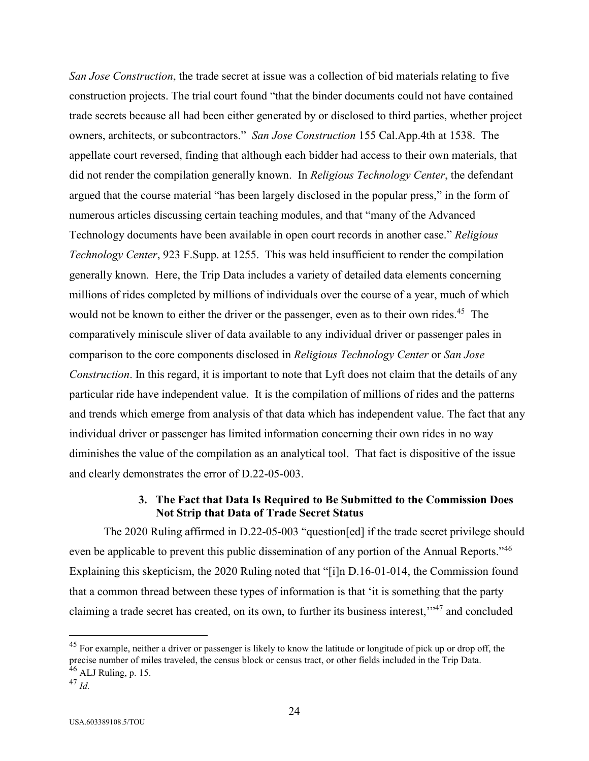*San Jose Construction*, the trade secret at issue was a collection of bid materials relating to five construction projects. The trial court found "that the binder documents could not have contained trade secrets because all had been either generated by or disclosed to third parties, whether project owners, architects, or subcontractors." *San Jose Construction* 155 Cal.App.4th at 1538. The appellate court reversed, finding that although each bidder had access to their own materials, that did not render the compilation generally known. In *Religious Technology Center*, the defendant argued that the course material "has been largely disclosed in the popular press," in the form of numerous articles discussing certain teaching modules, and that "many of the Advanced Technology documents have been available in open court records in another case." *Religious Technology Center*, 923 F.Supp. at 1255. This was held insufficient to render the compilation generally known. Here, the Trip Data includes a variety of detailed data elements concerning millions of rides completed by millions of individuals over the course of a year, much of which would not be known to either the driver or the passenger, even as to their own rides.[45] The comparatively miniscule sliver of data available to any individual driver or passenger pales in comparison to the core components disclosed in *Religious Technology Center* or *San Jose Construction*. In this regard, it is important to note that Lyft does not claim that the details of any particular ride have independent value. It is the compilation of millions of rides and the patterns and trends which emerge from analysis of that data which has independent value. The fact that any individual driver or passenger has limited information concerning their own rides in no way diminishes the value of the compilation as an analytical tool. That fact is dispositive of the issue and clearly demonstrates the error of D.22-05-003.

### 3. The Fact that Data Is Required to Be Submitted to the Commission Does Not Strip that Data of Trade Secret Status

The 2020 Ruling affirmed in D.22-05-003 "question[ed] if the trade secret privilege should even be applicable to prevent this public dissemination of any portion of the Annual Reports."[46] Explaining this skepticism, the 2020 Ruling noted that "[i]n D.16-01-014, the Commission found that a common thread between these types of information is that 'it is something that the party claiming a trade secret has created, on its own, to further its business interest,'"[47] and concluded

---

[45] For example, neither a driver or passenger is likely to know the latitude or longitude of pick up or drop off, the precise number of miles traveled, the census block or census tract, or other fields included in the Trip Data.

[46] ALJ Ruling, p. 15.

[47] *Id.*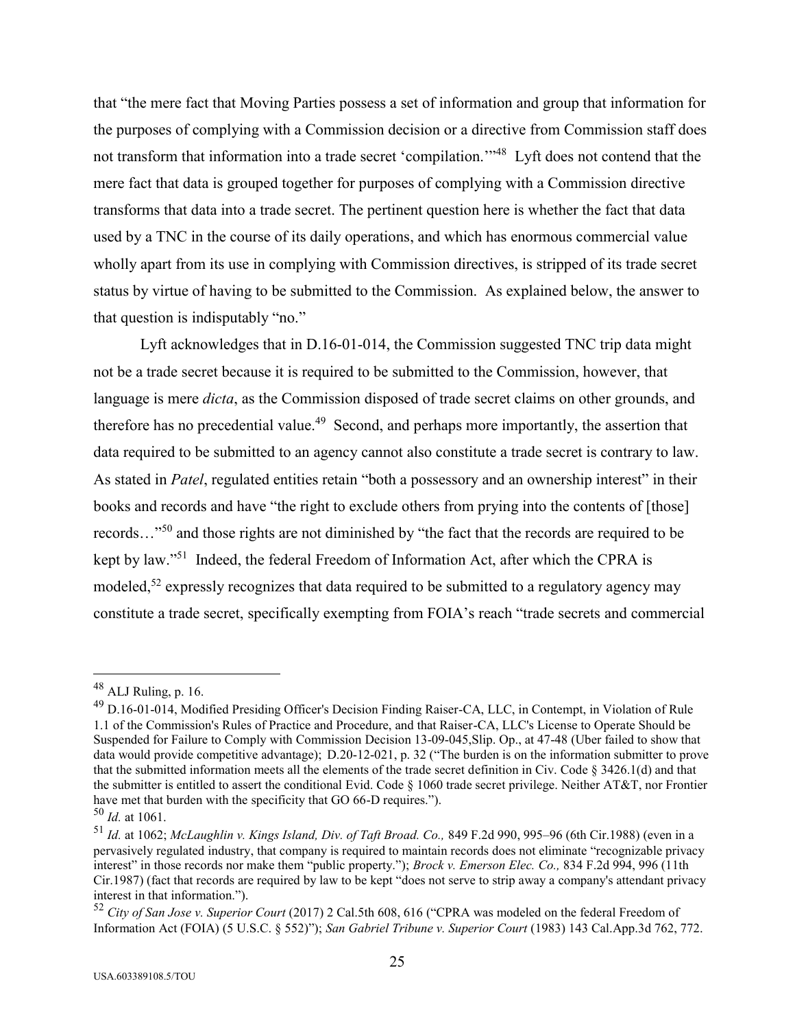that "the mere fact that Moving Parties possess a set of information and group that information for the purposes of complying with a Commission decision or a directive from Commission staff does not transform that information into a trade secret 'compilation.'"[48] Lyft does not contend that the mere fact that data is grouped together for purposes of complying with a Commission directive transforms that data into a trade secret. The pertinent question here is whether the fact that data used by a TNC in the course of its daily operations, and which has enormous commercial value wholly apart from its use in complying with Commission directives, is stripped of its trade secret status by virtue of having to be submitted to the Commission. As explained below, the answer to that question is indisputably "no."

Lyft acknowledges that in D.16-01-014, the Commission suggested TNC trip data might not be a trade secret because it is required to be submitted to the Commission, however, that language is mere *dicta*, as the Commission disposed of trade secret claims on other grounds, and therefore has no precedential value.[49] Second, and perhaps more importantly, the assertion that data required to be submitted to an agency cannot also constitute a trade secret is contrary to law. As stated in *Patel*, regulated entities retain "both a possessory and an ownership interest" in their books and records and have "the right to exclude others from prying into the contents of [those] records…"[50] and those rights are not diminished by "the fact that the records are required to be kept by law."[51] Indeed, the federal Freedom of Information Act, after which the CPRA is modeled,[52] expressly recognizes that data required to be submitted to a regulatory agency may constitute a trade secret, specifically exempting from FOIA's reach "trade secrets and commercial

---

[48] ALJ Ruling, p. 16.

[49] D.16-01-014, Modified Presiding Officer's Decision Finding Raiser-CA, LLC, in Contempt, in Violation of Rule 1.1 of the Commission's Rules of Practice and Procedure, and that Raiser-CA, LLC's License to Operate Should be Suspended for Failure to Comply with Commission Decision 13-09-045,Slip. Op., at 47-48 (Uber failed to show that data would provide competitive advantage); D.20-12-021, p. 32 ("The burden is on the information submitter to prove that the submitted information meets all the elements of the trade secret definition in Civ. Code § 3426.1(d) and that the submitter is entitled to assert the conditional Evid. Code § 1060 trade secret privilege. Neither AT&T, nor Frontier have met that burden with the specificity that GO 66-D requires.").

[50] *Id.* at 1061.

[51] *Id.* at 1062; *McLaughlin v. Kings Island, Div. of Taft Broad. Co.,* 849 F.2d 990, 995–96 (6th Cir.1988) (even in a pervasively regulated industry, that company is required to maintain records does not eliminate "recognizable privacy interest" in those records nor make them "public property."); *Brock v. Emerson Elec. Co.,* 834 F.2d 994, 996 (11th Cir.1987) (fact that records are required by law to be kept "does not serve to strip away a company's attendant privacy interest in that information.").

[52] *City of San Jose v. Superior Court* (2017) 2 Cal.5th 608, 616 ("CPRA was modeled on the federal Freedom of Information Act (FOIA) (5 U.S.C. § 552)"); *San Gabriel Tribune v. Superior Court* (1983) 143 Cal.App.3d 762, 772.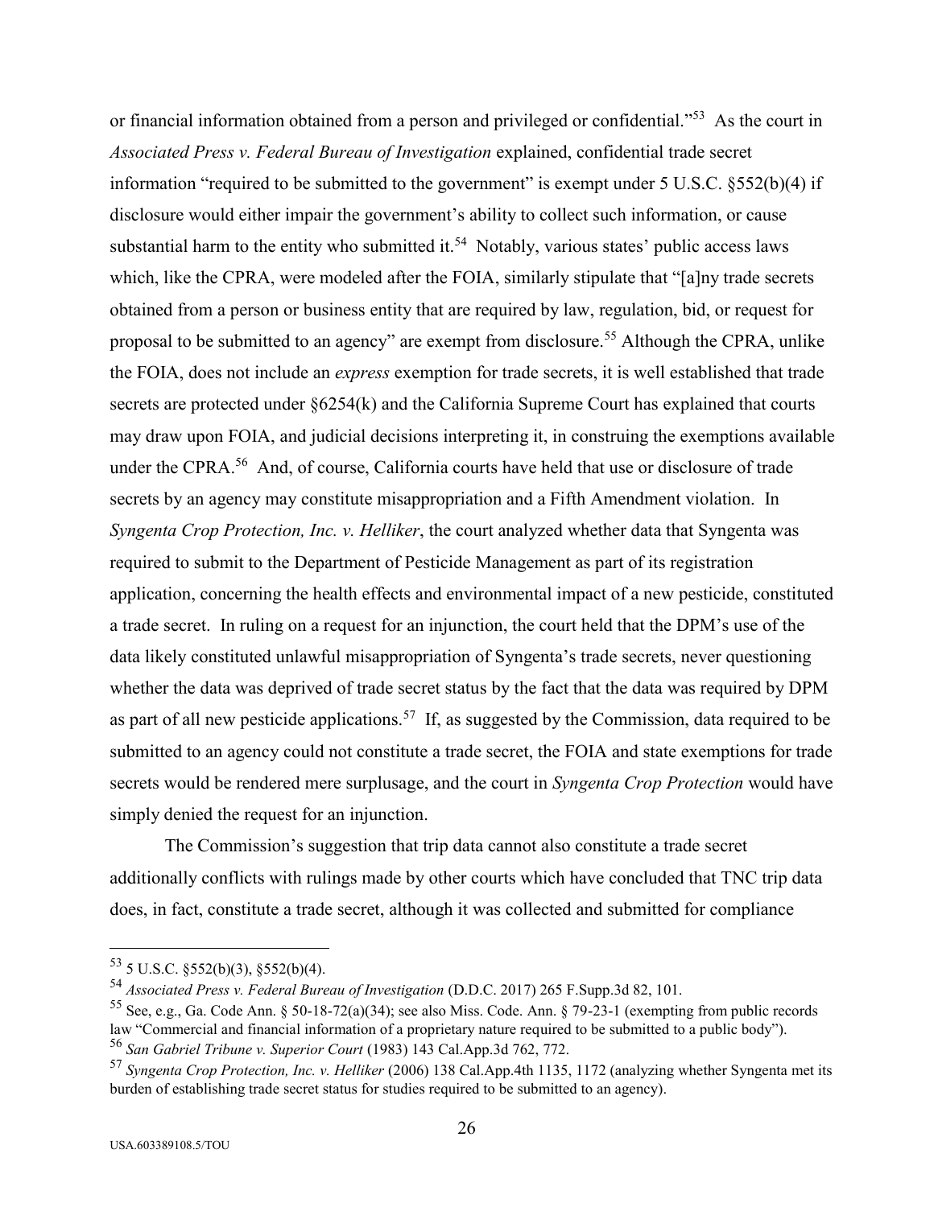or financial information obtained from a person and privileged or confidential."[53] As the court in *Associated Press v. Federal Bureau of Investigation* explained, confidential trade secret information "required to be submitted to the government" is exempt under 5 U.S.C. §552(b)(4) if disclosure would either impair the government's ability to collect such information, or cause substantial harm to the entity who submitted it.[54] Notably, various states' public access laws which, like the CPRA, were modeled after the FOIA, similarly stipulate that "[a]ny trade secrets obtained from a person or business entity that are required by law, regulation, bid, or request for proposal to be submitted to an agency" are exempt from disclosure.[55] Although the CPRA, unlike the FOIA, does not include an *express* exemption for trade secrets, it is well established that trade secrets are protected under §6254(k) and the California Supreme Court has explained that courts may draw upon FOIA, and judicial decisions interpreting it, in construing the exemptions available under the CPRA.[56] And, of course, California courts have held that use or disclosure of trade secrets by an agency may constitute misappropriation and a Fifth Amendment violation. In *Syngenta Crop Protection, Inc. v. Helliker*, the court analyzed whether data that Syngenta was required to submit to the Department of Pesticide Management as part of its registration application, concerning the health effects and environmental impact of a new pesticide, constituted a trade secret. In ruling on a request for an injunction, the court held that the DPM's use of the data likely constituted unlawful misappropriation of Syngenta's trade secrets, never questioning whether the data was deprived of trade secret status by the fact that the data was required by DPM as part of all new pesticide applications.[57] If, as suggested by the Commission, data required to be submitted to an agency could not constitute a trade secret, the FOIA and state exemptions for trade secrets would be rendered mere surplusage, and the court in *Syngenta Crop Protection* would have simply denied the request for an injunction.

The Commission's suggestion that trip data cannot also constitute a trade secret additionally conflicts with rulings made by other courts which have concluded that TNC trip data does, in fact, constitute a trade secret, although it was collected and submitted for compliance

---

[53] 5 U.S.C. §552(b)(3), §552(b)(4).

[54] *Associated Press v. Federal Bureau of Investigation* (D.D.C. 2017) 265 F.Supp.3d 82, 101.

[55] See, e.g., Ga. Code Ann. § 50-18-72(a)(34); see also Miss. Code. Ann. § 79-23-1 (exempting from public records law "Commercial and financial information of a proprietary nature required to be submitted to a public body").

[56] *San Gabriel Tribune v. Superior Court* (1983) 143 Cal.App.3d 762, 772.

[57] *Syngenta Crop Protection, Inc. v. Helliker* (2006) 138 Cal.App.4th 1135, 1172 (analyzing whether Syngenta met its burden of establishing trade secret status for studies required to be submitted to an agency).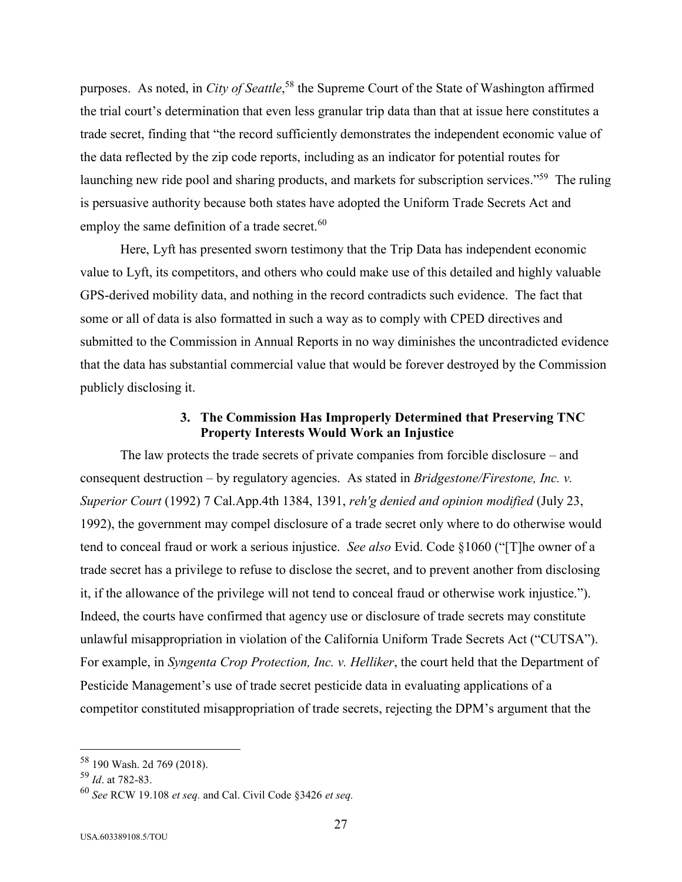purposes. As noted, in *City of Seattle*,[58] the Supreme Court of the State of Washington affirmed the trial court's determination that even less granular trip data than that at issue here constitutes a trade secret, finding that "the record sufficiently demonstrates the independent economic value of the data reflected by the zip code reports, including as an indicator for potential routes for launching new ride pool and sharing products, and markets for subscription services."[59] The ruling is persuasive authority because both states have adopted the Uniform Trade Secrets Act and employ the same definition of a trade secret.[60]

Here, Lyft has presented sworn testimony that the Trip Data has independent economic value to Lyft, its competitors, and others who could make use of this detailed and highly valuable GPS-derived mobility data, and nothing in the record contradicts such evidence. The fact that some or all of data is also formatted in such a way as to comply with CPED directives and submitted to the Commission in Annual Reports in no way diminishes the uncontradicted evidence that the data has substantial commercial value that would be forever destroyed by the Commission publicly disclosing it.

### 3. The Commission Has Improperly Determined that Preserving TNC Property Interests Would Work an Injustice

The law protects the trade secrets of private companies from forcible disclosure – and consequent destruction – by regulatory agencies. As stated in *Bridgestone/Firestone, Inc. v. Superior Court* (1992) 7 Cal.App.4th 1384, 1391, *reh'g denied and opinion modified* (July 23, 1992), the government may compel disclosure of a trade secret only where to do otherwise would tend to conceal fraud or work a serious injustice. *See also* Evid. Code §1060 ("[T]he owner of a trade secret has a privilege to refuse to disclose the secret, and to prevent another from disclosing it, if the allowance of the privilege will not tend to conceal fraud or otherwise work injustice."). Indeed, the courts have confirmed that agency use or disclosure of trade secrets may constitute unlawful misappropriation in violation of the California Uniform Trade Secrets Act ("CUTSA"). For example, in *Syngenta Crop Protection, Inc. v. Helliker*, the court held that the Department of Pesticide Management's use of trade secret pesticide data in evaluating applications of a competitor constituted misappropriation of trade secrets, rejecting the DPM's argument that the

---

[58] 190 Wash. 2d 769 (2018).

[59] *Id*. at 782-83.

[60] *See* RCW 19.108 *et seq.* and Cal. Civil Code §3426 *et seq.*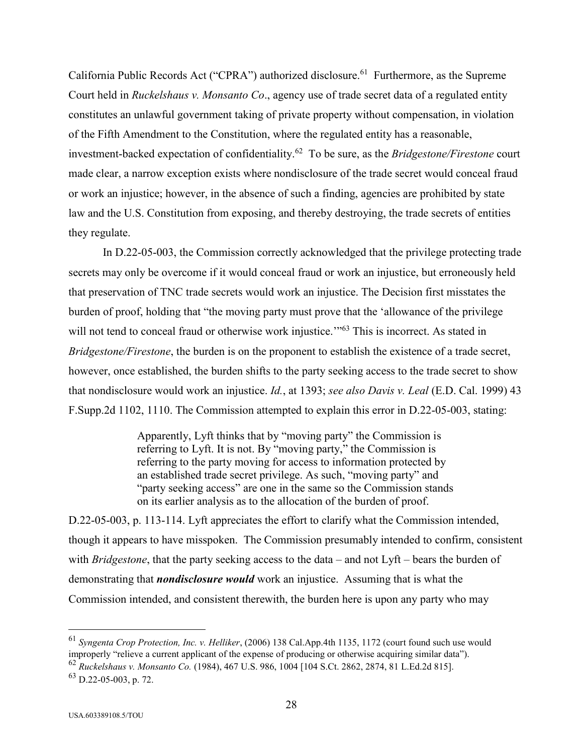California Public Records Act ("CPRA") authorized disclosure.[61] Furthermore, as the Supreme Court held in *Ruckelshaus v. Monsanto Co*., agency use of trade secret data of a regulated entity constitutes an unlawful government taking of private property without compensation, in violation of the Fifth Amendment to the Constitution, where the regulated entity has a reasonable, investment-backed expectation of confidentiality.[62] To be sure, as the *Bridgestone/Firestone* court made clear, a narrow exception exists where nondisclosure of the trade secret would conceal fraud or work an injustice; however, in the absence of such a finding, agencies are prohibited by state law and the U.S. Constitution from exposing, and thereby destroying, the trade secrets of entities they regulate.

In D.22-05-003, the Commission correctly acknowledged that the privilege protecting trade secrets may only be overcome if it would conceal fraud or work an injustice, but erroneously held that preservation of TNC trade secrets would work an injustice. The Decision first misstates the burden of proof, holding that "the moving party must prove that the 'allowance of the privilege will not tend to conceal fraud or otherwise work injustice.'"[63] This is incorrect. As stated in *Bridgestone/Firestone*, the burden is on the proponent to establish the existence of a trade secret, however, once established, the burden shifts to the party seeking access to the trade secret to show that nondisclosure would work an injustice. *Id.*, at 1393; *see also Davis v. Leal* (E.D. Cal. 1999) 43 F.Supp.2d 1102, 1110. The Commission attempted to explain this error in D.22-05-003, stating:

> Apparently, Lyft thinks that by "moving party" the Commission is referring to Lyft. It is not. By "moving party," the Commission is referring to the party moving for access to information protected by an established trade secret privilege. As such, "moving party" and "party seeking access" are one in the same so the Commission stands on its earlier analysis as to the allocation of the burden of proof.

D.22-05-003, p. 113-114. Lyft appreciates the effort to clarify what the Commission intended, though it appears to have misspoken. The Commission presumably intended to confirm, consistent with *Bridgestone*, that the party seeking access to the data – and not Lyft – bears the burden of demonstrating that ***nondisclosure would*** work an injustice. Assuming that is what the Commission intended, and consistent therewith, the burden here is upon any party who may

---

[61] *Syngenta Crop Protection, Inc. v. Helliker*, (2006) 138 Cal.App.4th 1135, 1172 (court found such use would improperly "relieve a current applicant of the expense of producing or otherwise acquiring similar data").

[62] *Ruckelshaus v. Monsanto Co.* (1984), 467 U.S. 986, 1004 [104 S.Ct. 2862, 2874, 81 L.Ed.2d 815].

[63] D.22-05-003, p. 72.

USA.603389108.5/TOU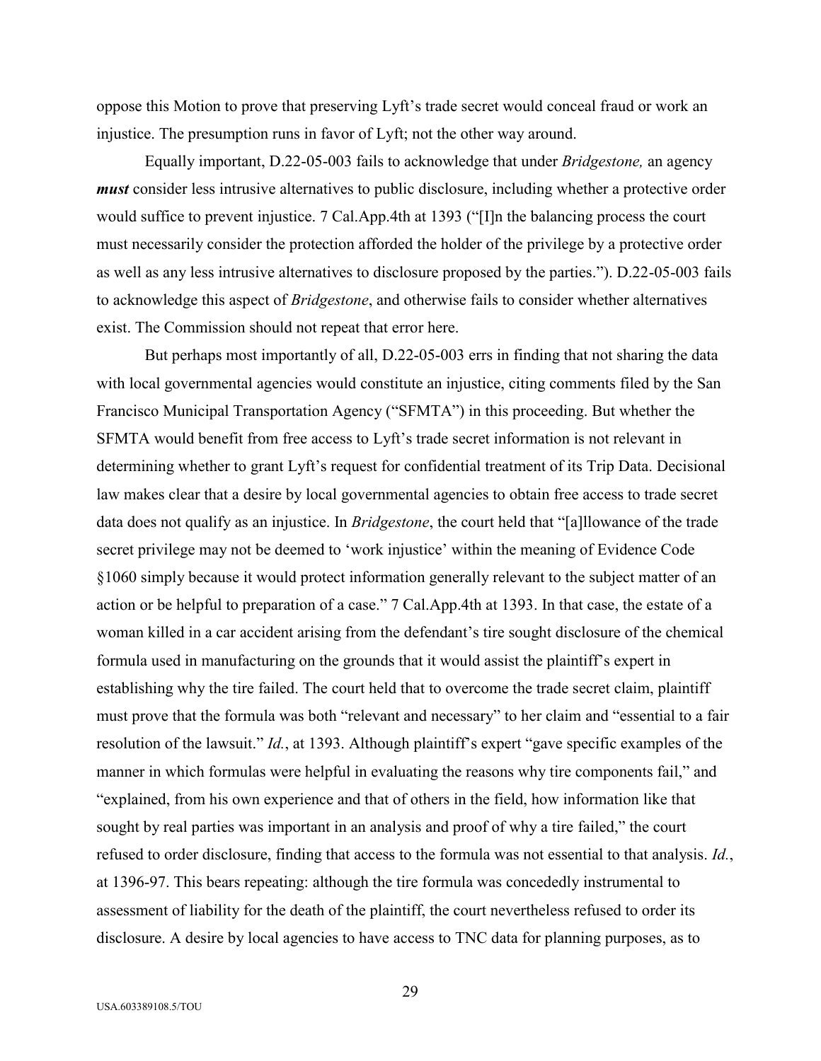oppose this Motion to prove that preserving Lyft's trade secret would conceal fraud or work an injustice. The presumption runs in favor of Lyft; not the other way around.

Equally important, D.22-05-003 fails to acknowledge that under *Bridgestone,* an agency ***must*** consider less intrusive alternatives to public disclosure, including whether a protective order would suffice to prevent injustice. 7 Cal.App.4th at 1393 ("[I]n the balancing process the court must necessarily consider the protection afforded the holder of the privilege by a protective order as well as any less intrusive alternatives to disclosure proposed by the parties."). D.22-05-003 fails to acknowledge this aspect of *Bridgestone*, and otherwise fails to consider whether alternatives exist. The Commission should not repeat that error here.

But perhaps most importantly of all, D.22-05-003 errs in finding that not sharing the data with local governmental agencies would constitute an injustice, citing comments filed by the San Francisco Municipal Transportation Agency ("SFMTA") in this proceeding. But whether the SFMTA would benefit from free access to Lyft's trade secret information is not relevant in determining whether to grant Lyft's request for confidential treatment of its Trip Data. Decisional law makes clear that a desire by local governmental agencies to obtain free access to trade secret data does not qualify as an injustice. In *Bridgestone*, the court held that "[a]llowance of the trade secret privilege may not be deemed to 'work injustice' within the meaning of Evidence Code §1060 simply because it would protect information generally relevant to the subject matter of an action or be helpful to preparation of a case." 7 Cal.App.4th at 1393. In that case, the estate of a woman killed in a car accident arising from the defendant's tire sought disclosure of the chemical formula used in manufacturing on the grounds that it would assist the plaintiff's expert in establishing why the tire failed. The court held that to overcome the trade secret claim, plaintiff must prove that the formula was both "relevant and necessary" to her claim and "essential to a fair resolution of the lawsuit." *Id.*, at 1393. Although plaintiff's expert "gave specific examples of the manner in which formulas were helpful in evaluating the reasons why tire components fail," and "explained, from his own experience and that of others in the field, how information like that sought by real parties was important in an analysis and proof of why a tire failed," the court refused to order disclosure, finding that access to the formula was not essential to that analysis. *Id.*, at 1396-97. This bears repeating: although the tire formula was concededly instrumental to assessment of liability for the death of the plaintiff, the court nevertheless refused to order its disclosure. A desire by local agencies to have access to TNC data for planning purposes, as to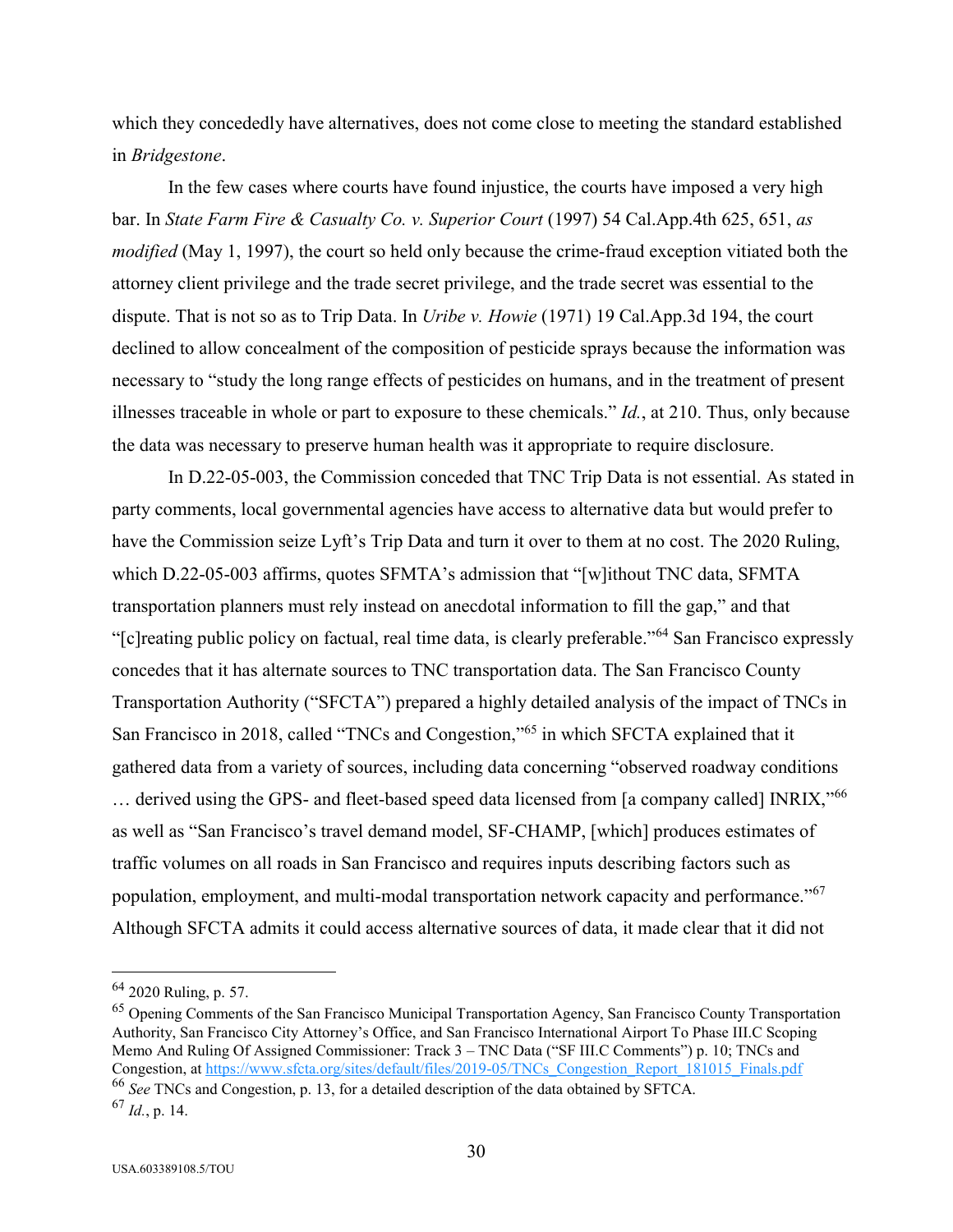which they concededly have alternatives, does not come close to meeting the standard established in *Bridgestone*.

In the few cases where courts have found injustice, the courts have imposed a very high bar. In *State Farm Fire & Casualty Co. v. Superior Court* (1997) 54 Cal.App.4th 625, 651, *as modified* (May 1, 1997), the court so held only because the crime-fraud exception vitiated both the attorney client privilege and the trade secret privilege, and the trade secret was essential to the dispute. That is not so as to Trip Data. In *Uribe v. Howie* (1971) 19 Cal.App.3d 194, the court declined to allow concealment of the composition of pesticide sprays because the information was necessary to "study the long range effects of pesticides on humans, and in the treatment of present illnesses traceable in whole or part to exposure to these chemicals." *Id.*, at 210. Thus, only because the data was necessary to preserve human health was it appropriate to require disclosure.

In D.22-05-003, the Commission conceded that TNC Trip Data is not essential. As stated in party comments, local governmental agencies have access to alternative data but would prefer to have the Commission seize Lyft's Trip Data and turn it over to them at no cost. The 2020 Ruling, which D.22-05-003 affirms, quotes SFMTA's admission that "[w]ithout TNC data, SFMTA transportation planners must rely instead on anecdotal information to fill the gap," and that "[c]reating public policy on factual, real time data, is clearly preferable."[64] San Francisco expressly concedes that it has alternate sources to TNC transportation data. The San Francisco County Transportation Authority ("SFCTA") prepared a highly detailed analysis of the impact of TNCs in San Francisco in 2018, called "TNCs and Congestion,"[65] in which SFCTA explained that it gathered data from a variety of sources, including data concerning "observed roadway conditions … derived using the GPS- and fleet-based speed data licensed from [a company called] INRIX,"[66] as well as "San Francisco's travel demand model, SF-CHAMP, [which] produces estimates of traffic volumes on all roads in San Francisco and requires inputs describing factors such as population, employment, and multi-modal transportation network capacity and performance."[67] Although SFCTA admits it could access alternative sources of data, it made clear that it did not

---

[64] 2020 Ruling, p. 57.

[65] Opening Comments of the San Francisco Municipal Transportation Agency, San Francisco County Transportation Authority, San Francisco City Attorney's Office, and San Francisco International Airport To Phase III.C Scoping Memo And Ruling Of Assigned Commissioner: Track 3 – TNC Data ("SF III.C Comments") p. 10; TNCs and Congestion, at https://www.sfcta.org/sites/default/files/2019-05/TNCs_Congestion_Report_181015_Finals.pdf

[66] *See* TNCs and Congestion, p. 13, for a detailed description of the data obtained by SFTCA.

[67] *Id.*, p. 14.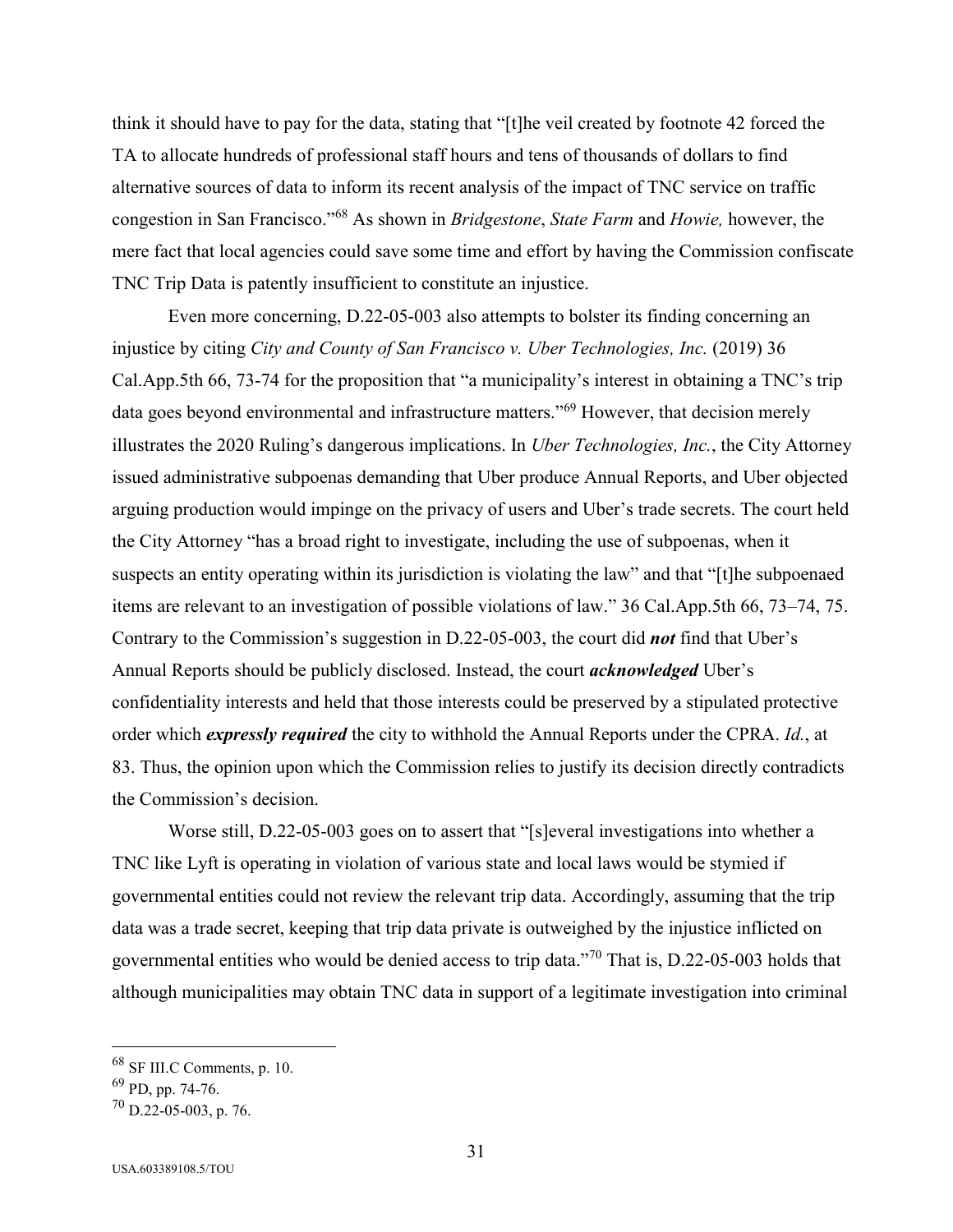think it should have to pay for the data, stating that "[t]he veil created by footnote 42 forced the TA to allocate hundreds of professional staff hours and tens of thousands of dollars to find alternative sources of data to inform its recent analysis of the impact of TNC service on traffic congestion in San Francisco."[68] As shown in *Bridgestone*, *State Farm* and *Howie,* however, the mere fact that local agencies could save some time and effort by having the Commission confiscate TNC Trip Data is patently insufficient to constitute an injustice.

Even more concerning, D.22-05-003 also attempts to bolster its finding concerning an injustice by citing *City and County of San Francisco v. Uber Technologies, Inc.* (2019) 36 Cal.App.5th 66, 73-74 for the proposition that "a municipality's interest in obtaining a TNC's trip data goes beyond environmental and infrastructure matters."[69] However, that decision merely illustrates the 2020 Ruling's dangerous implications. In *Uber Technologies, Inc.*, the City Attorney issued administrative subpoenas demanding that Uber produce Annual Reports, and Uber objected arguing production would impinge on the privacy of users and Uber's trade secrets. The court held the City Attorney "has a broad right to investigate, including the use of subpoenas, when it suspects an entity operating within its jurisdiction is violating the law" and that "[t]he subpoenaed items are relevant to an investigation of possible violations of law." 36 Cal.App.5th 66, 73–74, 75. Contrary to the Commission's suggestion in D.22-05-003, the court did ***not*** find that Uber's Annual Reports should be publicly disclosed. Instead, the court ***acknowledged*** Uber's confidentiality interests and held that those interests could be preserved by a stipulated protective order which ***expressly required*** the city to withhold the Annual Reports under the CPRA. *Id.*, at 83. Thus, the opinion upon which the Commission relies to justify its decision directly contradicts the Commission's decision.

Worse still, D.22-05-003 goes on to assert that "[s]everal investigations into whether a TNC like Lyft is operating in violation of various state and local laws would be stymied if governmental entities could not review the relevant trip data. Accordingly, assuming that the trip data was a trade secret, keeping that trip data private is outweighed by the injustice inflicted on governmental entities who would be denied access to trip data."[70] That is, D.22-05-003 holds that although municipalities may obtain TNC data in support of a legitimate investigation into criminal

[68] SF III.C Comments, p. 10.

[69] PD, pp. 74-76.

[70] D.22-05-003, p. 76.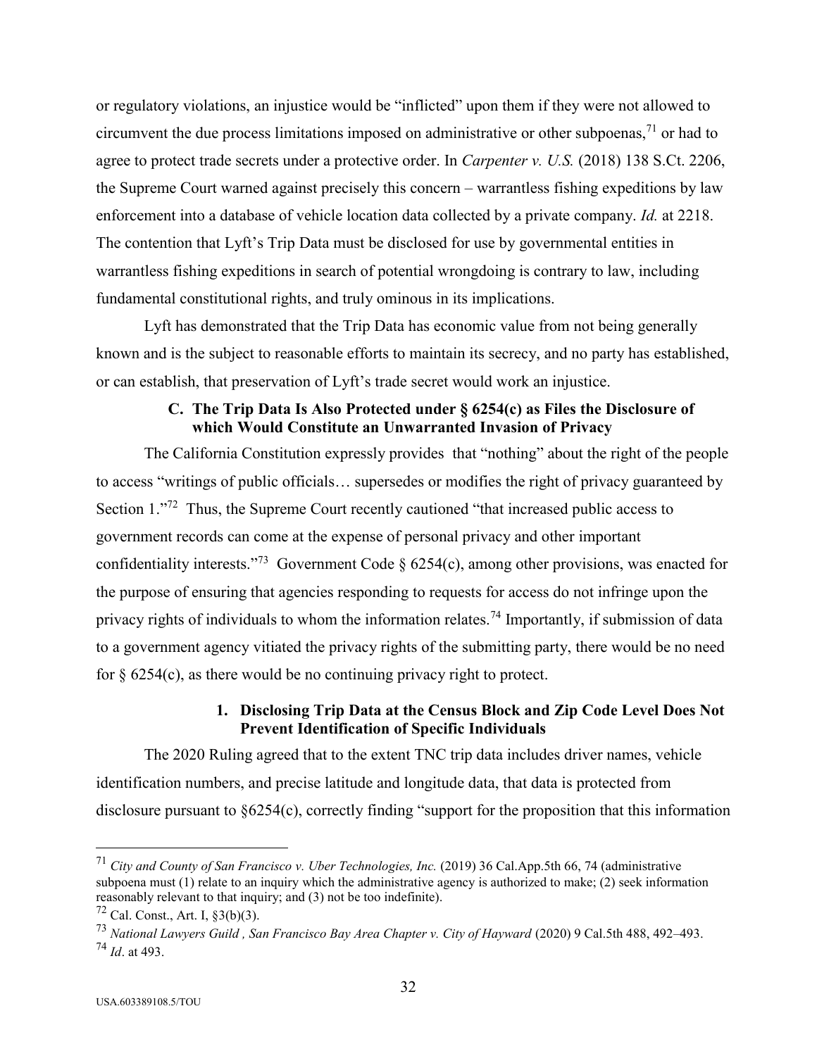or regulatory violations, an injustice would be "inflicted" upon them if they were not allowed to circumvent the due process limitations imposed on administrative or other subpoenas,[71] or had to agree to protect trade secrets under a protective order. In *Carpenter v. U.S.* (2018) 138 S.Ct. 2206, the Supreme Court warned against precisely this concern – warrantless fishing expeditions by law enforcement into a database of vehicle location data collected by a private company. *Id.* at 2218. The contention that Lyft's Trip Data must be disclosed for use by governmental entities in warrantless fishing expeditions in search of potential wrongdoing is contrary to law, including fundamental constitutional rights, and truly ominous in its implications.

Lyft has demonstrated that the Trip Data has economic value from not being generally known and is the subject to reasonable efforts to maintain its secrecy, and no party has established, or can establish, that preservation of Lyft's trade secret would work an injustice.

### C. The Trip Data Is Also Protected under § 6254(c) as Files the Disclosure of which Would Constitute an Unwarranted Invasion of Privacy

The California Constitution expressly provides that "nothing" about the right of the people to access "writings of public officials… supersedes or modifies the right of privacy guaranteed by Section 1."[72] Thus, the Supreme Court recently cautioned "that increased public access to government records can come at the expense of personal privacy and other important confidentiality interests."[73] Government Code § 6254(c), among other provisions, was enacted for the purpose of ensuring that agencies responding to requests for access do not infringe upon the privacy rights of individuals to whom the information relates.[74] Importantly, if submission of data to a government agency vitiated the privacy rights of the submitting party, there would be no need for § 6254(c), as there would be no continuing privacy right to protect.

#### 1. Disclosing Trip Data at the Census Block and Zip Code Level Does Not Prevent Identification of Specific Individuals

The 2020 Ruling agreed that to the extent TNC trip data includes driver names, vehicle identification numbers, and precise latitude and longitude data, that data is protected from disclosure pursuant to §6254(c), correctly finding "support for the proposition that this information

---

[71] *City and County of San Francisco v. Uber Technologies, Inc.* (2019) 36 Cal.App.5th 66, 74 (administrative subpoena must (1) relate to an inquiry which the administrative agency is authorized to make; (2) seek information reasonably relevant to that inquiry; and (3) not be too indefinite).

[72] Cal. Const., Art. I, §3(b)(3).

[73] *National Lawyers Guild , San Francisco Bay Area Chapter v. City of Hayward* (2020) 9 Cal.5th 488, 492–493.

[74] *Id*. at 493.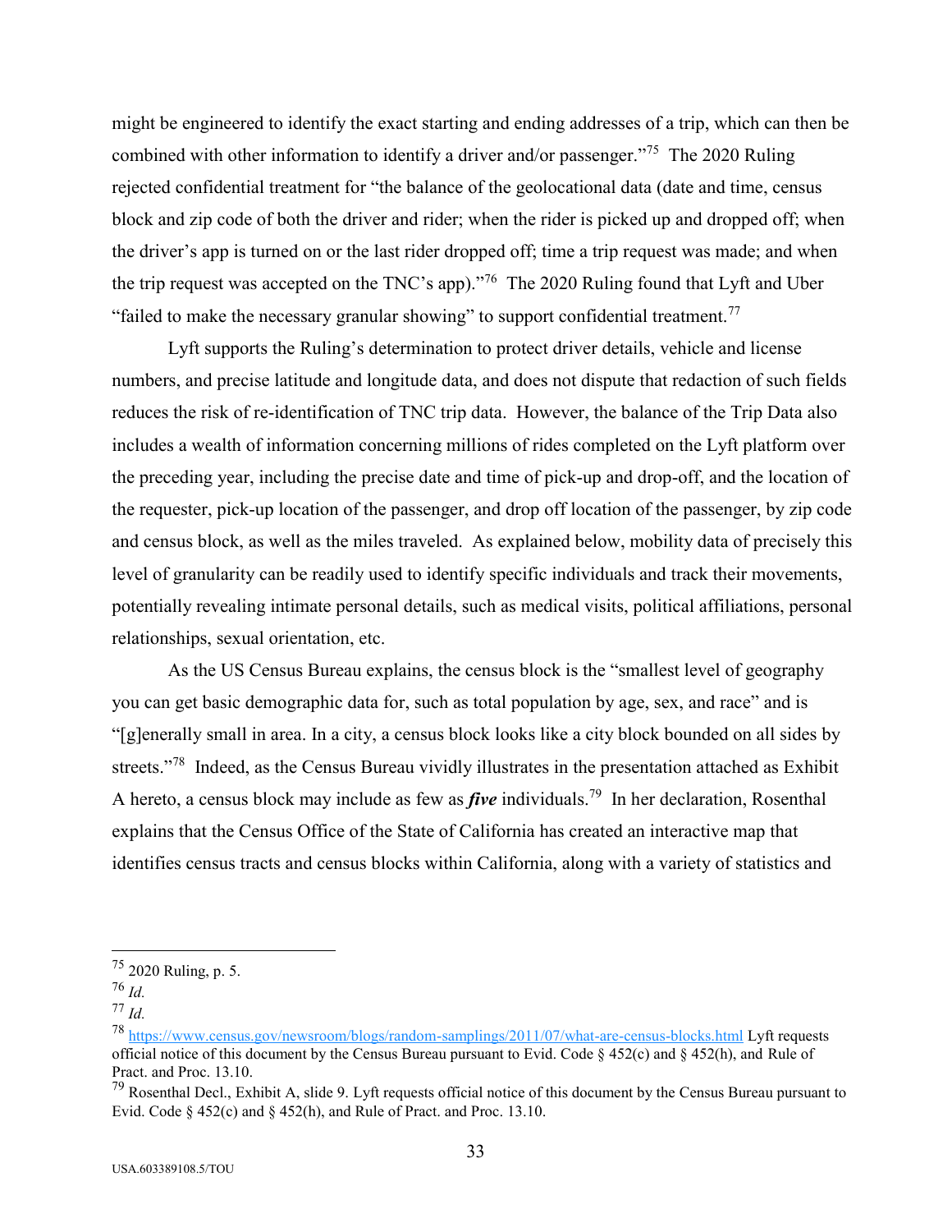might be engineered to identify the exact starting and ending addresses of a trip, which can then be combined with other information to identify a driver and/or passenger."[75] The 2020 Ruling rejected confidential treatment for "the balance of the geolocational data (date and time, census block and zip code of both the driver and rider; when the rider is picked up and dropped off; when the driver's app is turned on or the last rider dropped off; time a trip request was made; and when the trip request was accepted on the TNC's app)."[76] The 2020 Ruling found that Lyft and Uber "failed to make the necessary granular showing" to support confidential treatment.[77]

Lyft supports the Ruling's determination to protect driver details, vehicle and license numbers, and precise latitude and longitude data, and does not dispute that redaction of such fields reduces the risk of re-identification of TNC trip data. However, the balance of the Trip Data also includes a wealth of information concerning millions of rides completed on the Lyft platform over the preceding year, including the precise date and time of pick-up and drop-off, and the location of the requester, pick-up location of the passenger, and drop off location of the passenger, by zip code and census block, as well as the miles traveled. As explained below, mobility data of precisely this level of granularity can be readily used to identify specific individuals and track their movements, potentially revealing intimate personal details, such as medical visits, political affiliations, personal relationships, sexual orientation, etc.

As the US Census Bureau explains, the census block is the "smallest level of geography you can get basic demographic data for, such as total population by age, sex, and race" and is "[g]enerally small in area. In a city, a census block looks like a city block bounded on all sides by streets."[78] Indeed, as the Census Bureau vividly illustrates in the presentation attached as Exhibit A hereto, a census block may include as few as ***five*** individuals.[79] In her declaration, Rosenthal explains that the Census Office of the State of California has created an interactive map that identifies census tracts and census blocks within California, along with a variety of statistics and

---

[75] 2020 Ruling, p. 5.

[76] *Id.*

[77] *Id.*

[78] https://www.census.gov/newsroom/blogs/random-samplings/2011/07/what-are-census-blocks.html Lyft requests official notice of this document by the Census Bureau pursuant to Evid. Code § 452(c) and § 452(h), and Rule of Pract. and Proc. 13.10.

[79] Rosenthal Decl., Exhibit A, slide 9. Lyft requests official notice of this document by the Census Bureau pursuant to Evid. Code § 452(c) and § 452(h), and Rule of Pract. and Proc. 13.10.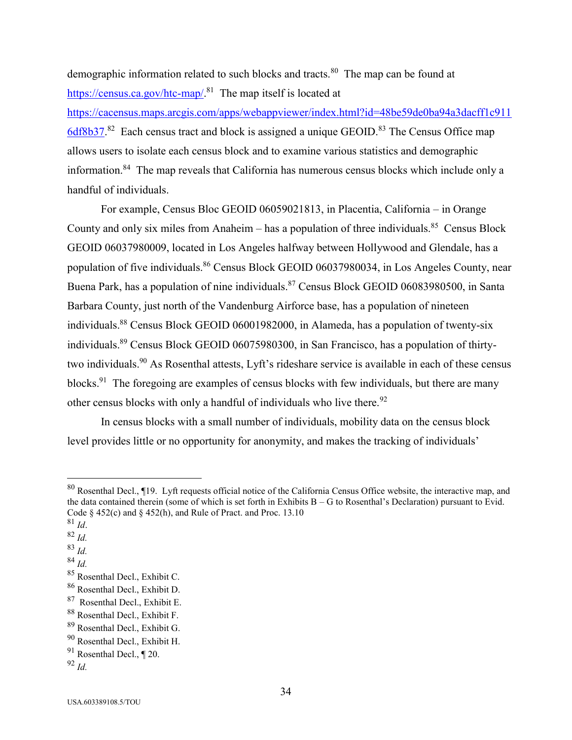demographic information related to such blocks and tracts.[80] The map can be found at https://census.ca.gov/htc-map/.[81] The map itself is located at https://cacensus.maps.arcgis.com/apps/webappviewer/index.html?id=48be59de0ba94a3dacff1c9116df8b37.[82] Each census tract and block is assigned a unique GEOID.[83] The Census Office map allows users to isolate each census block and to examine various statistics and demographic information.[84] The map reveals that California has numerous census blocks which include only a handful of individuals.

For example, Census Bloc GEOID 06059021813, in Placentia, California – in Orange County and only six miles from Anaheim – has a population of three individuals.[85] Census Block GEOID 06037980009, located in Los Angeles halfway between Hollywood and Glendale, has a population of five individuals.[86] Census Block GEOID 06037980034, in Los Angeles County, near Buena Park, has a population of nine individuals.[87] Census Block GEOID 06083980500, in Santa Barbara County, just north of the Vandenburg Airforce base, has a population of nineteen individuals.[88] Census Block GEOID 06001982000, in Alameda, has a population of twenty-six individuals.[89] Census Block GEOID 06075980300, in San Francisco, has a population of thirty-two individuals.[90] As Rosenthal attests, Lyft's rideshare service is available in each of these census blocks.[91] The foregoing are examples of census blocks with few individuals, but there are many other census blocks with only a handful of individuals who live there.[92]

In census blocks with a small number of individuals, mobility data on the census block level provides little or no opportunity for anonymity, and makes the tracking of individuals'

---

[80] Rosenthal Decl., ¶19. Lyft requests official notice of the California Census Office website, the interactive map, and the data contained therein (some of which is set forth in Exhibits B – G to Rosenthal's Declaration) pursuant to Evid. Code § 452(c) and § 452(h), and Rule of Pract. and Proc. 13.10

[81] *Id*.

[82] *Id.*

[83] *Id.*

[84] *Id.*

[85] Rosenthal Decl., Exhibit C.

[86] Rosenthal Decl., Exhibit D.

[87] Rosenthal Decl., Exhibit E.

[88] Rosenthal Decl., Exhibit F.

[89] Rosenthal Decl., Exhibit G.

[90] Rosenthal Decl., Exhibit H.

[91] Rosenthal Decl., ¶ 20.

[92] *Id.*

USA.603389108.5/TOU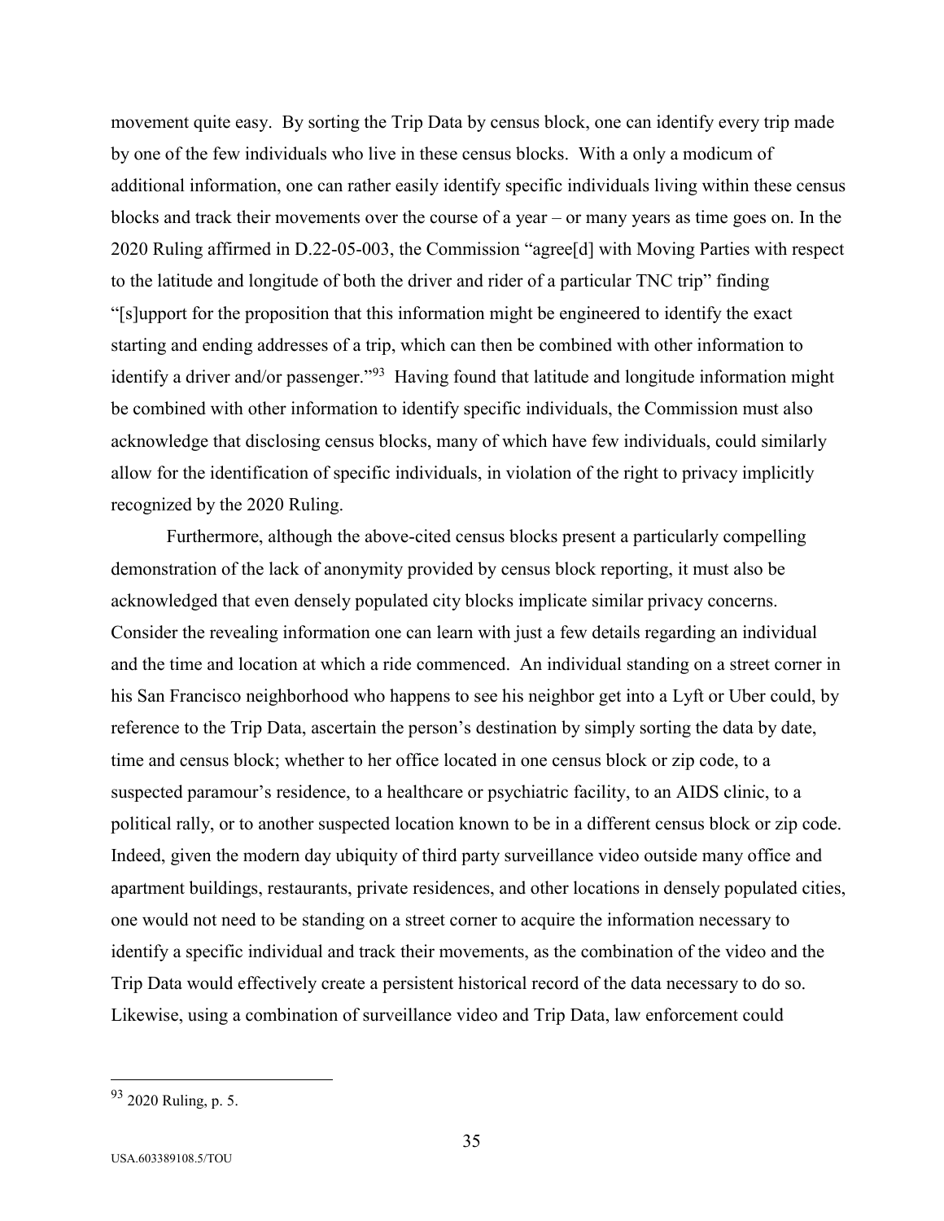movement quite easy. By sorting the Trip Data by census block, one can identify every trip made by one of the few individuals who live in these census blocks. With a only a modicum of additional information, one can rather easily identify specific individuals living within these census blocks and track their movements over the course of a year – or many years as time goes on. In the 2020 Ruling affirmed in D.22-05-003, the Commission "agree[d] with Moving Parties with respect to the latitude and longitude of both the driver and rider of a particular TNC trip" finding "[s]upport for the proposition that this information might be engineered to identify the exact starting and ending addresses of a trip, which can then be combined with other information to identify a driver and/or passenger."[93] Having found that latitude and longitude information might be combined with other information to identify specific individuals, the Commission must also acknowledge that disclosing census blocks, many of which have few individuals, could similarly allow for the identification of specific individuals, in violation of the right to privacy implicitly recognized by the 2020 Ruling.

Furthermore, although the above-cited census blocks present a particularly compelling demonstration of the lack of anonymity provided by census block reporting, it must also be acknowledged that even densely populated city blocks implicate similar privacy concerns. Consider the revealing information one can learn with just a few details regarding an individual and the time and location at which a ride commenced. An individual standing on a street corner in his San Francisco neighborhood who happens to see his neighbor get into a Lyft or Uber could, by reference to the Trip Data, ascertain the person's destination by simply sorting the data by date, time and census block; whether to her office located in one census block or zip code, to a suspected paramour's residence, to a healthcare or psychiatric facility, to an AIDS clinic, to a political rally, or to another suspected location known to be in a different census block or zip code. Indeed, given the modern day ubiquity of third party surveillance video outside many office and apartment buildings, restaurants, private residences, and other locations in densely populated cities, one would not need to be standing on a street corner to acquire the information necessary to identify a specific individual and track their movements, as the combination of the video and the Trip Data would effectively create a persistent historical record of the data necessary to do so. Likewise, using a combination of surveillance video and Trip Data, law enforcement could

---

[93] 2020 Ruling, p. 5.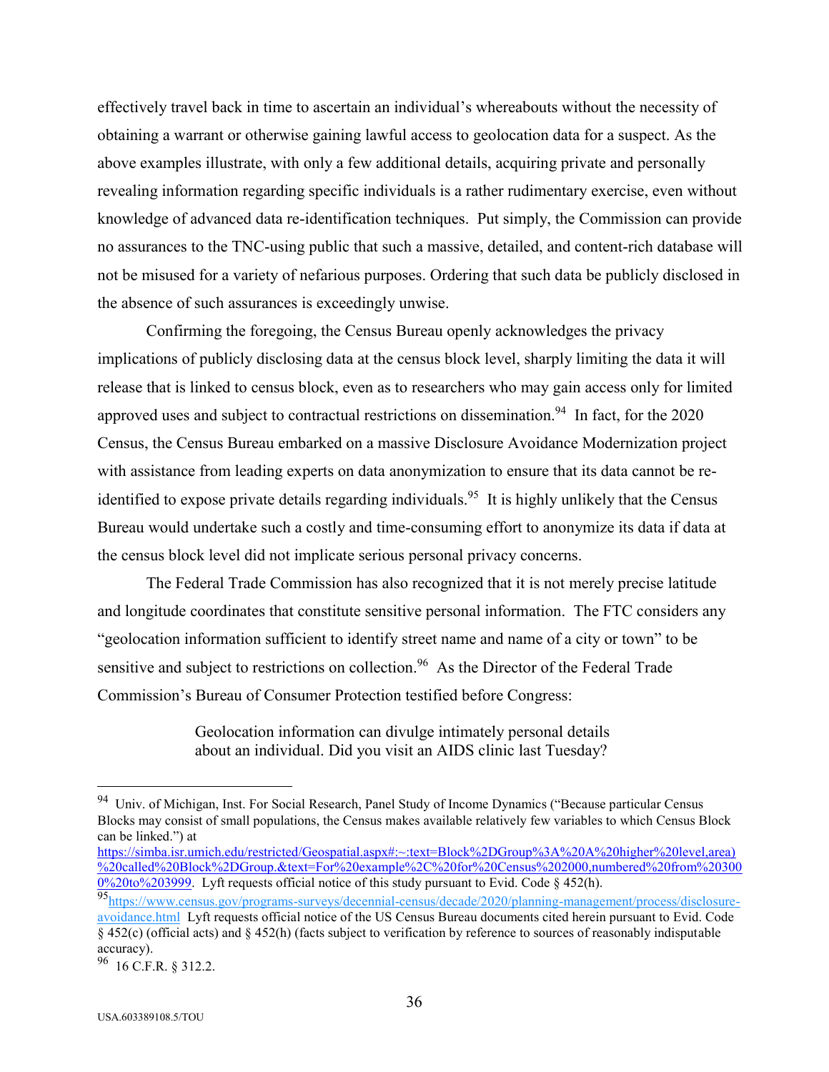effectively travel back in time to ascertain an individual's whereabouts without the necessity of obtaining a warrant or otherwise gaining lawful access to geolocation data for a suspect. As the above examples illustrate, with only a few additional details, acquiring private and personally revealing information regarding specific individuals is a rather rudimentary exercise, even without knowledge of advanced data re-identification techniques. Put simply, the Commission can provide no assurances to the TNC-using public that such a massive, detailed, and content-rich database will not be misused for a variety of nefarious purposes. Ordering that such data be publicly disclosed in the absence of such assurances is exceedingly unwise.

Confirming the foregoing, the Census Bureau openly acknowledges the privacy implications of publicly disclosing data at the census block level, sharply limiting the data it will release that is linked to census block, even as to researchers who may gain access only for limited approved uses and subject to contractual restrictions on dissemination.[94] In fact, for the 2020 Census, the Census Bureau embarked on a massive Disclosure Avoidance Modernization project with assistance from leading experts on data anonymization to ensure that its data cannot be re-identified to expose private details regarding individuals.[95] It is highly unlikely that the Census Bureau would undertake such a costly and time-consuming effort to anonymize its data if data at the census block level did not implicate serious personal privacy concerns.

The Federal Trade Commission has also recognized that it is not merely precise latitude and longitude coordinates that constitute sensitive personal information. The FTC considers any "geolocation information sufficient to identify street name and name of a city or town" to be sensitive and subject to restrictions on collection.[96] As the Director of the Federal Trade Commission's Bureau of Consumer Protection testified before Congress:

> Geolocation information can divulge intimately personal details about an individual. Did you visit an AIDS clinic last Tuesday?

---

[94] Univ. of Michigan, Inst. For Social Research, Panel Study of Income Dynamics ("Because particular Census Blocks may consist of small populations, the Census makes available relatively few variables to which Census Block can be linked.") at https://simba.isr.umich.edu/restricted/Geospatial.aspx#:~:text=Block%2DGroup%3A%20A%20higher%20level,area)%20called%20Block%2DGroup.&text=For%20example%2C%20for%20Census%202000,numbered%20from%203000%20to%203999. Lyft requests official notice of this study pursuant to Evid. Code § 452(h).

[95] https://www.census.gov/programs-surveys/decennial-census/decade/2020/planning-management/process/disclosure-avoidance.html Lyft requests official notice of the US Census Bureau documents cited herein pursuant to Evid. Code § 452(c) (official acts) and § 452(h) (facts subject to verification by reference to sources of reasonably indisputable accuracy).

[96] 16 C.F.R. § 312.2.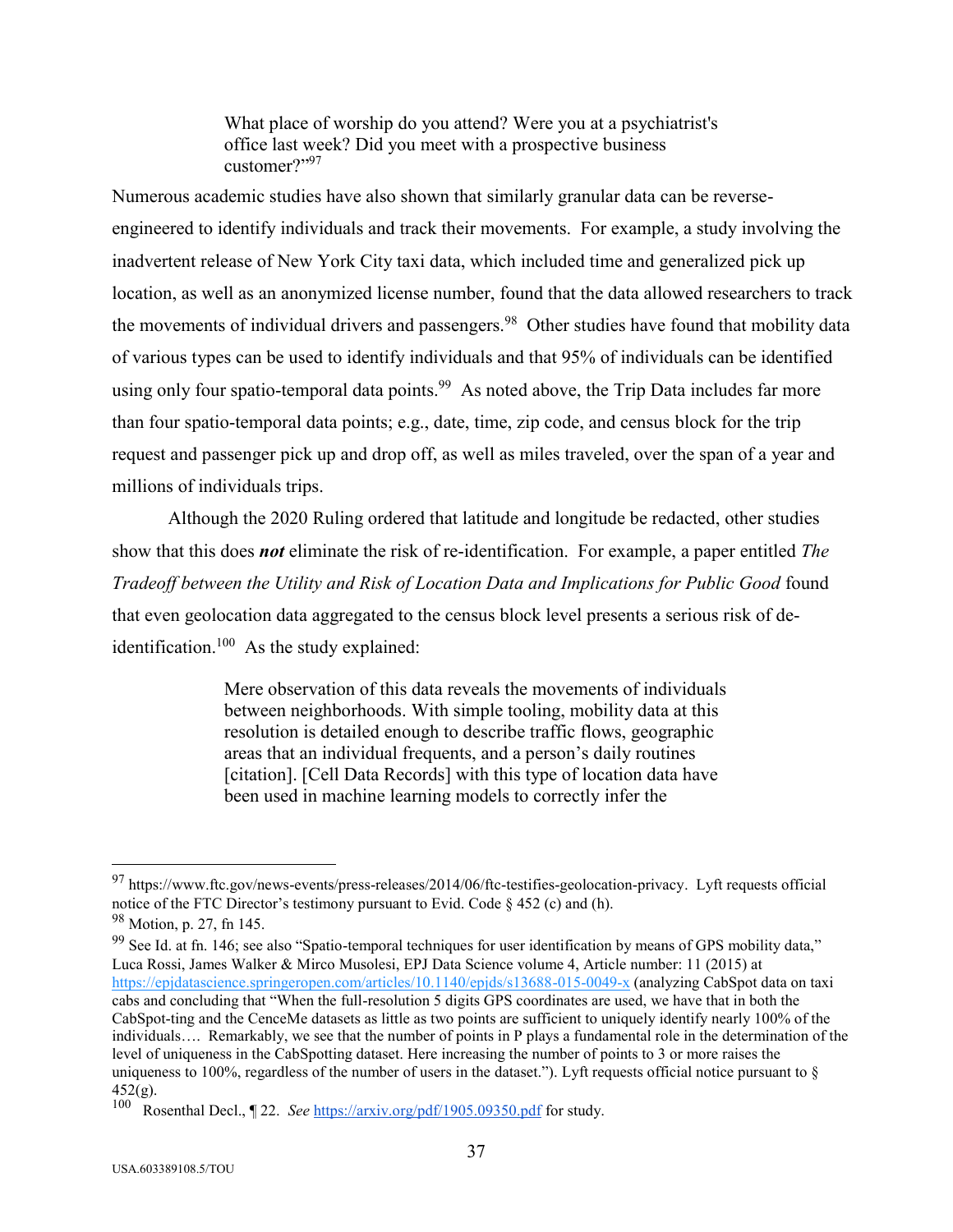> What place of worship do you attend? Were you at a psychiatrist's office last week? Did you meet with a prospective business customer?"[97]

Numerous academic studies have also shown that similarly granular data can be reverse-engineered to identify individuals and track their movements. For example, a study involving the inadvertent release of New York City taxi data, which included time and generalized pick up location, as well as an anonymized license number, found that the data allowed researchers to track the movements of individual drivers and passengers.[98] Other studies have found that mobility data of various types can be used to identify individuals and that 95% of individuals can be identified using only four spatio-temporal data points.[99] As noted above, the Trip Data includes far more than four spatio-temporal data points; e.g., date, time, zip code, and census block for the trip request and passenger pick up and drop off, as well as miles traveled, over the span of a year and millions of individuals trips.

Although the 2020 Ruling ordered that latitude and longitude be redacted, other studies show that this does ***not*** eliminate the risk of re-identification. For example, a paper entitled *The Tradeoff between the Utility and Risk of Location Data and Implications for Public Good* found that even geolocation data aggregated to the census block level presents a serious risk of de-identification.[100] As the study explained:

> Mere observation of this data reveals the movements of individuals between neighborhoods. With simple tooling, mobility data at this resolution is detailed enough to describe traffic flows, geographic areas that an individual frequents, and a person's daily routines [citation]. [Cell Data Records] with this type of location data have been used in machine learning models to correctly infer the

---

[97] https://www.ftc.gov/news-events/press-releases/2014/06/ftc-testifies-geolocation-privacy. Lyft requests official notice of the FTC Director's testimony pursuant to Evid. Code § 452 (c) and (h).

[98] Motion, p. 27, fn 145.

[99] See Id. at fn. 146; see also "Spatio-temporal techniques for user identification by means of GPS mobility data," Luca Rossi, James Walker & Mirco Musolesi, EPJ Data Science volume 4, Article number: 11 (2015) at https://epjdatascience.springeropen.com/articles/10.1140/epjds/s13688-015-0049-x (analyzing CabSpot data on taxi cabs and concluding that "When the full-resolution 5 digits GPS coordinates are used, we have that in both the CabSpot-ting and the CenceMe datasets as little as two points are sufficient to uniquely identify nearly 100% of the individuals…. Remarkably, we see that the number of points in P plays a fundamental role in the determination of the level of uniqueness in the CabSpotting dataset. Here increasing the number of points to 3 or more raises the uniqueness to 100%, regardless of the number of users in the dataset."). Lyft requests official notice pursuant to § 452(g).

[100] Rosenthal Decl., ¶ 22. *See* https://arxiv.org/pdf/1905.09350.pdf for study.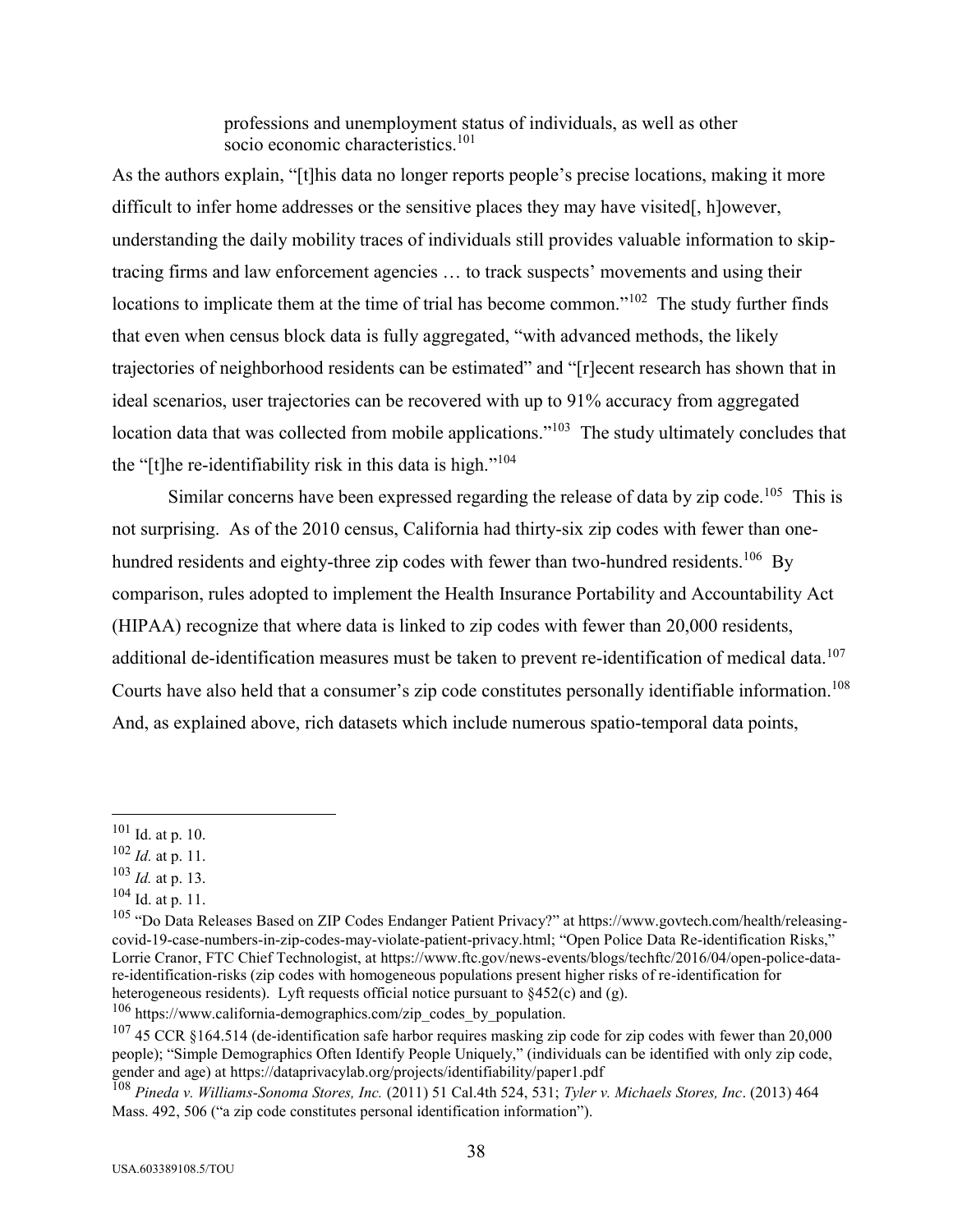> professions and unemployment status of individuals, as well as other socio economic characteristics.[101]

As the authors explain, "[t]his data no longer reports people's precise locations, making it more difficult to infer home addresses or the sensitive places they may have visited[, h]owever, understanding the daily mobility traces of individuals still provides valuable information to skip-tracing firms and law enforcement agencies … to track suspects' movements and using their locations to implicate them at the time of trial has become common."[102] The study further finds that even when census block data is fully aggregated, "with advanced methods, the likely trajectories of neighborhood residents can be estimated" and "[r]ecent research has shown that in ideal scenarios, user trajectories can be recovered with up to 91% accuracy from aggregated location data that was collected from mobile applications."[103] The study ultimately concludes that the "[t]he re-identifiability risk in this data is high."[104]

Similar concerns have been expressed regarding the release of data by zip code.[105] This is not surprising. As of the 2010 census, California had thirty-six zip codes with fewer than one-hundred residents and eighty-three zip codes with fewer than two-hundred residents.[106] By comparison, rules adopted to implement the Health Insurance Portability and Accountability Act (HIPAA) recognize that where data is linked to zip codes with fewer than 20,000 residents, additional de-identification measures must be taken to prevent re-identification of medical data.[107] Courts have also held that a consumer's zip code constitutes personally identifiable information.[108] And, as explained above, rich datasets which include numerous spatio-temporal data points,

---

[101] Id. at p. 10.

[102] *Id.* at p. 11.

[103] *Id.* at p. 13.

[104] Id. at p. 11.

[105] "Do Data Releases Based on ZIP Codes Endanger Patient Privacy?" at https://www.govtech.com/health/releasing-covid-19-case-numbers-in-zip-codes-may-violate-patient-privacy.html; "Open Police Data Re-identification Risks," Lorrie Cranor, FTC Chief Technologist, at https://www.ftc.gov/news-events/blogs/techftc/2016/04/open-police-data-re-identification-risks (zip codes with homogeneous populations present higher risks of re-identification for heterogeneous residents). Lyft requests official notice pursuant to §452(c) and (g).

[106] https://www.california-demographics.com/zip_codes_by_population.

[107] 45 CCR §164.514 (de-identification safe harbor requires masking zip code for zip codes with fewer than 20,000 people); "Simple Demographics Often Identify People Uniquely," (individuals can be identified with only zip code, gender and age) at https://dataprivacylab.org/projects/identifiability/paper1.pdf

[108] *Pineda v. Williams-Sonoma Stores, Inc.* (2011) 51 Cal.4th 524, 531; *Tyler v. Michaels Stores, Inc*. (2013) 464 Mass. 492, 506 ("a zip code constitutes personal identification information").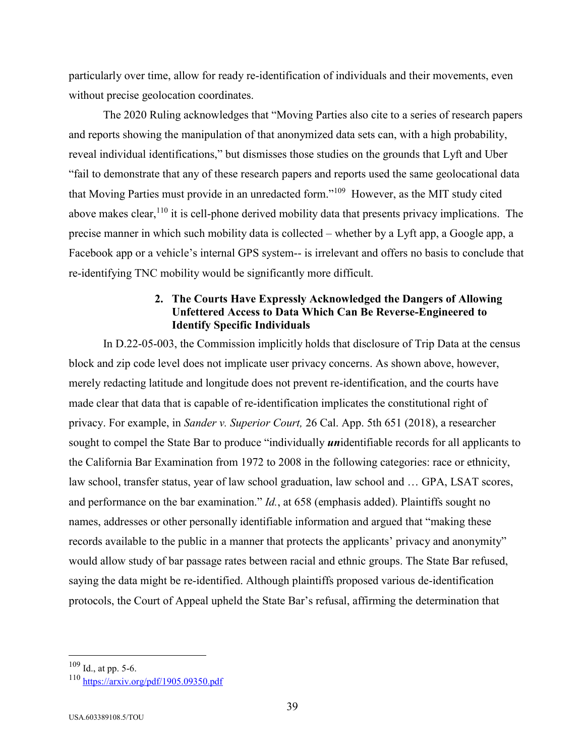particularly over time, allow for ready re-identification of individuals and their movements, even without precise geolocation coordinates.

The 2020 Ruling acknowledges that "Moving Parties also cite to a series of research papers and reports showing the manipulation of that anonymized data sets can, with a high probability, reveal individual identifications," but dismisses those studies on the grounds that Lyft and Uber "fail to demonstrate that any of these research papers and reports used the same geolocational data that Moving Parties must provide in an unredacted form."[109] However, as the MIT study cited above makes clear,[110] it is cell-phone derived mobility data that presents privacy implications. The precise manner in which such mobility data is collected – whether by a Lyft app, a Google app, a Facebook app or a vehicle's internal GPS system-- is irrelevant and offers no basis to conclude that re-identifying TNC mobility would be significantly more difficult.

#### 2. The Courts Have Expressly Acknowledged the Dangers of Allowing Unfettered Access to Data Which Can Be Reverse-Engineered to Identify Specific Individuals

In D.22-05-003, the Commission implicitly holds that disclosure of Trip Data at the census block and zip code level does not implicate user privacy concerns. As shown above, however, merely redacting latitude and longitude does not prevent re-identification, and the courts have made clear that data that is capable of re-identification implicates the constitutional right of privacy. For example, in *Sander v. Superior Court,* 26 Cal. App. 5th 651 (2018), a researcher sought to compel the State Bar to produce "individually ***un***identifiable records for all applicants to the California Bar Examination from 1972 to 2008 in the following categories: race or ethnicity, law school, transfer status, year of law school graduation, law school and … GPA, LSAT scores, and performance on the bar examination." *Id.*, at 658 (emphasis added). Plaintiffs sought no names, addresses or other personally identifiable information and argued that "making these records available to the public in a manner that protects the applicants' privacy and anonymity" would allow study of bar passage rates between racial and ethnic groups. The State Bar refused, saying the data might be re-identified. Although plaintiffs proposed various de-identification protocols, the Court of Appeal upheld the State Bar's refusal, affirming the determination that

---

[109] Id., at pp. 5-6.

[110] https://arxiv.org/pdf/1905.09350.pdf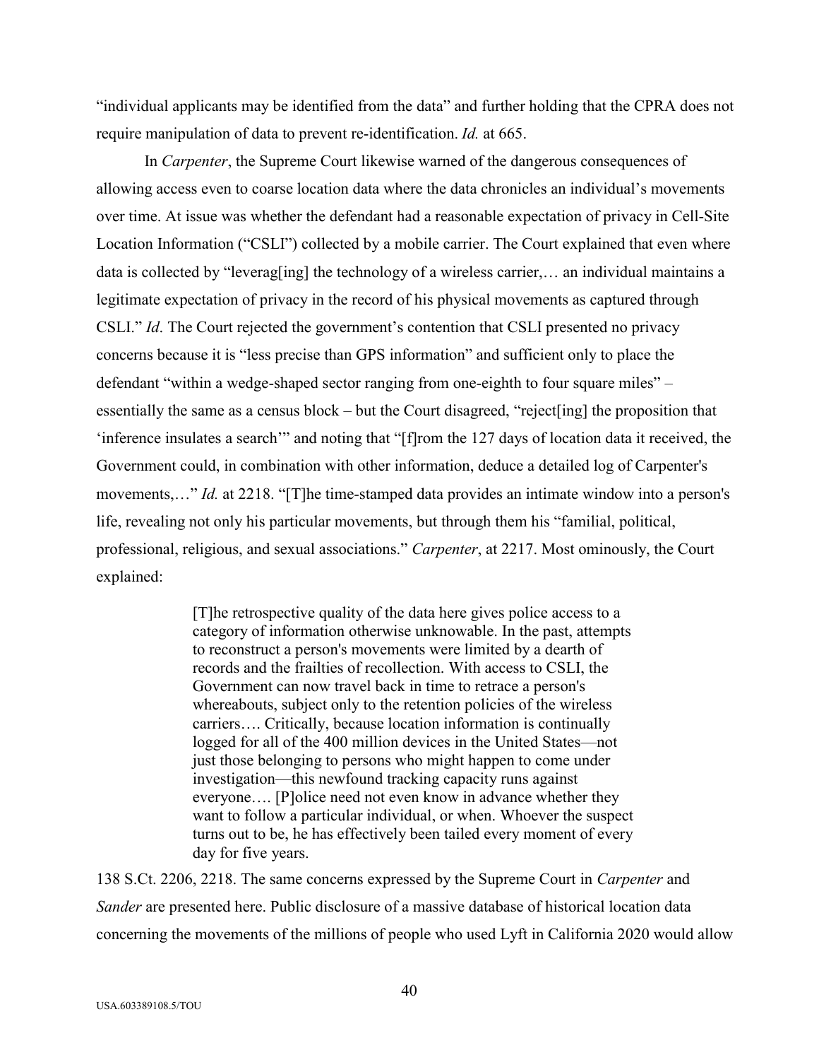"individual applicants may be identified from the data" and further holding that the CPRA does not require manipulation of data to prevent re-identification. *Id.* at 665.

In *Carpenter*, the Supreme Court likewise warned of the dangerous consequences of allowing access even to coarse location data where the data chronicles an individual's movements over time. At issue was whether the defendant had a reasonable expectation of privacy in Cell-Site Location Information ("CSLI") collected by a mobile carrier. The Court explained that even where data is collected by "leverag[ing] the technology of a wireless carrier,… an individual maintains a legitimate expectation of privacy in the record of his physical movements as captured through CSLI." *Id*. The Court rejected the government's contention that CSLI presented no privacy concerns because it is "less precise than GPS information" and sufficient only to place the defendant "within a wedge-shaped sector ranging from one-eighth to four square miles" – essentially the same as a census block – but the Court disagreed, "reject[ing] the proposition that 'inference insulates a search'" and noting that "[f]rom the 127 days of location data it received, the Government could, in combination with other information, deduce a detailed log of Carpenter's movements,…" *Id.* at 2218. "[T]he time-stamped data provides an intimate window into a person's life, revealing not only his particular movements, but through them his "familial, political, professional, religious, and sexual associations." *Carpenter*, at 2217. Most ominously, the Court explained:

> [T]he retrospective quality of the data here gives police access to a category of information otherwise unknowable. In the past, attempts to reconstruct a person's movements were limited by a dearth of records and the frailties of recollection. With access to CSLI, the Government can now travel back in time to retrace a person's whereabouts, subject only to the retention policies of the wireless carriers…. Critically, because location information is continually logged for all of the 400 million devices in the United States—not just those belonging to persons who might happen to come under investigation—this newfound tracking capacity runs against everyone…. [P]olice need not even know in advance whether they want to follow a particular individual, or when. Whoever the suspect turns out to be, he has effectively been tailed every moment of every day for five years.

138 S.Ct. 2206, 2218. The same concerns expressed by the Supreme Court in *Carpenter* and *Sander* are presented here. Public disclosure of a massive database of historical location data concerning the movements of the millions of people who used Lyft in California 2020 would allow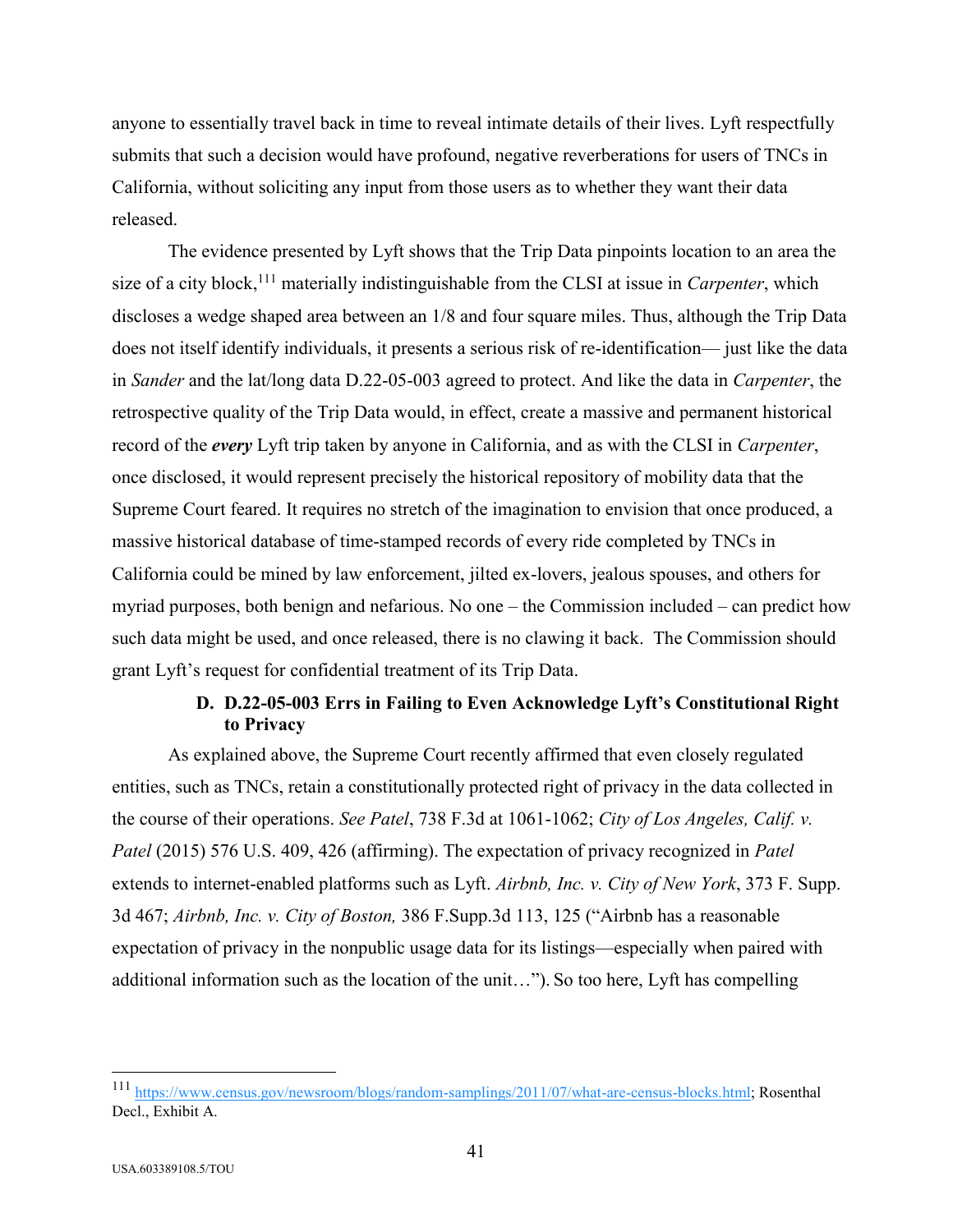anyone to essentially travel back in time to reveal intimate details of their lives. Lyft respectfully submits that such a decision would have profound, negative reverberations for users of TNCs in California, without soliciting any input from those users as to whether they want their data released.

The evidence presented by Lyft shows that the Trip Data pinpoints location to an area the size of a city block,[111] materially indistinguishable from the CLSI at issue in *Carpenter*, which discloses a wedge shaped area between an 1/8 and four square miles. Thus, although the Trip Data does not itself identify individuals, it presents a serious risk of re-identification— just like the data in *Sander* and the lat/long data D.22-05-003 agreed to protect. And like the data in *Carpenter*, the retrospective quality of the Trip Data would, in effect, create a massive and permanent historical record of the ***every*** Lyft trip taken by anyone in California, and as with the CLSI in *Carpenter*, once disclosed, it would represent precisely the historical repository of mobility data that the Supreme Court feared. It requires no stretch of the imagination to envision that once produced, a massive historical database of time-stamped records of every ride completed by TNCs in California could be mined by law enforcement, jilted ex-lovers, jealous spouses, and others for myriad purposes, both benign and nefarious. No one – the Commission included – can predict how such data might be used, and once released, there is no clawing it back. The Commission should grant Lyft's request for confidential treatment of its Trip Data.

### D. D.22-05-003 Errs in Failing to Even Acknowledge Lyft's Constitutional Right to Privacy

As explained above, the Supreme Court recently affirmed that even closely regulated entities, such as TNCs, retain a constitutionally protected right of privacy in the data collected in the course of their operations. *See Patel*, 738 F.3d at 1061-1062; *City of Los Angeles, Calif. v. Patel* (2015) 576 U.S. 409, 426 (affirming). The expectation of privacy recognized in *Patel* extends to internet-enabled platforms such as Lyft. *Airbnb, Inc. v. City of New York*, 373 F. Supp. 3d 467; *Airbnb, Inc. v. City of Boston,* 386 F.Supp.3d 113, 125 ("Airbnb has a reasonable expectation of privacy in the nonpublic usage data for its listings—especially when paired with additional information such as the location of the unit…"). So too here, Lyft has compelling

---

[111] https://www.census.gov/newsroom/blogs/random-samplings/2011/07/what-are-census-blocks.html; Rosenthal Decl., Exhibit A.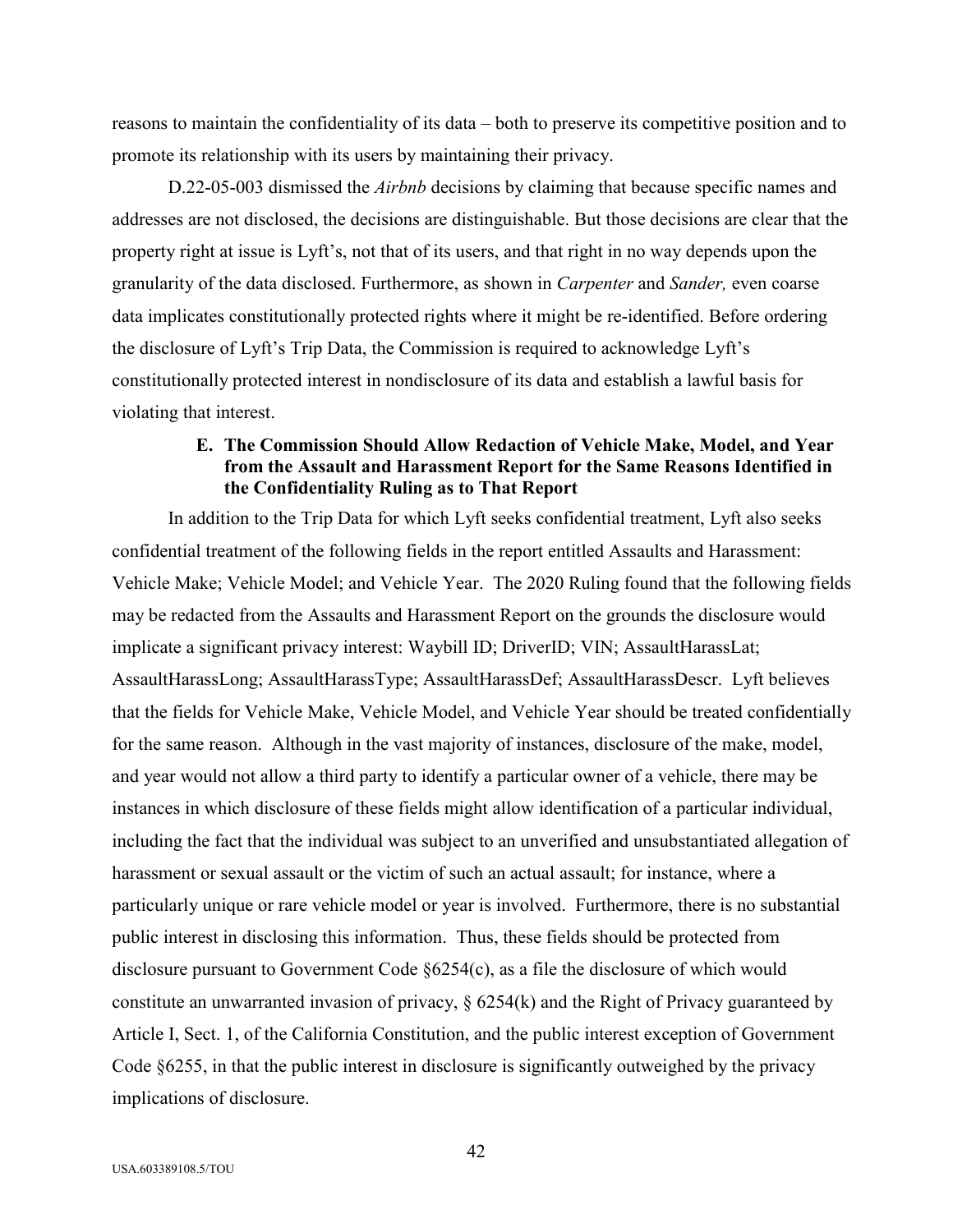reasons to maintain the confidentiality of its data – both to preserve its competitive position and to promote its relationship with its users by maintaining their privacy.

D.22-05-003 dismissed the *Airbnb* decisions by claiming that because specific names and addresses are not disclosed, the decisions are distinguishable. But those decisions are clear that the property right at issue is Lyft's, not that of its users, and that right in no way depends upon the granularity of the data disclosed. Furthermore, as shown in *Carpenter* and *Sander,* even coarse data implicates constitutionally protected rights where it might be re-identified. Before ordering the disclosure of Lyft's Trip Data, the Commission is required to acknowledge Lyft's constitutionally protected interest in nondisclosure of its data and establish a lawful basis for violating that interest.

### E. The Commission Should Allow Redaction of Vehicle Make, Model, and Year from the Assault and Harassment Report for the Same Reasons Identified in the Confidentiality Ruling as to That Report

In addition to the Trip Data for which Lyft seeks confidential treatment, Lyft also seeks confidential treatment of the following fields in the report entitled Assaults and Harassment: Vehicle Make; Vehicle Model; and Vehicle Year. The 2020 Ruling found that the following fields may be redacted from the Assaults and Harassment Report on the grounds the disclosure would implicate a significant privacy interest: Waybill ID; DriverID; VIN; AssaultHarassLat; AssaultHarassLong; AssaultHarassType; AssaultHarassDef; AssaultHarassDescr. Lyft believes that the fields for Vehicle Make, Vehicle Model, and Vehicle Year should be treated confidentially for the same reason. Although in the vast majority of instances, disclosure of the make, model, and year would not allow a third party to identify a particular owner of a vehicle, there may be instances in which disclosure of these fields might allow identification of a particular individual, including the fact that the individual was subject to an unverified and unsubstantiated allegation of harassment or sexual assault or the victim of such an actual assault; for instance, where a particularly unique or rare vehicle model or year is involved. Furthermore, there is no substantial public interest in disclosing this information. Thus, these fields should be protected from disclosure pursuant to Government Code §6254(c), as a file the disclosure of which would constitute an unwarranted invasion of privacy, § 6254(k) and the Right of Privacy guaranteed by Article I, Sect. 1, of the California Constitution, and the public interest exception of Government Code §6255, in that the public interest in disclosure is significantly outweighed by the privacy implications of disclosure.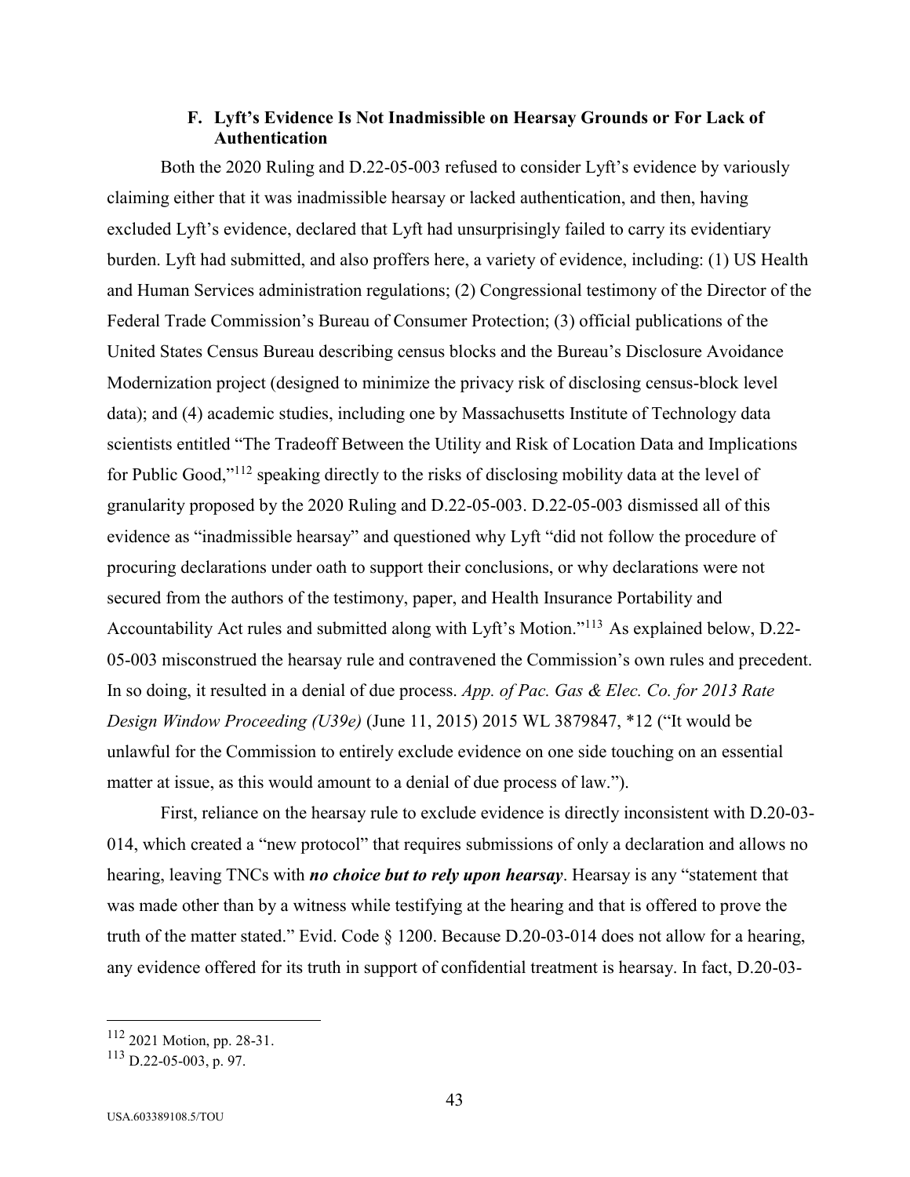### F. Lyft's Evidence Is Not Inadmissible on Hearsay Grounds or For Lack of Authentication

Both the 2020 Ruling and D.22-05-003 refused to consider Lyft's evidence by variously claiming either that it was inadmissible hearsay or lacked authentication, and then, having excluded Lyft's evidence, declared that Lyft had unsurprisingly failed to carry its evidentiary burden. Lyft had submitted, and also proffers here, a variety of evidence, including: (1) US Health and Human Services administration regulations; (2) Congressional testimony of the Director of the Federal Trade Commission's Bureau of Consumer Protection; (3) official publications of the United States Census Bureau describing census blocks and the Bureau's Disclosure Avoidance Modernization project (designed to minimize the privacy risk of disclosing census-block level data); and (4) academic studies, including one by Massachusetts Institute of Technology data scientists entitled "The Tradeoff Between the Utility and Risk of Location Data and Implications for Public Good,"[112] speaking directly to the risks of disclosing mobility data at the level of granularity proposed by the 2020 Ruling and D.22-05-003. D.22-05-003 dismissed all of this evidence as "inadmissible hearsay" and questioned why Lyft "did not follow the procedure of procuring declarations under oath to support their conclusions, or why declarations were not secured from the authors of the testimony, paper, and Health Insurance Portability and Accountability Act rules and submitted along with Lyft's Motion."[113] As explained below, D.22-05-003 misconstrued the hearsay rule and contravened the Commission's own rules and precedent. In so doing, it resulted in a denial of due process. *App. of Pac. Gas & Elec. Co. for 2013 Rate Design Window Proceeding (U39e)* (June 11, 2015) 2015 WL 3879847, *12 ("It would be unlawful for the Commission to entirely exclude evidence on one side touching on an essential matter at issue, as this would amount to a denial of due process of law.").

First, reliance on the hearsay rule to exclude evidence is directly inconsistent with D.20-03-014, which created a "new protocol" that requires submissions of only a declaration and allows no hearing, leaving TNCs with ***no choice but to rely upon hearsay***. Hearsay is any "statement that was made other than by a witness while testifying at the hearing and that is offered to prove the truth of the matter stated." Evid. Code § 1200. Because D.20-03-014 does not allow for a hearing, any evidence offered for its truth in support of confidential treatment is hearsay. In fact, D.20-03-

---

[112] 2021 Motion, pp. 28-31.

[113] D.22-05-003, p. 97.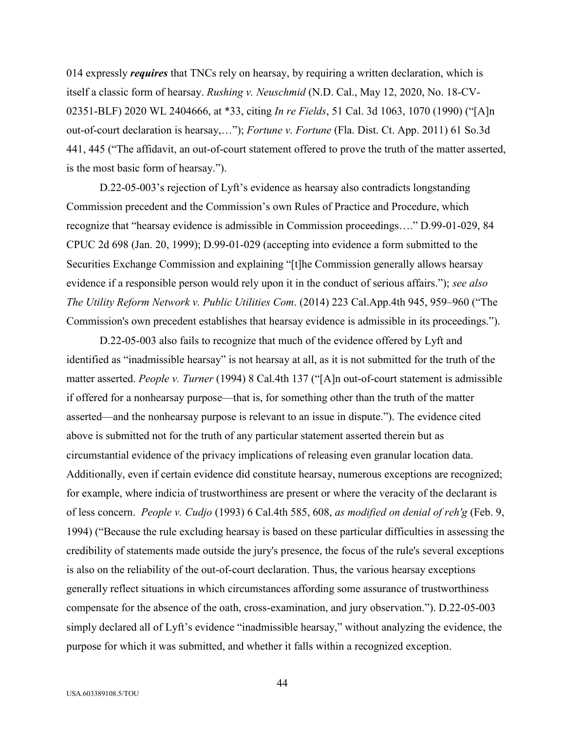014 expressly ***requires*** that TNCs rely on hearsay, by requiring a written declaration, which is itself a classic form of hearsay. *Rushing v. Neuschmid* (N.D. Cal., May 12, 2020, No. 18-CV-02351-BLF) 2020 WL 2404666, at *33, citing *In re Fields*, 51 Cal. 3d 1063, 1070 (1990) ("[A]n out-of-court declaration is hearsay,…"); *Fortune v. Fortune* (Fla. Dist. Ct. App. 2011) 61 So.3d 441, 445 ("The affidavit, an out-of-court statement offered to prove the truth of the matter asserted, is the most basic form of hearsay.").

D.22-05-003's rejection of Lyft's evidence as hearsay also contradicts longstanding Commission precedent and the Commission's own Rules of Practice and Procedure, which recognize that "hearsay evidence is admissible in Commission proceedings…." D.99-01-029, 84 CPUC 2d 698 (Jan. 20, 1999); D.99-01-029 (accepting into evidence a form submitted to the Securities Exchange Commission and explaining "[t]he Commission generally allows hearsay evidence if a responsible person would rely upon it in the conduct of serious affairs."); *see also The Utility Reform Network v. Public Utilities Com*. (2014) 223 Cal.App.4th 945, 959–960 ("The Commission's own precedent establishes that hearsay evidence is admissible in its proceedings.").

D.22-05-003 also fails to recognize that much of the evidence offered by Lyft and identified as "inadmissible hearsay" is not hearsay at all, as it is not submitted for the truth of the matter asserted. *People v. Turner* (1994) 8 Cal.4th 137 ("[A]n out-of-court statement is admissible if offered for a nonhearsay purpose—that is, for something other than the truth of the matter asserted—and the nonhearsay purpose is relevant to an issue in dispute."). The evidence cited above is submitted not for the truth of any particular statement asserted therein but as circumstantial evidence of the privacy implications of releasing even granular location data. Additionally, even if certain evidence did constitute hearsay, numerous exceptions are recognized; for example, where indicia of trustworthiness are present or where the veracity of the declarant is of less concern. *People v. Cudjo* (1993) 6 Cal.4th 585, 608, *as modified on denial of reh'g* (Feb. 9, 1994) ("Because the rule excluding hearsay is based on these particular difficulties in assessing the credibility of statements made outside the jury's presence, the focus of the rule's several exceptions is also on the reliability of the out-of-court declaration. Thus, the various hearsay exceptions generally reflect situations in which circumstances affording some assurance of trustworthiness compensate for the absence of the oath, cross-examination, and jury observation."). D.22-05-003 simply declared all of Lyft's evidence "inadmissible hearsay," without analyzing the evidence, the purpose for which it was submitted, and whether it falls within a recognized exception.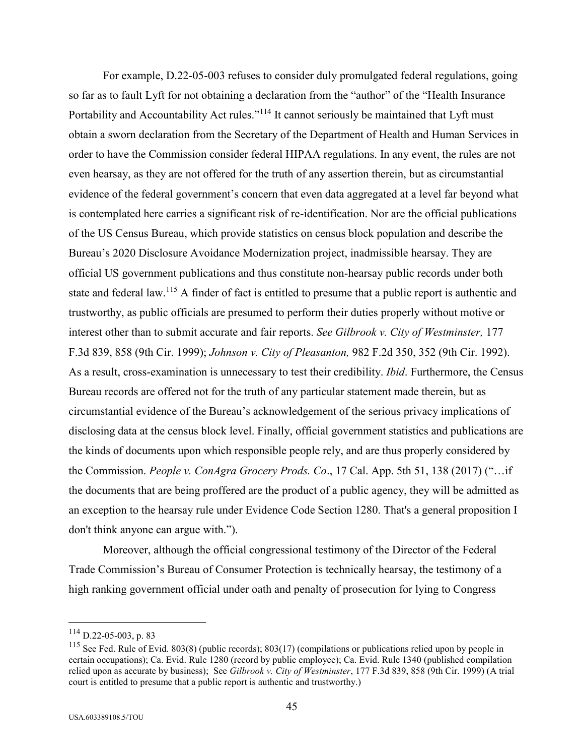For example, D.22-05-003 refuses to consider duly promulgated federal regulations, going so far as to fault Lyft for not obtaining a declaration from the "author" of the "Health Insurance Portability and Accountability Act rules."[114] It cannot seriously be maintained that Lyft must obtain a sworn declaration from the Secretary of the Department of Health and Human Services in order to have the Commission consider federal HIPAA regulations. In any event, the rules are not even hearsay, as they are not offered for the truth of any assertion therein, but as circumstantial evidence of the federal government's concern that even data aggregated at a level far beyond what is contemplated here carries a significant risk of re-identification. Nor are the official publications of the US Census Bureau, which provide statistics on census block population and describe the Bureau's 2020 Disclosure Avoidance Modernization project, inadmissible hearsay. They are official US government publications and thus constitute non-hearsay public records under both state and federal law.[115] A finder of fact is entitled to presume that a public report is authentic and trustworthy, as public officials are presumed to perform their duties properly without motive or interest other than to submit accurate and fair reports. *See Gilbrook v. City of Westminster,* 177 F.3d 839, 858 (9th Cir. 1999); *Johnson v. City of Pleasanton,* 982 F.2d 350, 352 (9th Cir. 1992). As a result, cross-examination is unnecessary to test their credibility. *Ibid*. Furthermore, the Census Bureau records are offered not for the truth of any particular statement made therein, but as circumstantial evidence of the Bureau's acknowledgement of the serious privacy implications of disclosing data at the census block level. Finally, official government statistics and publications are the kinds of documents upon which responsible people rely, and are thus properly considered by the Commission. *People v. ConAgra Grocery Prods. Co*., 17 Cal. App. 5th 51, 138 (2017) ("…if the documents that are being proffered are the product of a public agency, they will be admitted as an exception to the hearsay rule under Evidence Code Section 1280. That's a general proposition I don't think anyone can argue with.").

Moreover, although the official congressional testimony of the Director of the Federal Trade Commission's Bureau of Consumer Protection is technically hearsay, the testimony of a high ranking government official under oath and penalty of prosecution for lying to Congress

---

[114] D.22-05-003, p. 83

[115] See Fed. Rule of Evid. 803(8) (public records); 803(17) (compilations or publications relied upon by people in certain occupations); Ca. Evid. Rule 1280 (record by public employee); Ca. Evid. Rule 1340 (published compilation relied upon as accurate by business); See *Gilbrook v. City of Westminster*, 177 F.3d 839, 858 (9th Cir. 1999) (A trial court is entitled to presume that a public report is authentic and trustworthy.)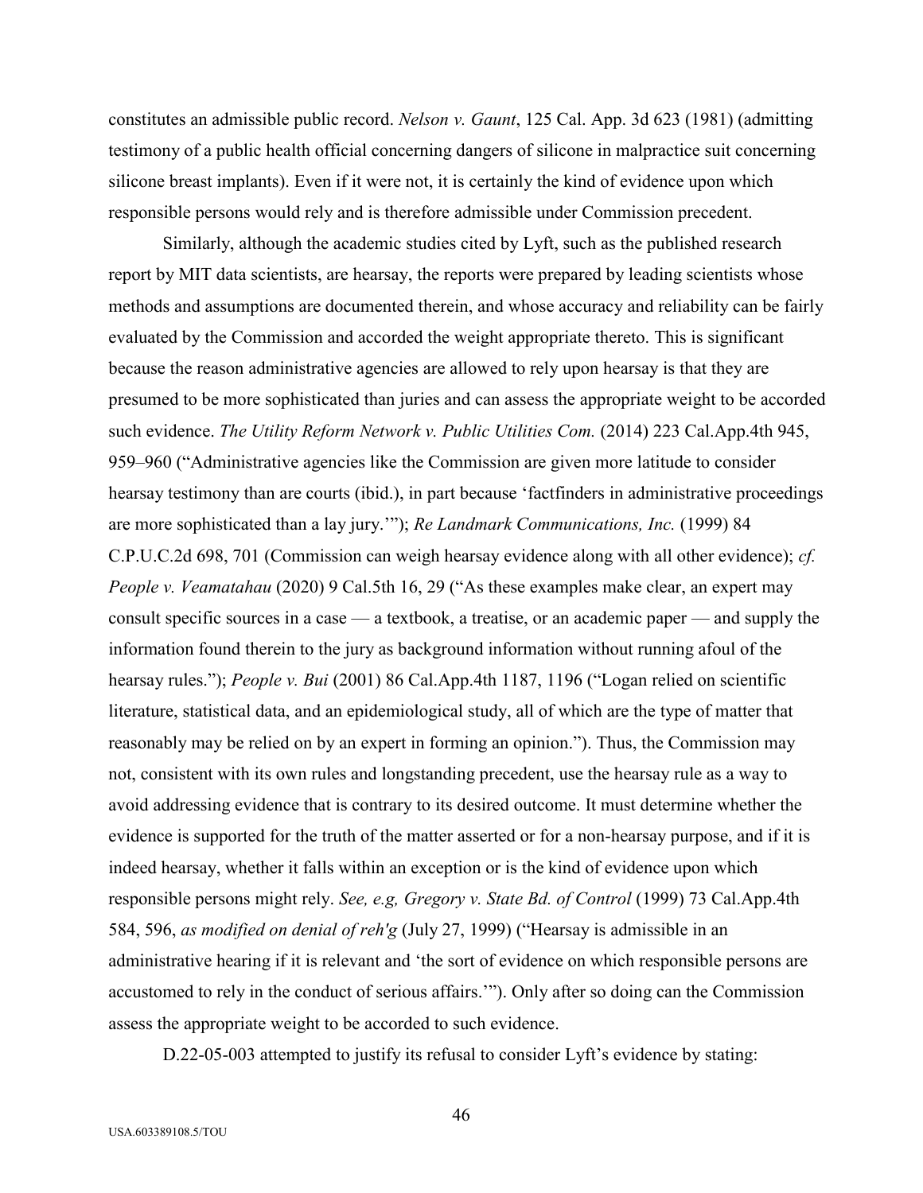constitutes an admissible public record. *Nelson v. Gaunt*, 125 Cal. App. 3d 623 (1981) (admitting testimony of a public health official concerning dangers of silicone in malpractice suit concerning silicone breast implants). Even if it were not, it is certainly the kind of evidence upon which responsible persons would rely and is therefore admissible under Commission precedent.

Similarly, although the academic studies cited by Lyft, such as the published research report by MIT data scientists, are hearsay, the reports were prepared by leading scientists whose methods and assumptions are documented therein, and whose accuracy and reliability can be fairly evaluated by the Commission and accorded the weight appropriate thereto. This is significant because the reason administrative agencies are allowed to rely upon hearsay is that they are presumed to be more sophisticated than juries and can assess the appropriate weight to be accorded such evidence. *The Utility Reform Network v. Public Utilities Com.* (2014) 223 Cal.App.4th 945, 959–960 ("Administrative agencies like the Commission are given more latitude to consider hearsay testimony than are courts (ibid.), in part because 'factfinders in administrative proceedings are more sophisticated than a lay jury.'"); *Re Landmark Communications, Inc.* (1999) 84 C.P.U.C.2d 698, 701 (Commission can weigh hearsay evidence along with all other evidence); *cf. People v. Veamatahau* (2020) 9 Cal.5th 16, 29 ("As these examples make clear, an expert may consult specific sources in a case — a textbook, a treatise, or an academic paper — and supply the information found therein to the jury as background information without running afoul of the hearsay rules."); *People v. Bui* (2001) 86 Cal.App.4th 1187, 1196 ("Logan relied on scientific literature, statistical data, and an epidemiological study, all of which are the type of matter that reasonably may be relied on by an expert in forming an opinion."). Thus, the Commission may not, consistent with its own rules and longstanding precedent, use the hearsay rule as a way to avoid addressing evidence that is contrary to its desired outcome. It must determine whether the evidence is supported for the truth of the matter asserted or for a non-hearsay purpose, and if it is indeed hearsay, whether it falls within an exception or is the kind of evidence upon which responsible persons might rely. *See, e.g, Gregory v. State Bd. of Control* (1999) 73 Cal.App.4th 584, 596, *as modified on denial of reh'g* (July 27, 1999) ("Hearsay is admissible in an administrative hearing if it is relevant and 'the sort of evidence on which responsible persons are accustomed to rely in the conduct of serious affairs.'"). Only after so doing can the Commission assess the appropriate weight to be accorded to such evidence.

D.22-05-003 attempted to justify its refusal to consider Lyft's evidence by stating: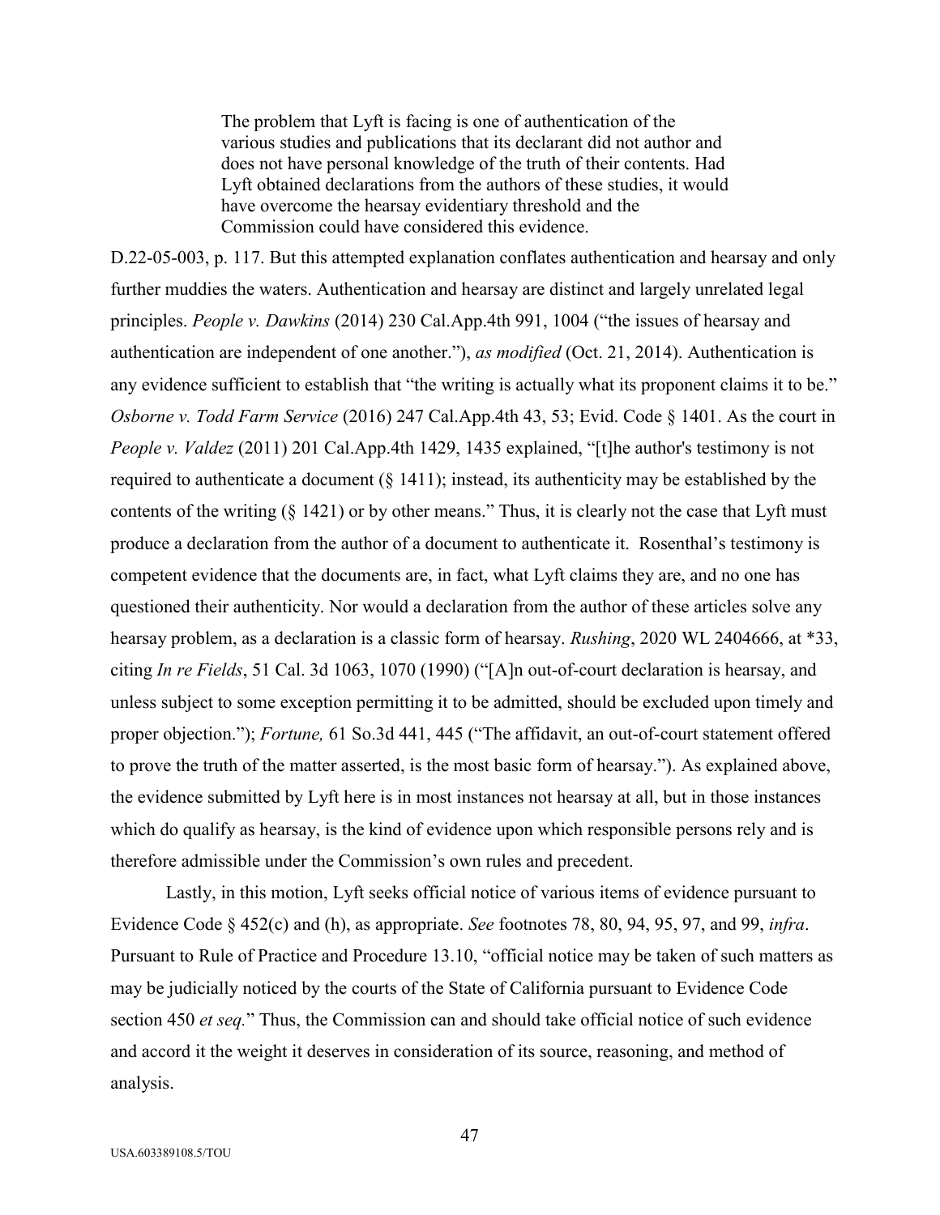> The problem that Lyft is facing is one of authentication of the various studies and publications that its declarant did not author and does not have personal knowledge of the truth of their contents. Had Lyft obtained declarations from the authors of these studies, it would have overcome the hearsay evidentiary threshold and the Commission could have considered this evidence.

D.22-05-003, p. 117. But this attempted explanation conflates authentication and hearsay and only further muddies the waters. Authentication and hearsay are distinct and largely unrelated legal principles. *People v. Dawkins* (2014) 230 Cal.App.4th 991, 1004 ("the issues of hearsay and authentication are independent of one another."), *as modified* (Oct. 21, 2014). Authentication is any evidence sufficient to establish that "the writing is actually what its proponent claims it to be." *Osborne v. Todd Farm Service* (2016) 247 Cal.App.4th 43, 53; Evid. Code § 1401. As the court in *People v. Valdez* (2011) 201 Cal.App.4th 1429, 1435 explained, "[t]he author's testimony is not required to authenticate a document (§ 1411); instead, its authenticity may be established by the contents of the writing (§ 1421) or by other means." Thus, it is clearly not the case that Lyft must produce a declaration from the author of a document to authenticate it. Rosenthal's testimony is competent evidence that the documents are, in fact, what Lyft claims they are, and no one has questioned their authenticity. Nor would a declaration from the author of these articles solve any hearsay problem, as a declaration is a classic form of hearsay. *Rushing*, 2020 WL 2404666, at *33, citing *In re Fields*, 51 Cal. 3d 1063, 1070 (1990) ("[A]n out-of-court declaration is hearsay, and unless subject to some exception permitting it to be admitted, should be excluded upon timely and proper objection."); *Fortune,* 61 So.3d 441, 445 ("The affidavit, an out-of-court statement offered to prove the truth of the matter asserted, is the most basic form of hearsay."). As explained above, the evidence submitted by Lyft here is in most instances not hearsay at all, but in those instances which do qualify as hearsay, is the kind of evidence upon which responsible persons rely and is therefore admissible under the Commission's own rules and precedent.

Lastly, in this motion, Lyft seeks official notice of various items of evidence pursuant to Evidence Code § 452(c) and (h), as appropriate. *See* footnotes 78, 80, 94, 95, 97, and 99, *infra*. Pursuant to Rule of Practice and Procedure 13.10, "official notice may be taken of such matters as may be judicially noticed by the courts of the State of California pursuant to Evidence Code section 450 *et seq.*" Thus, the Commission can and should take official notice of such evidence and accord it the weight it deserves in consideration of its source, reasoning, and method of analysis.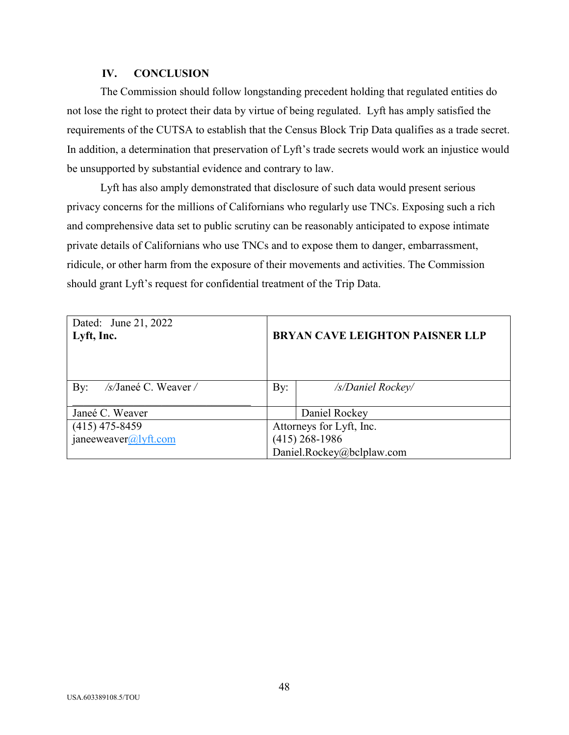## IV. CONCLUSION

The Commission should follow longstanding precedent holding that regulated entities do not lose the right to protect their data by virtue of being regulated. Lyft has amply satisfied the requirements of the CUTSA to establish that the Census Block Trip Data qualifies as a trade secret. In addition, a determination that preservation of Lyft's trade secrets would work an injustice would be unsupported by substantial evidence and contrary to law.

Lyft has also amply demonstrated that disclosure of such data would present serious privacy concerns for the millions of Californians who regularly use TNCs. Exposing such a rich and comprehensive data set to public scrutiny can be reasonably anticipated to expose intimate private details of Californians who use TNCs and to expose them to danger, embarrassment, ridicule, or other harm from the exposure of their movements and activities. The Commission should grant Lyft's request for confidential treatment of the Trip Data.

| | | |
|---|---|---|
| Dated: June 21, 2022<br>**Lyft, Inc.** | **BRYAN CAVE LEIGHTON PAISNER LLP** | |
| By: /s/Janeé C. Weaver / | By: | */s/Daniel Rockey/* |
| Janeé C. Weaver | | Daniel Rockey |
| (415) 475-8459<br>janeeweaver@lyft.com | Attorneys for Lyft, Inc.<br>(415) 268-1986<br>Daniel.Rockey@bclplaw.com | |

USA.603389108.5/TOU